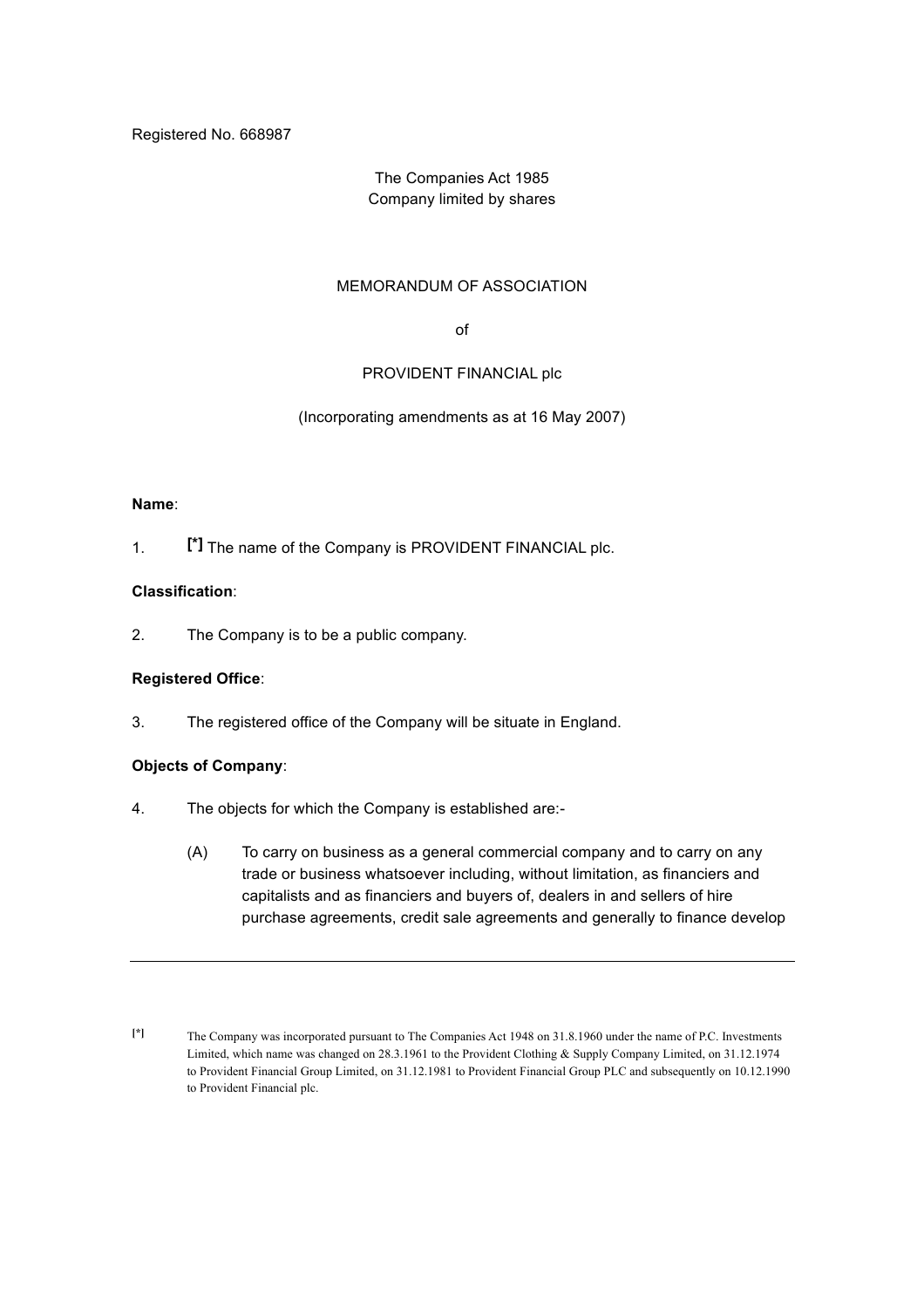Registered No. 668987

The Companies Act 1985
Company limited by shares

# MEMORANDUM OF ASSOCIATION

of

## PROVIDENT FINANCIAL plc

(Incorporating amendments as at 16 May 2007)

**Name**:

1. [*] The name of the Company is PROVIDENT FINANCIAL plc.

**Classification**:

2. The Company is to be a public company.

**Registered Office**:

3. The registered office of the Company will be situate in England.

**Objects of Company**:

4. The objects for which the Company is established are:-

   (A) To carry on business as a general commercial company and to carry on any trade or business whatsoever including, without limitation, as financiers and capitalists and as financiers and buyers of, dealers in and sellers of hire purchase agreements, credit sale agreements and generally to finance develop

---

[*] The Company was incorporated pursuant to The Companies Act 1948 on 31.8.1960 under the name of P.C. Investments Limited, which name was changed on 28.3.1961 to the Provident Clothing & Supply Company Limited, on 31.12.1974 to Provident Financial Group Limited, on 31.12.1981 to Provident Financial Group PLC and subsequently on 10.12.1990 to Provident Financial plc.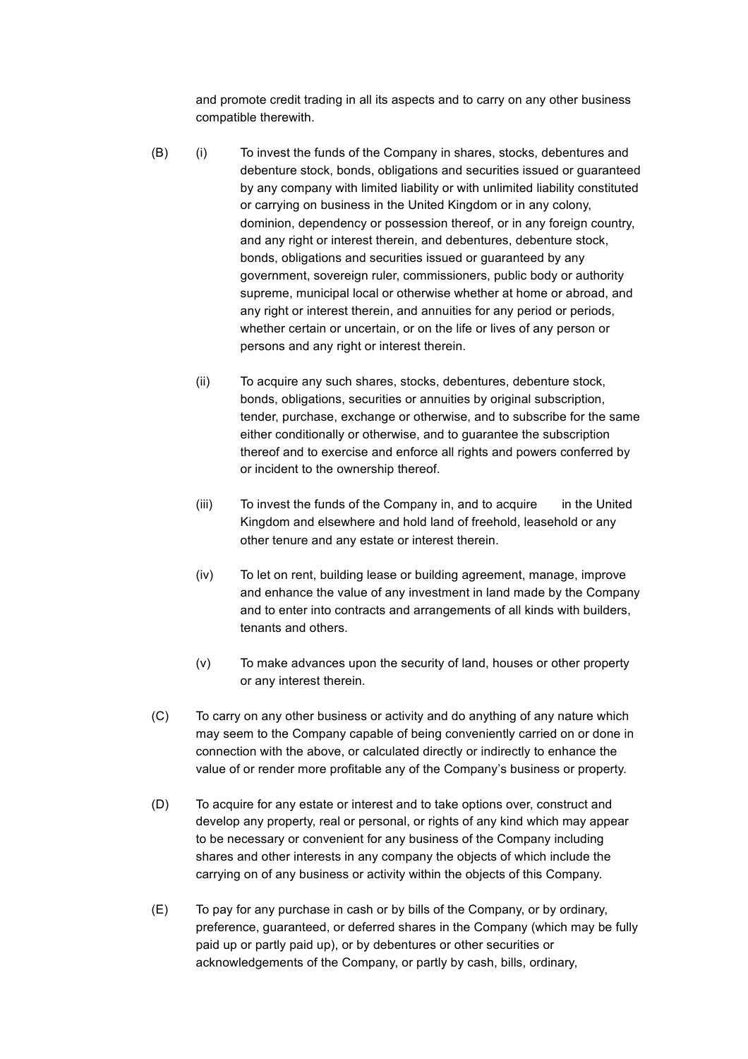and promote credit trading in all its aspects and to carry on any other business compatible therewith.

(B) (i) To invest the funds of the Company in shares, stocks, debentures and debenture stock, bonds, obligations and securities issued or guaranteed by any company with limited liability or with unlimited liability constituted or carrying on business in the United Kingdom or in any colony, dominion, dependency or possession thereof, or in any foreign country, and any right or interest therein, and debentures, debenture stock, bonds, obligations and securities issued or guaranteed by any government, sovereign ruler, commissioners, public body or authority supreme, municipal local or otherwise whether at home or abroad, and any right or interest therein, and annuities for any period or periods, whether certain or uncertain, or on the life or lives of any person or persons and any right or interest therein.

(ii) To acquire any such shares, stocks, debentures, debenture stock, bonds, obligations, securities or annuities by original subscription, tender, purchase, exchange or otherwise, and to subscribe for the same either conditionally or otherwise, and to guarantee the subscription thereof and to exercise and enforce all rights and powers conferred by or incident to the ownership thereof.

(iii) To invest the funds of the Company in, and to acquire in the United Kingdom and elsewhere and hold land of freehold, leasehold or any other tenure and any estate or interest therein.

(iv) To let on rent, building lease or building agreement, manage, improve and enhance the value of any investment in land made by the Company and to enter into contracts and arrangements of all kinds with builders, tenants and others.

(v) To make advances upon the security of land, houses or other property or any interest therein.

(C) To carry on any other business or activity and do anything of any nature which may seem to the Company capable of being conveniently carried on or done in connection with the above, or calculated directly or indirectly to enhance the value of or render more profitable any of the Company's business or property.

(D) To acquire for any estate or interest and to take options over, construct and develop any property, real or personal, or rights of any kind which may appear to be necessary or convenient for any business of the Company including shares and other interests in any company the objects of which include the carrying on of any business or activity within the objects of this Company.

(E) To pay for any purchase in cash or by bills of the Company, or by ordinary, preference, guaranteed, or deferred shares in the Company (which may be fully paid up or partly paid up), or by debentures or other securities or acknowledgements of the Company, or partly by cash, bills, ordinary,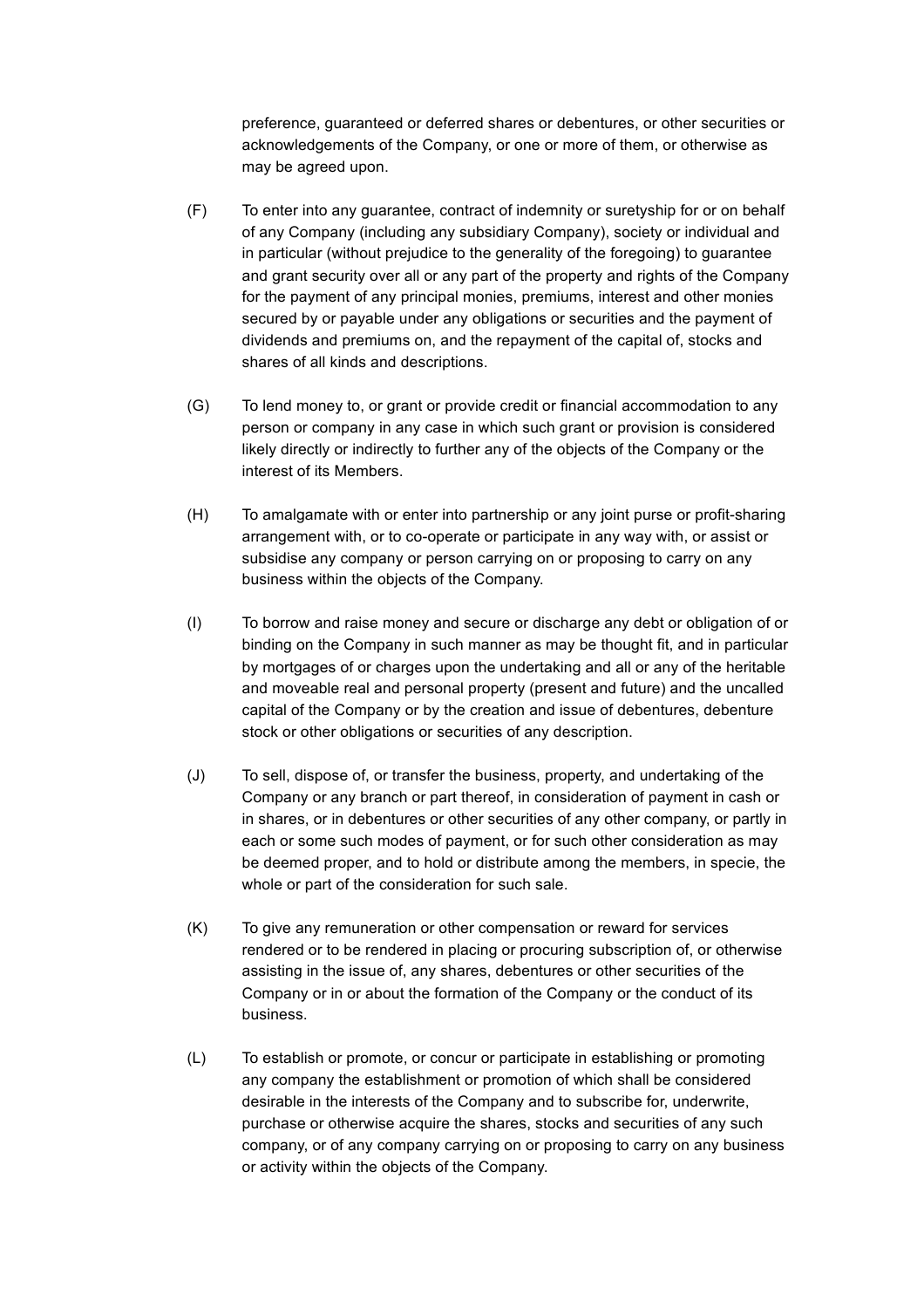preference, guaranteed or deferred shares or debentures, or other securities or acknowledgements of the Company, or one or more of them, or otherwise as may be agreed upon.

(F) To enter into any guarantee, contract of indemnity or suretyship for or on behalf of any Company (including any subsidiary Company), society or individual and in particular (without prejudice to the generality of the foregoing) to guarantee and grant security over all or any part of the property and rights of the Company for the payment of any principal monies, premiums, interest and other monies secured by or payable under any obligations or securities and the payment of dividends and premiums on, and the repayment of the capital of, stocks and shares of all kinds and descriptions.

(G) To lend money to, or grant or provide credit or financial accommodation to any person or company in any case in which such grant or provision is considered likely directly or indirectly to further any of the objects of the Company or the interest of its Members.

(H) To amalgamate with or enter into partnership or any joint purse or profit-sharing arrangement with, or to co-operate or participate in any way with, or assist or subsidise any company or person carrying on or proposing to carry on any business within the objects of the Company.

(I) To borrow and raise money and secure or discharge any debt or obligation of or binding on the Company in such manner as may be thought fit, and in particular by mortgages of or charges upon the undertaking and all or any of the heritable and moveable real and personal property (present and future) and the uncalled capital of the Company or by the creation and issue of debentures, debenture stock or other obligations or securities of any description.

(J) To sell, dispose of, or transfer the business, property, and undertaking of the Company or any branch or part thereof, in consideration of payment in cash or in shares, or in debentures or other securities of any other company, or partly in each or some such modes of payment, or for such other consideration as may be deemed proper, and to hold or distribute among the members, in specie, the whole or part of the consideration for such sale.

(K) To give any remuneration or other compensation or reward for services rendered or to be rendered in placing or procuring subscription of, or otherwise assisting in the issue of, any shares, debentures or other securities of the Company or in or about the formation of the Company or the conduct of its business.

(L) To establish or promote, or concur or participate in establishing or promoting any company the establishment or promotion of which shall be considered desirable in the interests of the Company and to subscribe for, underwrite, purchase or otherwise acquire the shares, stocks and securities of any such company, or of any company carrying on or proposing to carry on any business or activity within the objects of the Company.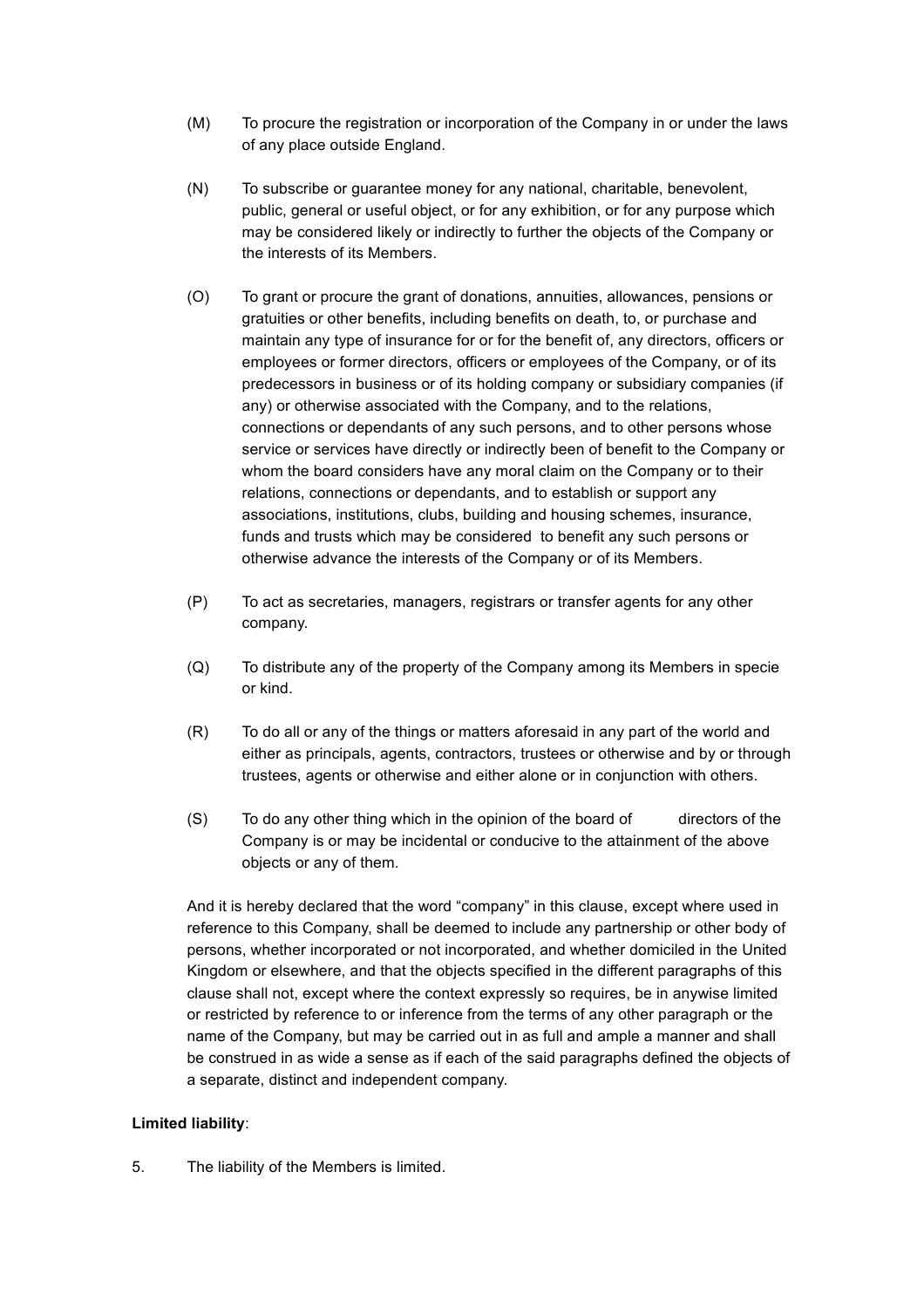(M) To procure the registration or incorporation of the Company in or under the laws of any place outside England.

(N) To subscribe or guarantee money for any national, charitable, benevolent, public, general or useful object, or for any exhibition, or for any purpose which may be considered likely or indirectly to further the objects of the Company or the interests of its Members.

(O) To grant or procure the grant of donations, annuities, allowances, pensions or gratuities or other benefits, including benefits on death, to, or purchase and maintain any type of insurance for or for the benefit of, any directors, officers or employees or former directors, officers or employees of the Company, or of its predecessors in business or of its holding company or subsidiary companies (if any) or otherwise associated with the Company, and to the relations, connections or dependants of any such persons, and to other persons whose service or services have directly or indirectly been of benefit to the Company or whom the board considers have any moral claim on the Company or to their relations, connections or dependants, and to establish or support any associations, institutions, clubs, building and housing schemes, insurance, funds and trusts which may be considered to benefit any such persons or otherwise advance the interests of the Company or of its Members.

(P) To act as secretaries, managers, registrars or transfer agents for any other company.

(Q) To distribute any of the property of the Company among its Members in specie or kind.

(R) To do all or any of the things or matters aforesaid in any part of the world and either as principals, agents, contractors, trustees or otherwise and by or through trustees, agents or otherwise and either alone or in conjunction with others.

(S) To do any other thing which in the opinion of the board of directors of the Company is or may be incidental or conducive to the attainment of the above objects or any of them.

And it is hereby declared that the word "company" in this clause, except where used in reference to this Company, shall be deemed to include any partnership or other body of persons, whether incorporated or not incorporated, and whether domiciled in the United Kingdom or elsewhere, and that the objects specified in the different paragraphs of this clause shall not, except where the context expressly so requires, be in anywise limited or restricted by reference to or inference from the terms of any other paragraph or the name of the Company, but may be carried out in as full and ample a manner and shall be construed in as wide a sense as if each of the said paragraphs defined the objects of a separate, distinct and independent company.

**Limited liability**:

5. The liability of the Members is limited.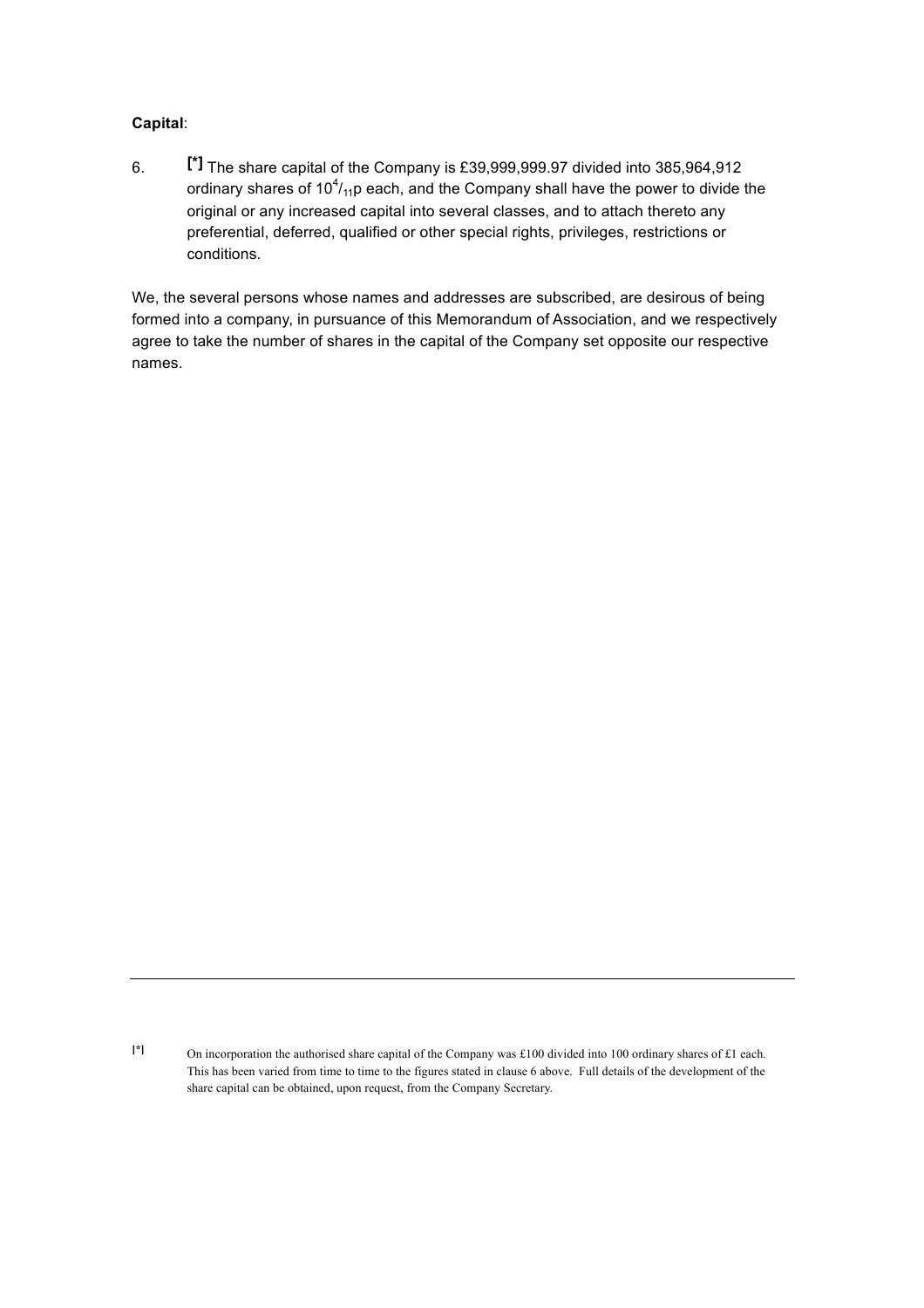**Capital**:

6. [*] The share capital of the Company is £39,999,999.97 divided into 385,964,912 ordinary shares of $10^4/_{11}$p each, and the Company shall have the power to divide the original or any increased capital into several classes, and to attach thereto any preferential, deferred, qualified or other special rights, privileges, restrictions or conditions.

We, the several persons whose names and addresses are subscribed, are desirous of being formed into a company, in pursuance of this Memorandum of Association, and we respectively agree to take the number of shares in the capital of the Company set opposite our respective names.

---

[*] On incorporation the authorised share capital of the Company was £100 divided into 100 ordinary shares of £1 each. This has been varied from time to time to the figures stated in clause 6 above. Full details of the development of the share capital can be obtained, upon request, from the Company Secretary.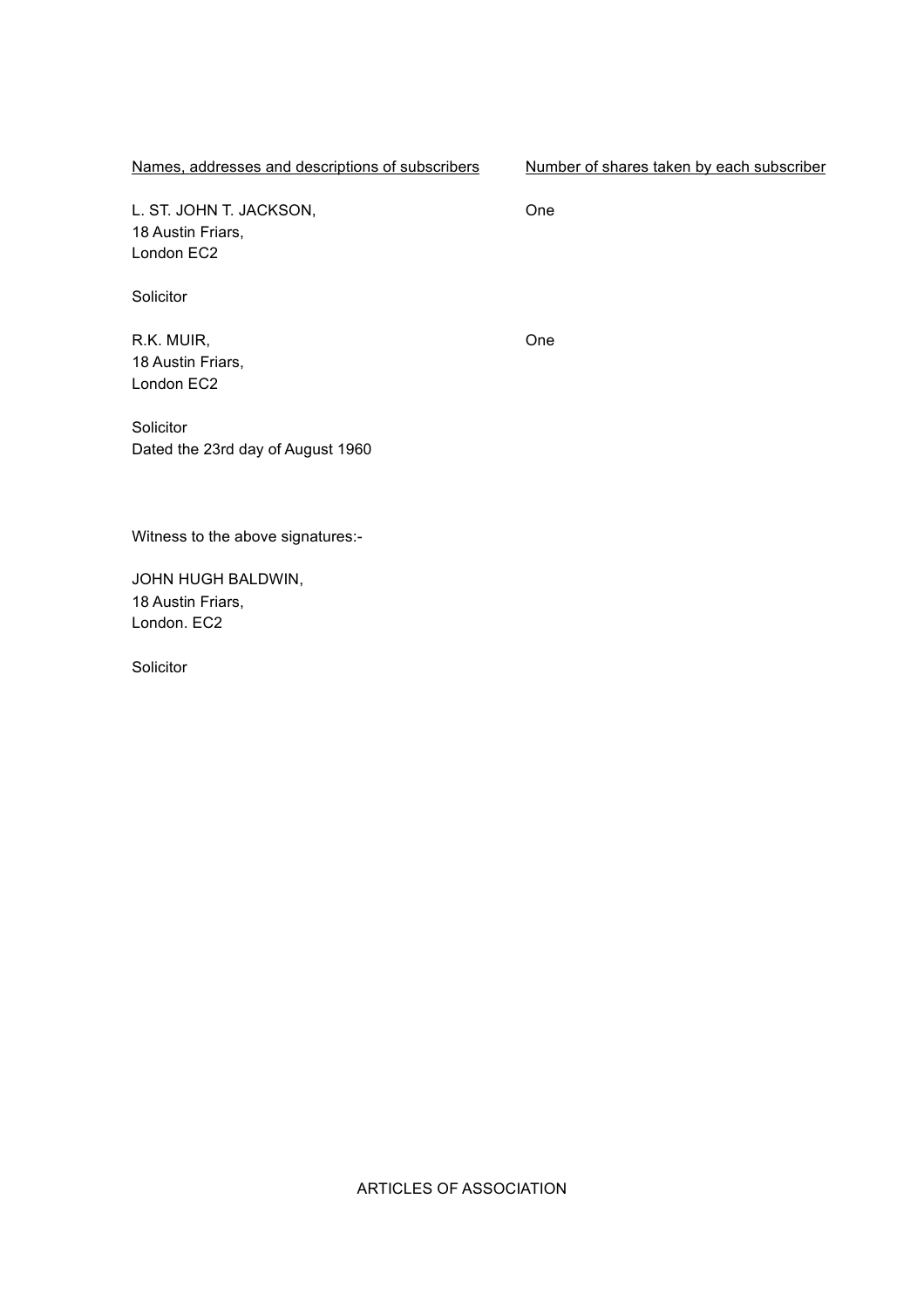| <u>Names, addresses and descriptions of subscribers</u> | <u>Number of shares taken by each subscriber</u> |
|---|---|
| L. ST. JOHN T. JACKSON,<br>18 Austin Friars,<br>London EC2<br><br>Solicitor | One |
| R.K. MUIR,<br>18 Austin Friars,<br>London EC2<br><br>Solicitor | One |

Dated the 23rd day of August 1960

Witness to the above signatures:-

JOHN HUGH BALDWIN,
18 Austin Friars,
London. EC2

Solicitor

ARTICLES OF ASSOCIATION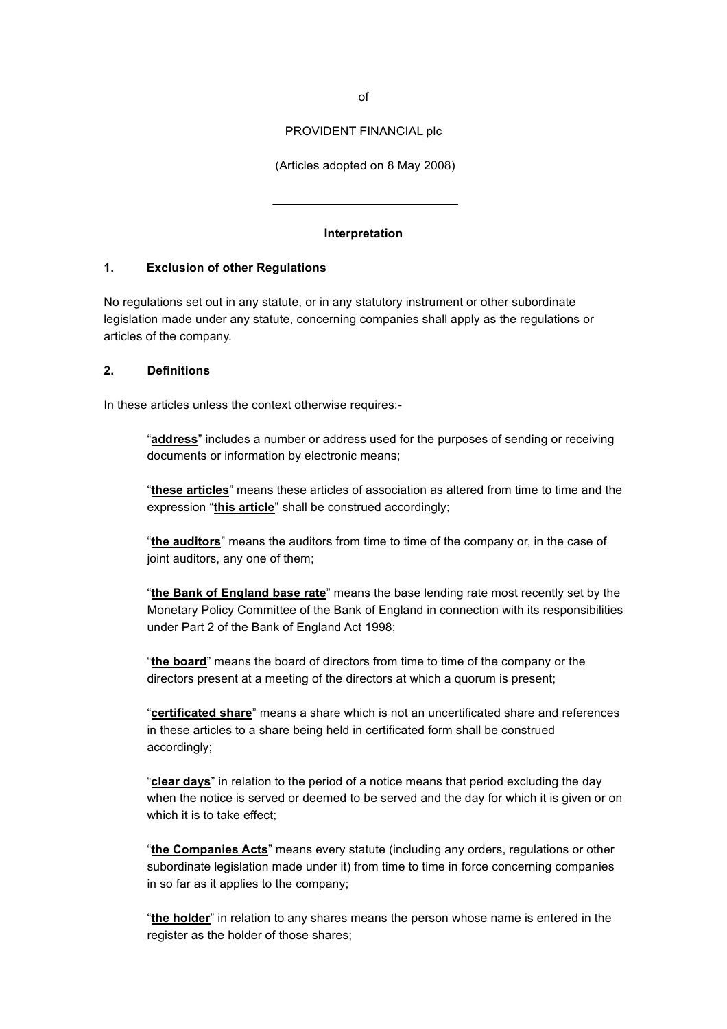of

PROVIDENT FINANCIAL plc

(Articles adopted on 8 May 2008)

---

**Interpretation**

**1. Exclusion of other Regulations**

No regulations set out in any statute, or in any statutory instrument or other subordinate legislation made under any statute, concerning companies shall apply as the regulations or articles of the company.

**2. Definitions**

In these articles unless the context otherwise requires:-

> "**address**" includes a number or address used for the purposes of sending or receiving documents or information by electronic means;
>
> "**these articles**" means these articles of association as altered from time to time and the expression "**this article**" shall be construed accordingly;
>
> "**the auditors**" means the auditors from time to time of the company or, in the case of joint auditors, any one of them;
>
> "**the Bank of England base rate**" means the base lending rate most recently set by the Monetary Policy Committee of the Bank of England in connection with its responsibilities under Part 2 of the Bank of England Act 1998;
>
> "**the board**" means the board of directors from time to time of the company or the directors present at a meeting of the directors at which a quorum is present;
>
> "**certificated share**" means a share which is not an uncertificated share and references in these articles to a share being held in certificated form shall be construed accordingly;
>
> "**clear days**" in relation to the period of a notice means that period excluding the day when the notice is served or deemed to be served and the day for which it is given or on which it is to take effect;
>
> "**the Companies Acts**" means every statute (including any orders, regulations or other subordinate legislation made under it) from time to time in force concerning companies in so far as it applies to the company;
>
> "**the holder**" in relation to any shares means the person whose name is entered in the register as the holder of those shares;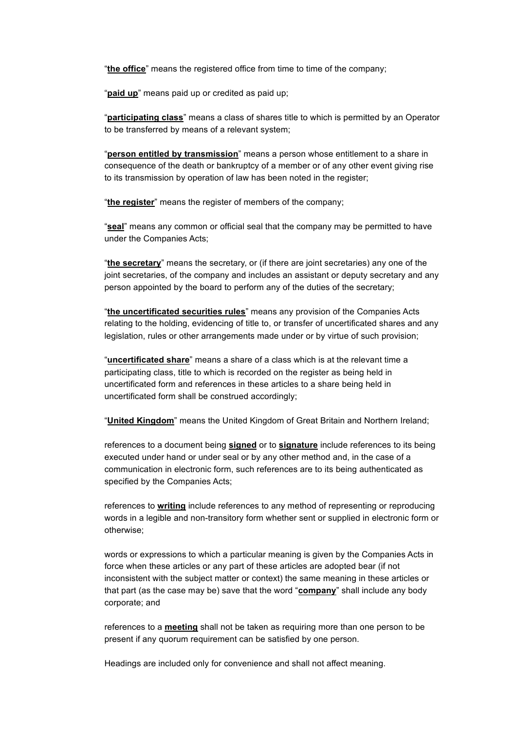"**the office**" means the registered office from time to time of the company;

"**paid up**" means paid up or credited as paid up;

"**participating class**" means a class of shares title to which is permitted by an Operator to be transferred by means of a relevant system;

"**person entitled by transmission**" means a person whose entitlement to a share in consequence of the death or bankruptcy of a member or of any other event giving rise to its transmission by operation of law has been noted in the register;

"**the register**" means the register of members of the company;

"**seal**" means any common or official seal that the company may be permitted to have under the Companies Acts;

"**the secretary**" means the secretary, or (if there are joint secretaries) any one of the joint secretaries, of the company and includes an assistant or deputy secretary and any person appointed by the board to perform any of the duties of the secretary;

"**the uncertificated securities rules**" means any provision of the Companies Acts relating to the holding, evidencing of title to, or transfer of uncertificated shares and any legislation, rules or other arrangements made under or by virtue of such provision;

"**uncertificated share**" means a share of a class which is at the relevant time a participating class, title to which is recorded on the register as being held in uncertificated form and references in these articles to a share being held in uncertificated form shall be construed accordingly;

"**United Kingdom**" means the United Kingdom of Great Britain and Northern Ireland;

references to a document being **signed** or to **signature** include references to its being executed under hand or under seal or by any other method and, in the case of a communication in electronic form, such references are to its being authenticated as specified by the Companies Acts;

references to **writing** include references to any method of representing or reproducing words in a legible and non-transitory form whether sent or supplied in electronic form or otherwise;

words or expressions to which a particular meaning is given by the Companies Acts in force when these articles or any part of these articles are adopted bear (if not inconsistent with the subject matter or context) the same meaning in these articles or that part (as the case may be) save that the word "**company**" shall include any body corporate; and

references to a **meeting** shall not be taken as requiring more than one person to be present if any quorum requirement can be satisfied by one person.

Headings are included only for convenience and shall not affect meaning.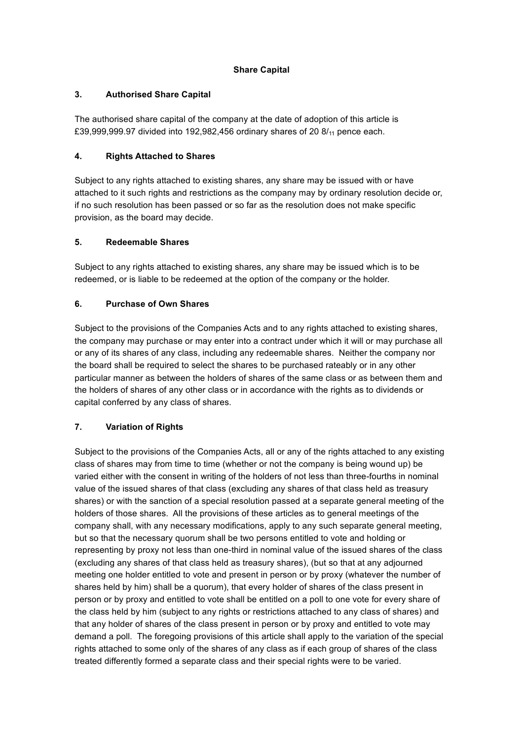## Share Capital

### 3. Authorised Share Capital

The authorised share capital of the company at the date of adoption of this article is £39,999,999.97 divided into 192,982,456 ordinary shares of 20 $8/_{11}$ pence each.

### 4. Rights Attached to Shares

Subject to any rights attached to existing shares, any share may be issued with or have attached to it such rights and restrictions as the company may by ordinary resolution decide or, if no such resolution has been passed or so far as the resolution does not make specific provision, as the board may decide.

### 5. Redeemable Shares

Subject to any rights attached to existing shares, any share may be issued which is to be redeemed, or is liable to be redeemed at the option of the company or the holder.

### 6. Purchase of Own Shares

Subject to the provisions of the Companies Acts and to any rights attached to existing shares, the company may purchase or may enter into a contract under which it will or may purchase all or any of its shares of any class, including any redeemable shares. Neither the company nor the board shall be required to select the shares to be purchased rateably or in any other particular manner as between the holders of shares of the same class or as between them and the holders of shares of any other class or in accordance with the rights as to dividends or capital conferred by any class of shares.

### 7. Variation of Rights

Subject to the provisions of the Companies Acts, all or any of the rights attached to any existing class of shares may from time to time (whether or not the company is being wound up) be varied either with the consent in writing of the holders of not less than three-fourths in nominal value of the issued shares of that class (excluding any shares of that class held as treasury shares) or with the sanction of a special resolution passed at a separate general meeting of the holders of those shares. All the provisions of these articles as to general meetings of the company shall, with any necessary modifications, apply to any such separate general meeting, but so that the necessary quorum shall be two persons entitled to vote and holding or representing by proxy not less than one-third in nominal value of the issued shares of the class (excluding any shares of that class held as treasury shares), (but so that at any adjourned meeting one holder entitled to vote and present in person or by proxy (whatever the number of shares held by him) shall be a quorum), that every holder of shares of the class present in person or by proxy and entitled to vote shall be entitled on a poll to one vote for every share of the class held by him (subject to any rights or restrictions attached to any class of shares) and that any holder of shares of the class present in person or by proxy and entitled to vote may demand a poll. The foregoing provisions of this article shall apply to the variation of the special rights attached to some only of the shares of any class as if each group of shares of the class treated differently formed a separate class and their special rights were to be varied.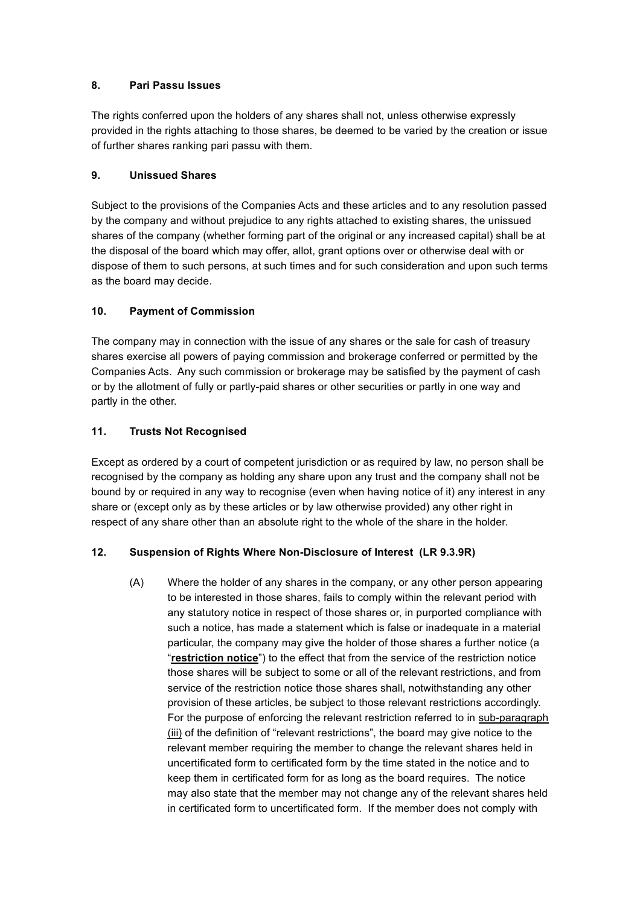### 8. Pari Passu Issues

The rights conferred upon the holders of any shares shall not, unless otherwise expressly provided in the rights attaching to those shares, be deemed to be varied by the creation or issue of further shares ranking pari passu with them.

### 9. Unissued Shares

Subject to the provisions of the Companies Acts and these articles and to any resolution passed by the company and without prejudice to any rights attached to existing shares, the unissued shares of the company (whether forming part of the original or any increased capital) shall be at the disposal of the board which may offer, allot, grant options over or otherwise deal with or dispose of them to such persons, at such times and for such consideration and upon such terms as the board may decide.

### 10. Payment of Commission

The company may in connection with the issue of any shares or the sale for cash of treasury shares exercise all powers of paying commission and brokerage conferred or permitted by the Companies Acts. Any such commission or brokerage may be satisfied by the payment of cash or by the allotment of fully or partly-paid shares or other securities or partly in one way and partly in the other.

### 11. Trusts Not Recognised

Except as ordered by a court of competent jurisdiction or as required by law, no person shall be recognised by the company as holding any share upon any trust and the company shall not be bound by or required in any way to recognise (even when having notice of it) any interest in any share or (except only as by these articles or by law otherwise provided) any other right in respect of any share other than an absolute right to the whole of the share in the holder.

### 12. Suspension of Rights Where Non-Disclosure of Interest (LR 9.3.9R)

(A) Where the holder of any shares in the company, or any other person appearing to be interested in those shares, fails to comply within the relevant period with any statutory notice in respect of those shares or, in purported compliance with such a notice, has made a statement which is false or inadequate in a material particular, the company may give the holder of those shares a further notice (a "**restriction notice**") to the effect that from the service of the restriction notice those shares will be subject to some or all of the relevant restrictions, and from service of the restriction notice those shares shall, notwithstanding any other provision of these articles, be subject to those relevant restrictions accordingly. For the purpose of enforcing the relevant restriction referred to in sub-paragraph (iii) of the definition of "relevant restrictions", the board may give notice to the relevant member requiring the member to change the relevant shares held in uncertificated form to certificated form by the time stated in the notice and to keep them in certificated form for as long as the board requires. The notice may also state that the member may not change any of the relevant shares held in certificated form to uncertificated form. If the member does not comply with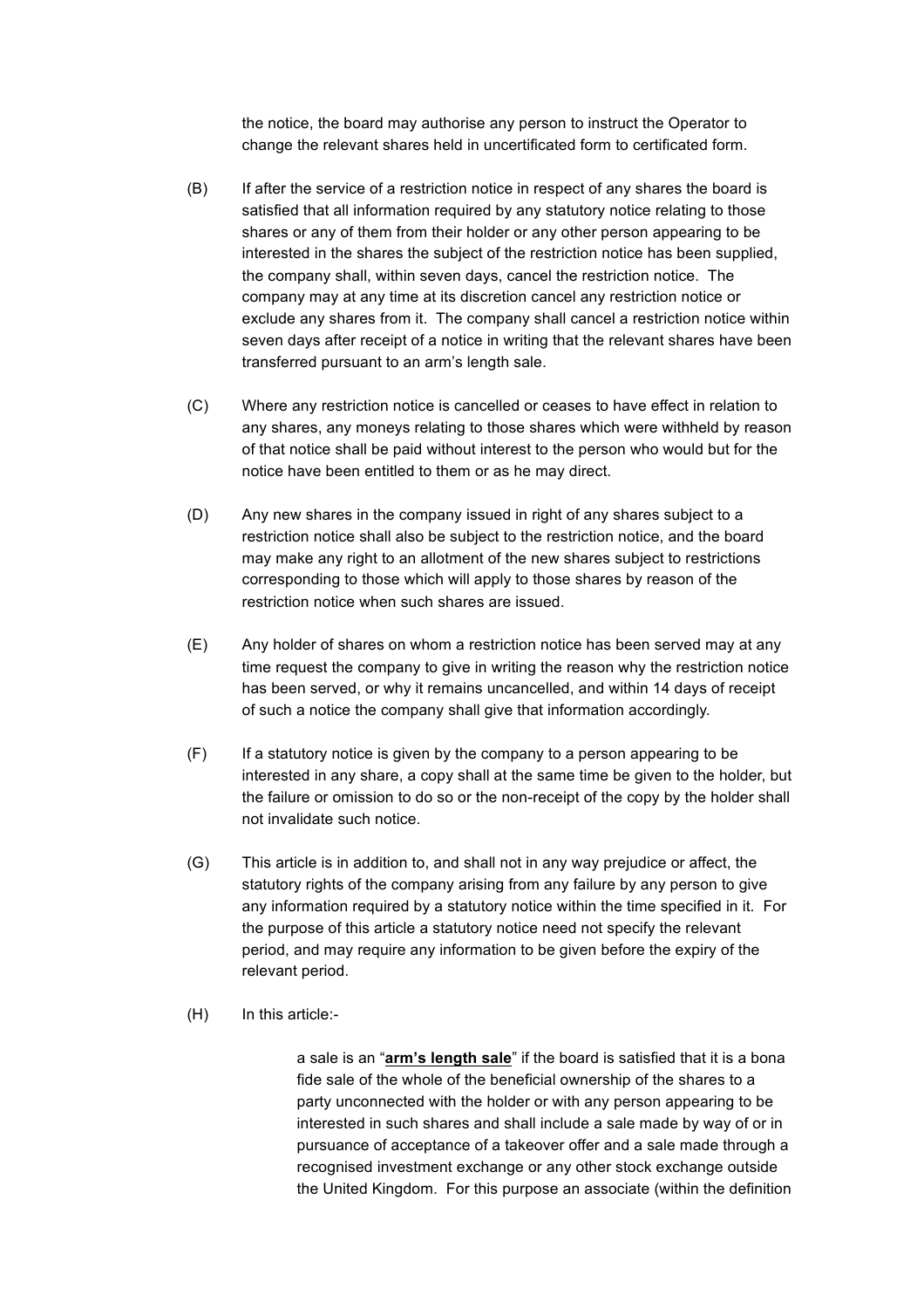the notice, the board may authorise any person to instruct the Operator to change the relevant shares held in uncertificated form to certificated form.

(B) If after the service of a restriction notice in respect of any shares the board is satisfied that all information required by any statutory notice relating to those shares or any of them from their holder or any other person appearing to be interested in the shares the subject of the restriction notice has been supplied, the company shall, within seven days, cancel the restriction notice. The company may at any time at its discretion cancel any restriction notice or exclude any shares from it. The company shall cancel a restriction notice within seven days after receipt of a notice in writing that the relevant shares have been transferred pursuant to an arm's length sale.

(C) Where any restriction notice is cancelled or ceases to have effect in relation to any shares, any moneys relating to those shares which were withheld by reason of that notice shall be paid without interest to the person who would but for the notice have been entitled to them or as he may direct.

(D) Any new shares in the company issued in right of any shares subject to a restriction notice shall also be subject to the restriction notice, and the board may make any right to an allotment of the new shares subject to restrictions corresponding to those which will apply to those shares by reason of the restriction notice when such shares are issued.

(E) Any holder of shares on whom a restriction notice has been served may at any time request the company to give in writing the reason why the restriction notice has been served, or why it remains uncancelled, and within 14 days of receipt of such a notice the company shall give that information accordingly.

(F) If a statutory notice is given by the company to a person appearing to be interested in any share, a copy shall at the same time be given to the holder, but the failure or omission to do so or the non-receipt of the copy by the holder shall not invalidate such notice.

(G) This article is in addition to, and shall not in any way prejudice or affect, the statutory rights of the company arising from any failure by any person to give any information required by a statutory notice within the time specified in it. For the purpose of this article a statutory notice need not specify the relevant period, and may require any information to be given before the expiry of the relevant period.

(H) In this article:-

a sale is an "**arm's length sale**" if the board is satisfied that it is a bona fide sale of the whole of the beneficial ownership of the shares to a party unconnected with the holder or with any person appearing to be interested in such shares and shall include a sale made by way of or in pursuance of acceptance of a takeover offer and a sale made through a recognised investment exchange or any other stock exchange outside the United Kingdom. For this purpose an associate (within the definition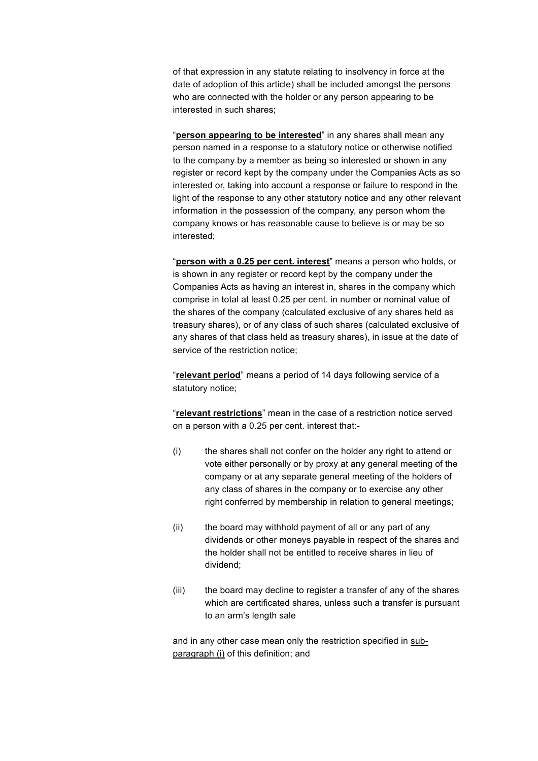of that expression in any statute relating to insolvency in force at the date of adoption of this article) shall be included amongst the persons who are connected with the holder or any person appearing to be interested in such shares;

"**person appearing to be interested**" in any shares shall mean any person named in a response to a statutory notice or otherwise notified to the company by a member as being so interested or shown in any register or record kept by the company under the Companies Acts as so interested or, taking into account a response or failure to respond in the light of the response to any other statutory notice and any other relevant information in the possession of the company, any person whom the company knows or has reasonable cause to believe is or may be so interested;

"**person with a 0.25 per cent. interest**" means a person who holds, or is shown in any register or record kept by the company under the Companies Acts as having an interest in, shares in the company which comprise in total at least 0.25 per cent. in number or nominal value of the shares of the company (calculated exclusive of any shares held as treasury shares), or of any class of such shares (calculated exclusive of any shares of that class held as treasury shares), in issue at the date of service of the restriction notice;

"**relevant period**" means a period of 14 days following service of a statutory notice;

"**relevant restrictions**" mean in the case of a restriction notice served on a person with a 0.25 per cent. interest that:-

(i) the shares shall not confer on the holder any right to attend or vote either personally or by proxy at any general meeting of the company or at any separate general meeting of the holders of any class of shares in the company or to exercise any other right conferred by membership in relation to general meetings;

(ii) the board may withhold payment of all or any part of any dividends or other moneys payable in respect of the shares and the holder shall not be entitled to receive shares in lieu of dividend;

(iii) the board may decline to register a transfer of any of the shares which are certificated shares, unless such a transfer is pursuant to an arm's length sale

and in any other case mean only the restriction specified in sub-paragraph (i) of this definition; and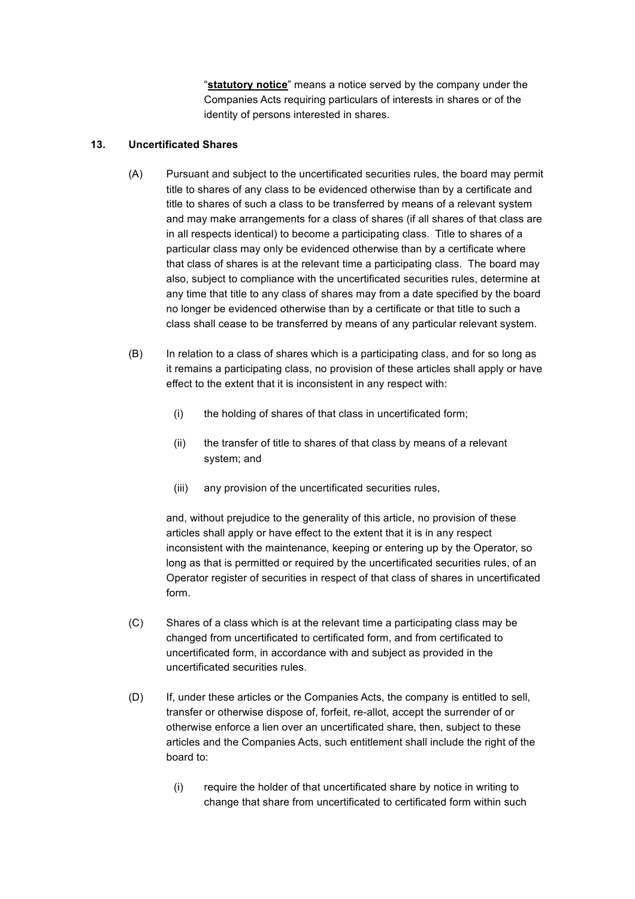"**statutory notice**" means a notice served by the company under the Companies Acts requiring particulars of interests in shares or of the identity of persons interested in shares.

**13. Uncertificated Shares**

(A) Pursuant and subject to the uncertificated securities rules, the board may permit title to shares of any class to be evidenced otherwise than by a certificate and title to shares of such a class to be transferred by means of a relevant system and may make arrangements for a class of shares (if all shares of that class are in all respects identical) to become a participating class. Title to shares of a particular class may only be evidenced otherwise than by a certificate where that class of shares is at the relevant time a participating class. The board may also, subject to compliance with the uncertificated securities rules, determine at any time that title to any class of shares may from a date specified by the board no longer be evidenced otherwise than by a certificate or that title to such a class shall cease to be transferred by means of any particular relevant system.

(B) In relation to a class of shares which is a participating class, and for so long as it remains a participating class, no provision of these articles shall apply or have effect to the extent that it is inconsistent in any respect with:

(i) the holding of shares of that class in uncertificated form;

(ii) the transfer of title to shares of that class by means of a relevant system; and

(iii) any provision of the uncertificated securities rules,

and, without prejudice to the generality of this article, no provision of these articles shall apply or have effect to the extent that it is in any respect inconsistent with the maintenance, keeping or entering up by the Operator, so long as that is permitted or required by the uncertificated securities rules, of an Operator register of securities in respect of that class of shares in uncertificated form.

(C) Shares of a class which is at the relevant time a participating class may be changed from uncertificated to certificated form, and from certificated to uncertificated form, in accordance with and subject as provided in the uncertificated securities rules.

(D) If, under these articles or the Companies Acts, the company is entitled to sell, transfer or otherwise dispose of, forfeit, re-allot, accept the surrender of or otherwise enforce a lien over an uncertificated share, then, subject to these articles and the Companies Acts, such entitlement shall include the right of the board to:

(i) require the holder of that uncertificated share by notice in writing to change that share from uncertificated to certificated form within such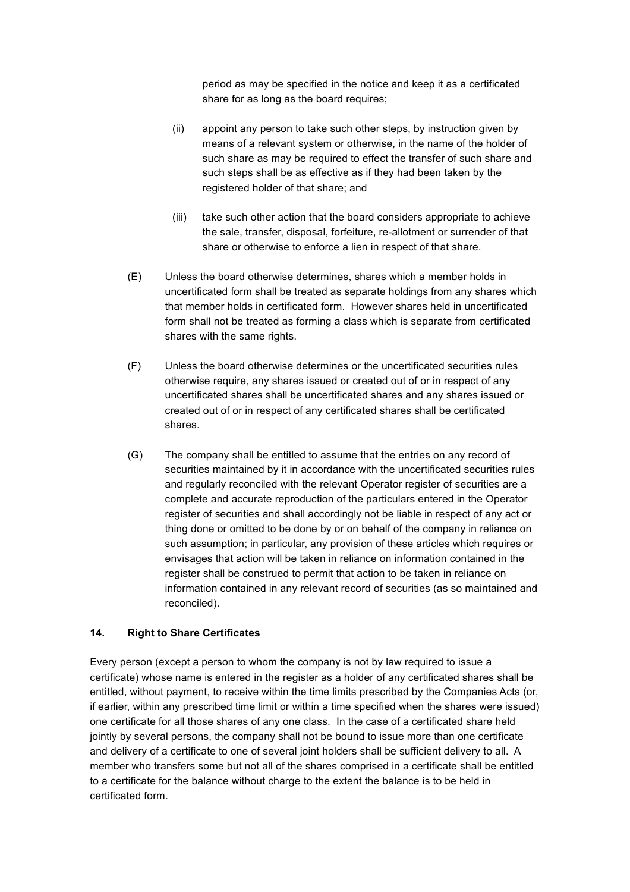period as may be specified in the notice and keep it as a certificated share for as long as the board requires;

(ii) appoint any person to take such other steps, by instruction given by means of a relevant system or otherwise, in the name of the holder of such share as may be required to effect the transfer of such share and such steps shall be as effective as if they had been taken by the registered holder of that share; and

(iii) take such other action that the board considers appropriate to achieve the sale, transfer, disposal, forfeiture, re-allotment or surrender of that share or otherwise to enforce a lien in respect of that share.

(E) Unless the board otherwise determines, shares which a member holds in uncertificated form shall be treated as separate holdings from any shares which that member holds in certificated form. However shares held in uncertificated form shall not be treated as forming a class which is separate from certificated shares with the same rights.

(F) Unless the board otherwise determines or the uncertificated securities rules otherwise require, any shares issued or created out of or in respect of any uncertificated shares shall be uncertificated shares and any shares issued or created out of or in respect of any certificated shares shall be certificated shares.

(G) The company shall be entitled to assume that the entries on any record of securities maintained by it in accordance with the uncertificated securities rules and regularly reconciled with the relevant Operator register of securities are a complete and accurate reproduction of the particulars entered in the Operator register of securities and shall accordingly not be liable in respect of any act or thing done or omitted to be done by or on behalf of the company in reliance on such assumption; in particular, any provision of these articles which requires or envisages that action will be taken in reliance on information contained in the register shall be construed to permit that action to be taken in reliance on information contained in any relevant record of securities (as so maintained and reconciled).

### 14. Right to Share Certificates

Every person (except a person to whom the company is not by law required to issue a certificate) whose name is entered in the register as a holder of any certificated shares shall be entitled, without payment, to receive within the time limits prescribed by the Companies Acts (or, if earlier, within any prescribed time limit or within a time specified when the shares were issued) one certificate for all those shares of any one class. In the case of a certificated share held jointly by several persons, the company shall not be bound to issue more than one certificate and delivery of a certificate to one of several joint holders shall be sufficient delivery to all. A member who transfers some but not all of the shares comprised in a certificate shall be entitled to a certificate for the balance without charge to the extent the balance is to be held in certificated form.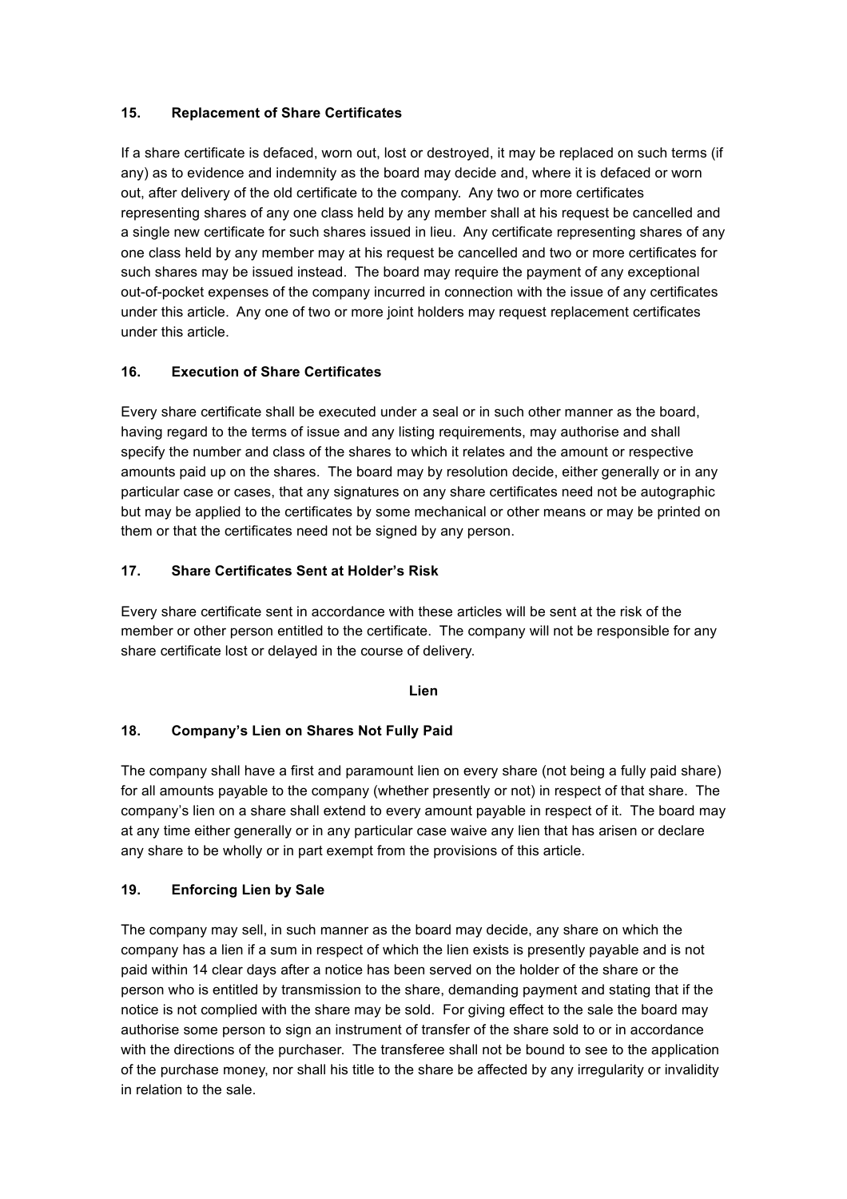### 15. Replacement of Share Certificates

If a share certificate is defaced, worn out, lost or destroyed, it may be replaced on such terms (if any) as to evidence and indemnity as the board may decide and, where it is defaced or worn out, after delivery of the old certificate to the company. Any two or more certificates representing shares of any one class held by any member shall at his request be cancelled and a single new certificate for such shares issued in lieu. Any certificate representing shares of any one class held by any member may at his request be cancelled and two or more certificates for such shares may be issued instead. The board may require the payment of any exceptional out-of-pocket expenses of the company incurred in connection with the issue of any certificates under this article. Any one of two or more joint holders may request replacement certificates under this article.

### 16. Execution of Share Certificates

Every share certificate shall be executed under a seal or in such other manner as the board, having regard to the terms of issue and any listing requirements, may authorise and shall specify the number and class of the shares to which it relates and the amount or respective amounts paid up on the shares. The board may by resolution decide, either generally or in any particular case or cases, that any signatures on any share certificates need not be autographic but may be applied to the certificates by some mechanical or other means or may be printed on them or that the certificates need not be signed by any person.

### 17. Share Certificates Sent at Holder's Risk

Every share certificate sent in accordance with these articles will be sent at the risk of the member or other person entitled to the certificate. The company will not be responsible for any share certificate lost or delayed in the course of delivery.

## Lien

### 18. Company's Lien on Shares Not Fully Paid

The company shall have a first and paramount lien on every share (not being a fully paid share) for all amounts payable to the company (whether presently or not) in respect of that share. The company's lien on a share shall extend to every amount payable in respect of it. The board may at any time either generally or in any particular case waive any lien that has arisen or declare any share to be wholly or in part exempt from the provisions of this article.

### 19. Enforcing Lien by Sale

The company may sell, in such manner as the board may decide, any share on which the company has a lien if a sum in respect of which the lien exists is presently payable and is not paid within 14 clear days after a notice has been served on the holder of the share or the person who is entitled by transmission to the share, demanding payment and stating that if the notice is not complied with the share may be sold. For giving effect to the sale the board may authorise some person to sign an instrument of transfer of the share sold to or in accordance with the directions of the purchaser. The transferee shall not be bound to see to the application of the purchase money, nor shall his title to the share be affected by any irregularity or invalidity in relation to the sale.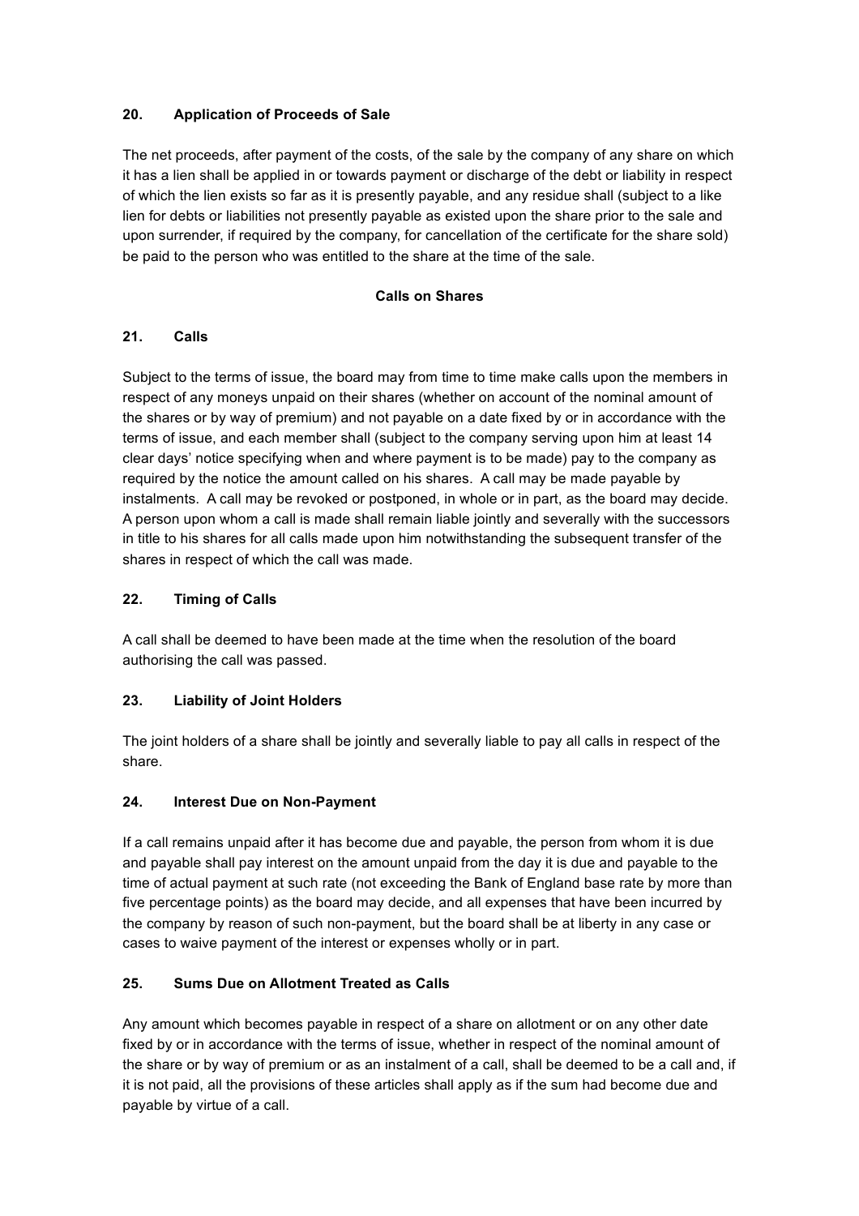### 20. Application of Proceeds of Sale

The net proceeds, after payment of the costs, of the sale by the company of any share on which it has a lien shall be applied in or towards payment or discharge of the debt or liability in respect of which the lien exists so far as it is presently payable, and any residue shall (subject to a like lien for debts or liabilities not presently payable as existed upon the share prior to the sale and upon surrender, if required by the company, for cancellation of the certificate for the share sold) be paid to the person who was entitled to the share at the time of the sale.

## Calls on Shares

### 21. Calls

Subject to the terms of issue, the board may from time to time make calls upon the members in respect of any moneys unpaid on their shares (whether on account of the nominal amount of the shares or by way of premium) and not payable on a date fixed by or in accordance with the terms of issue, and each member shall (subject to the company serving upon him at least 14 clear days' notice specifying when and where payment is to be made) pay to the company as required by the notice the amount called on his shares. A call may be made payable by instalments. A call may be revoked or postponed, in whole or in part, as the board may decide. A person upon whom a call is made shall remain liable jointly and severally with the successors in title to his shares for all calls made upon him notwithstanding the subsequent transfer of the shares in respect of which the call was made.

### 22. Timing of Calls

A call shall be deemed to have been made at the time when the resolution of the board authorising the call was passed.

### 23. Liability of Joint Holders

The joint holders of a share shall be jointly and severally liable to pay all calls in respect of the share.

### 24. Interest Due on Non-Payment

If a call remains unpaid after it has become due and payable, the person from whom it is due and payable shall pay interest on the amount unpaid from the day it is due and payable to the time of actual payment at such rate (not exceeding the Bank of England base rate by more than five percentage points) as the board may decide, and all expenses that have been incurred by the company by reason of such non-payment, but the board shall be at liberty in any case or cases to waive payment of the interest or expenses wholly or in part.

### 25. Sums Due on Allotment Treated as Calls

Any amount which becomes payable in respect of a share on allotment or on any other date fixed by or in accordance with the terms of issue, whether in respect of the nominal amount of the share or by way of premium or as an instalment of a call, shall be deemed to be a call and, if it is not paid, all the provisions of these articles shall apply as if the sum had become due and payable by virtue of a call.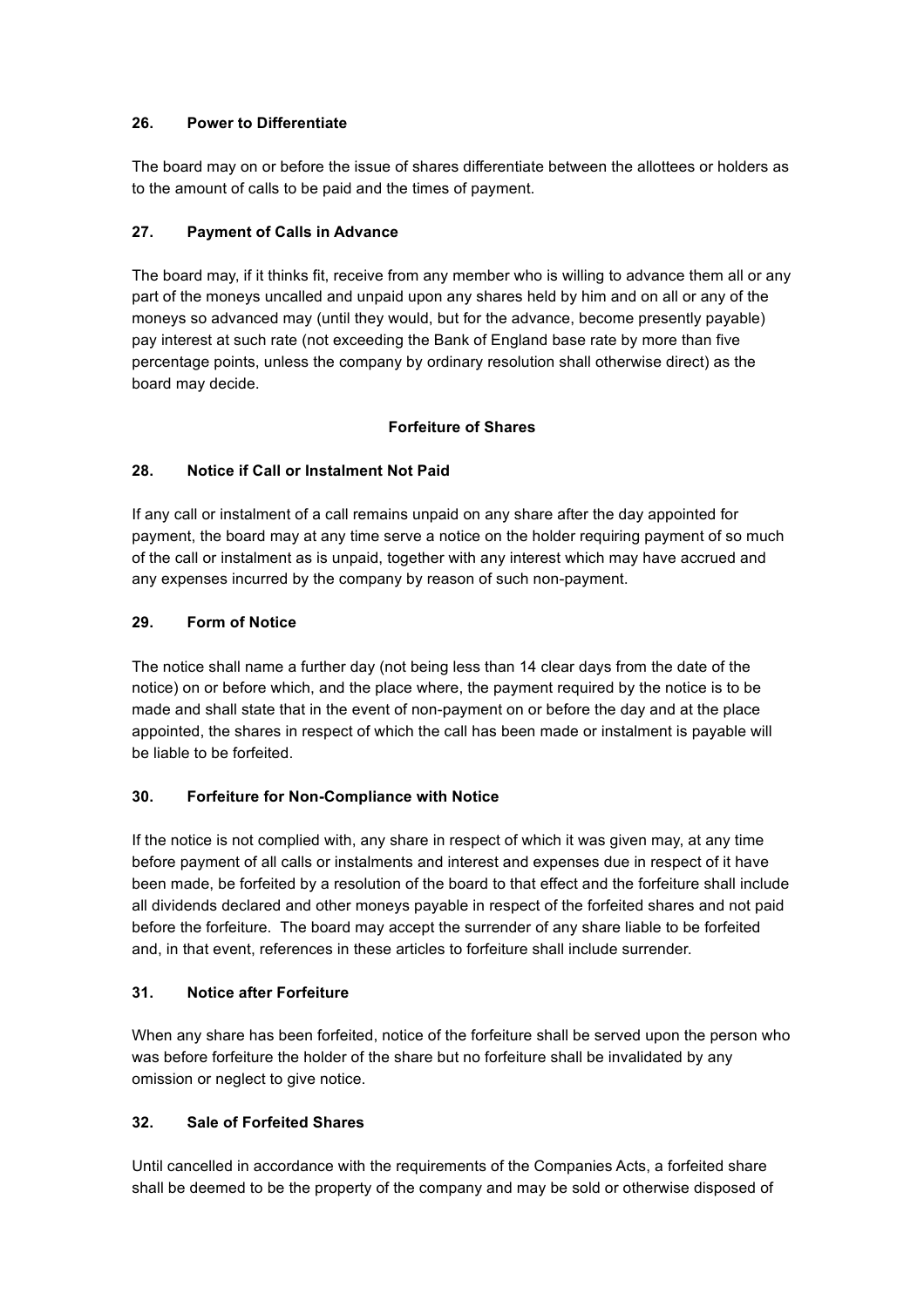### 26. Power to Differentiate

The board may on or before the issue of shares differentiate between the allottees or holders as to the amount of calls to be paid and the times of payment.

### 27. Payment of Calls in Advance

The board may, if it thinks fit, receive from any member who is willing to advance them all or any part of the moneys uncalled and unpaid upon any shares held by him and on all or any of the moneys so advanced may (until they would, but for the advance, become presently payable) pay interest at such rate (not exceeding the Bank of England base rate by more than five percentage points, unless the company by ordinary resolution shall otherwise direct) as the board may decide.

## Forfeiture of Shares

### 28. Notice if Call or Instalment Not Paid

If any call or instalment of a call remains unpaid on any share after the day appointed for payment, the board may at any time serve a notice on the holder requiring payment of so much of the call or instalment as is unpaid, together with any interest which may have accrued and any expenses incurred by the company by reason of such non-payment.

### 29. Form of Notice

The notice shall name a further day (not being less than 14 clear days from the date of the notice) on or before which, and the place where, the payment required by the notice is to be made and shall state that in the event of non-payment on or before the day and at the place appointed, the shares in respect of which the call has been made or instalment is payable will be liable to be forfeited.

### 30. Forfeiture for Non-Compliance with Notice

If the notice is not complied with, any share in respect of which it was given may, at any time before payment of all calls or instalments and interest and expenses due in respect of it have been made, be forfeited by a resolution of the board to that effect and the forfeiture shall include all dividends declared and other moneys payable in respect of the forfeited shares and not paid before the forfeiture. The board may accept the surrender of any share liable to be forfeited and, in that event, references in these articles to forfeiture shall include surrender.

### 31. Notice after Forfeiture

When any share has been forfeited, notice of the forfeiture shall be served upon the person who was before forfeiture the holder of the share but no forfeiture shall be invalidated by any omission or neglect to give notice.

### 32. Sale of Forfeited Shares

Until cancelled in accordance with the requirements of the Companies Acts, a forfeited share shall be deemed to be the property of the company and may be sold or otherwise disposed of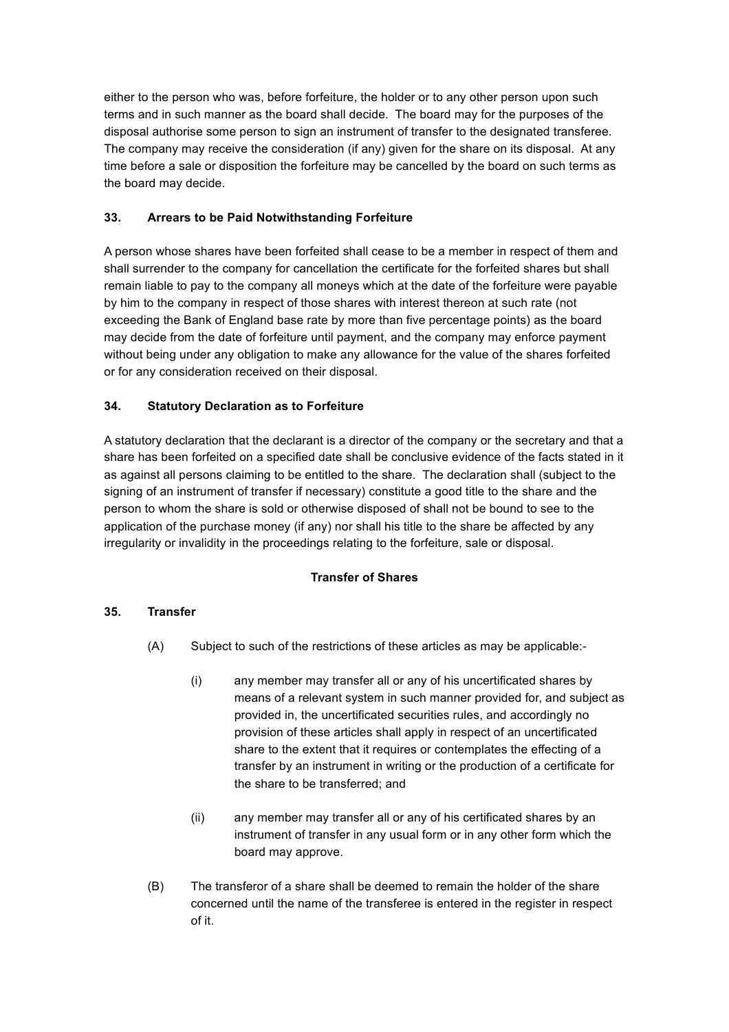either to the person who was, before forfeiture, the holder or to any other person upon such terms and in such manner as the board shall decide. The board may for the purposes of the disposal authorise some person to sign an instrument of transfer to the designated transferee. The company may receive the consideration (if any) given for the share on its disposal. At any time before a sale or disposition the forfeiture may be cancelled by the board on such terms as the board may decide.

### 33. Arrears to be Paid Notwithstanding Forfeiture

A person whose shares have been forfeited shall cease to be a member in respect of them and shall surrender to the company for cancellation the certificate for the forfeited shares but shall remain liable to pay to the company all moneys which at the date of the forfeiture were payable by him to the company in respect of those shares with interest thereon at such rate (not exceeding the Bank of England base rate by more than five percentage points) as the board may decide from the date of forfeiture until payment, and the company may enforce payment without being under any obligation to make any allowance for the value of the shares forfeited or for any consideration received on their disposal.

### 34. Statutory Declaration as to Forfeiture

A statutory declaration that the declarant is a director of the company or the secretary and that a share has been forfeited on a specified date shall be conclusive evidence of the facts stated in it as against all persons claiming to be entitled to the share. The declaration shall (subject to the signing of an instrument of transfer if necessary) constitute a good title to the share and the person to whom the share is sold or otherwise disposed of shall not be bound to see to the application of the purchase money (if any) nor shall his title to the share be affected by any irregularity or invalidity in the proceedings relating to the forfeiture, sale or disposal.

## Transfer of Shares

### 35. Transfer

(A) Subject to such of the restrictions of these articles as may be applicable:-

  (i) any member may transfer all or any of his uncertificated shares by means of a relevant system in such manner provided for, and subject as provided in, the uncertificated securities rules, and accordingly no provision of these articles shall apply in respect of an uncertificated share to the extent that it requires or contemplates the effecting of a transfer by an instrument in writing or the production of a certificate for the share to be transferred; and

  (ii) any member may transfer all or any of his certificated shares by an instrument of transfer in any usual form or in any other form which the board may approve.

(B) The transferor of a share shall be deemed to remain the holder of the share concerned until the name of the transferee is entered in the register in respect of it.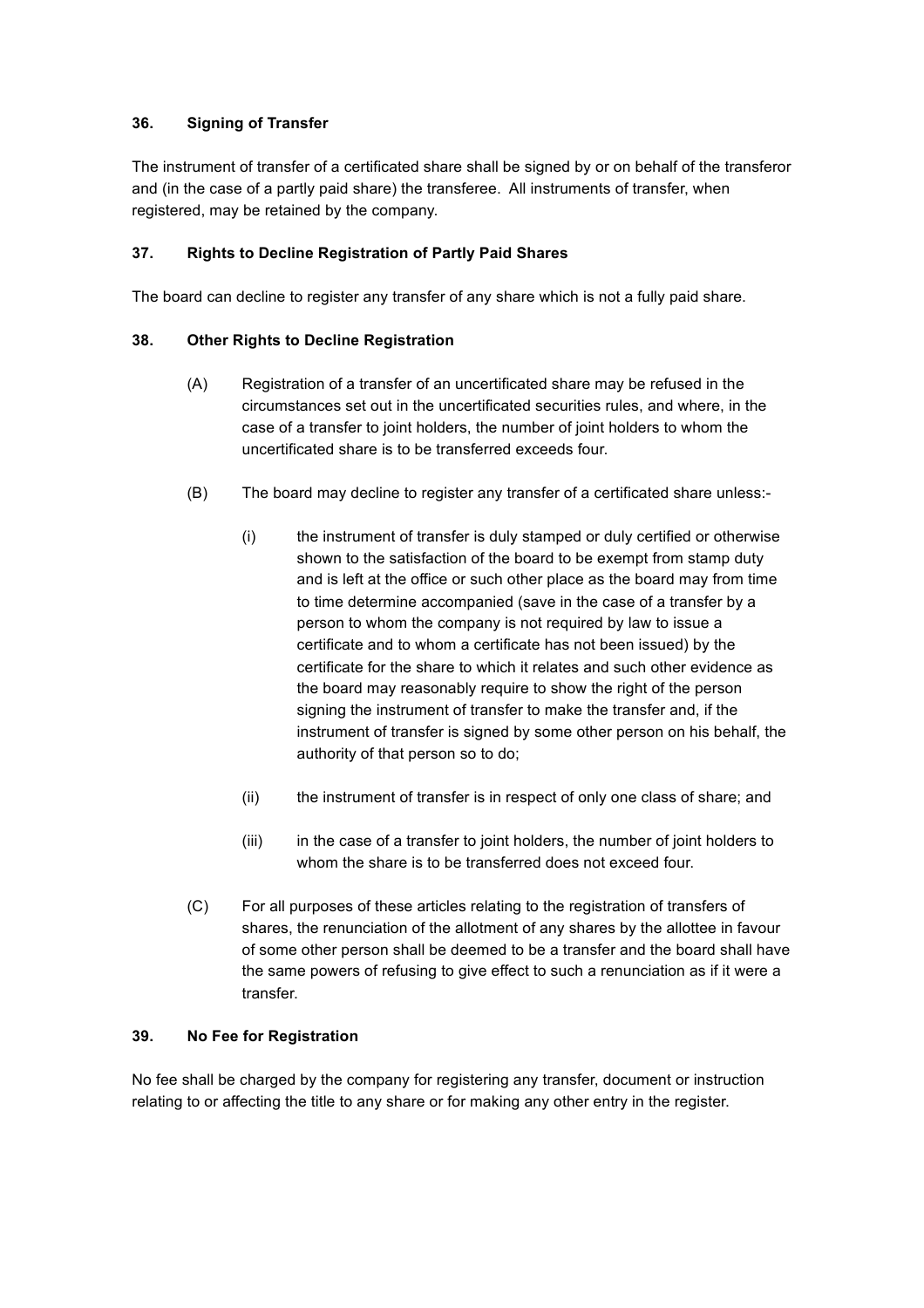### 36. Signing of Transfer

The instrument of transfer of a certificated share shall be signed by or on behalf of the transferor and (in the case of a partly paid share) the transferee. All instruments of transfer, when registered, may be retained by the company.

### 37. Rights to Decline Registration of Partly Paid Shares

The board can decline to register any transfer of any share which is not a fully paid share.

### 38. Other Rights to Decline Registration

(A) Registration of a transfer of an uncertificated share may be refused in the circumstances set out in the uncertificated securities rules, and where, in the case of a transfer to joint holders, the number of joint holders to whom the uncertificated share is to be transferred exceeds four.

(B) The board may decline to register any transfer of a certificated share unless:-

(i) the instrument of transfer is duly stamped or duly certified or otherwise shown to the satisfaction of the board to be exempt from stamp duty and is left at the office or such other place as the board may from time to time determine accompanied (save in the case of a transfer by a person to whom the company is not required by law to issue a certificate and to whom a certificate has not been issued) by the certificate for the share to which it relates and such other evidence as the board may reasonably require to show the right of the person signing the instrument of transfer to make the transfer and, if the instrument of transfer is signed by some other person on his behalf, the authority of that person so to do;

(ii) the instrument of transfer is in respect of only one class of share; and

(iii) in the case of a transfer to joint holders, the number of joint holders to whom the share is to be transferred does not exceed four.

(C) For all purposes of these articles relating to the registration of transfers of shares, the renunciation of the allotment of any shares by the allottee in favour of some other person shall be deemed to be a transfer and the board shall have the same powers of refusing to give effect to such a renunciation as if it were a transfer.

### 39. No Fee for Registration

No fee shall be charged by the company for registering any transfer, document or instruction relating to or affecting the title to any share or for making any other entry in the register.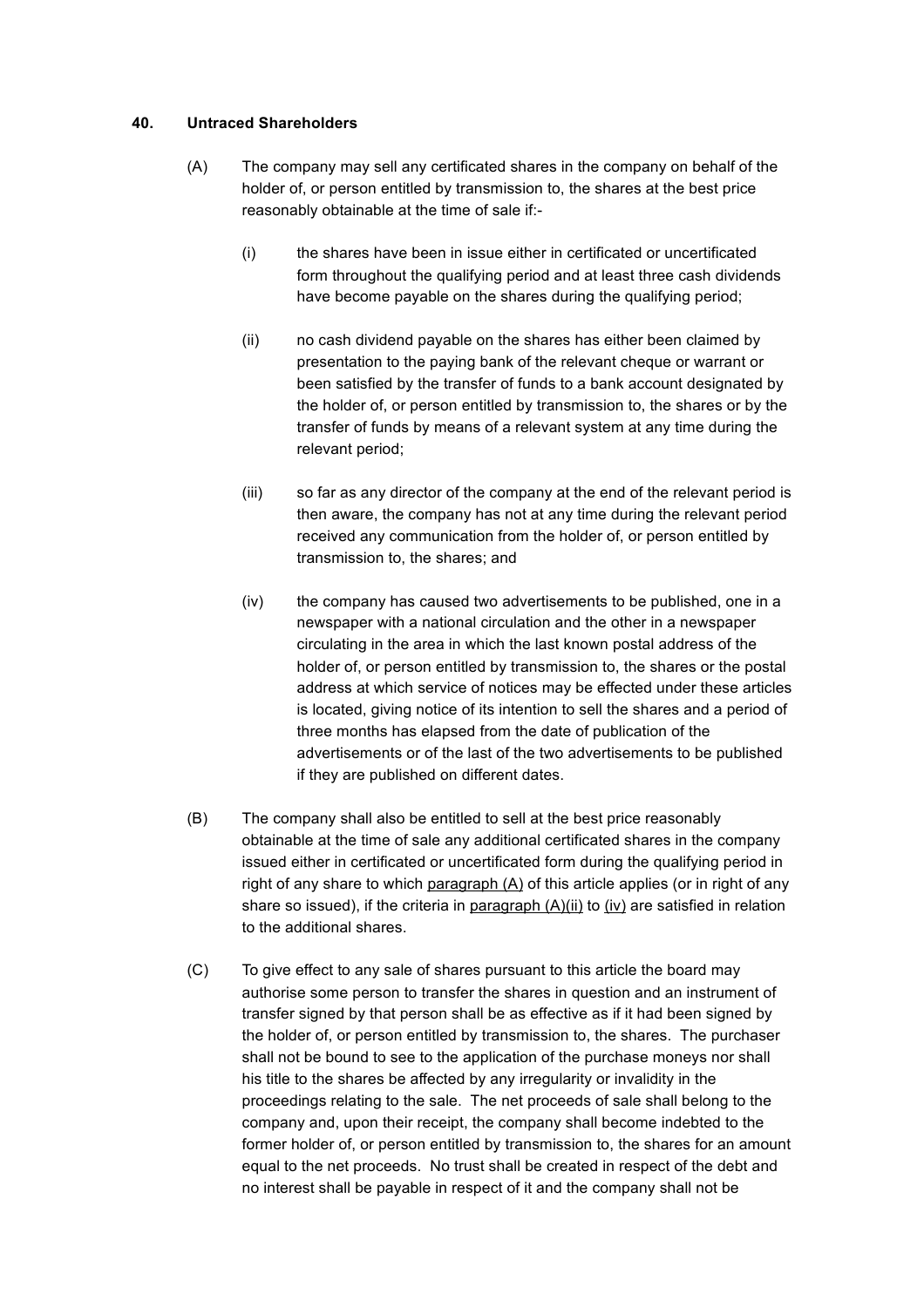**40. Untraced Shareholders**

(A) The company may sell any certificated shares in the company on behalf of the holder of, or person entitled by transmission to, the shares at the best price reasonably obtainable at the time of sale if:-

(i) the shares have been in issue either in certificated or uncertificated form throughout the qualifying period and at least three cash dividends have become payable on the shares during the qualifying period;

(ii) no cash dividend payable on the shares has either been claimed by presentation to the paying bank of the relevant cheque or warrant or been satisfied by the transfer of funds to a bank account designated by the holder of, or person entitled by transmission to, the shares or by the transfer of funds by means of a relevant system at any time during the relevant period;

(iii) so far as any director of the company at the end of the relevant period is then aware, the company has not at any time during the relevant period received any communication from the holder of, or person entitled by transmission to, the shares; and

(iv) the company has caused two advertisements to be published, one in a newspaper with a national circulation and the other in a newspaper circulating in the area in which the last known postal address of the holder of, or person entitled by transmission to, the shares or the postal address at which service of notices may be effected under these articles is located, giving notice of its intention to sell the shares and a period of three months has elapsed from the date of publication of the advertisements or of the last of the two advertisements to be published if they are published on different dates.

(B) The company shall also be entitled to sell at the best price reasonably obtainable at the time of sale any additional certificated shares in the company issued either in certificated or uncertificated form during the qualifying period in right of any share to which paragraph (A) of this article applies (or in right of any share so issued), if the criteria in paragraph (A)(ii) to (iv) are satisfied in relation to the additional shares.

(C) To give effect to any sale of shares pursuant to this article the board may authorise some person to transfer the shares in question and an instrument of transfer signed by that person shall be as effective as if it had been signed by the holder of, or person entitled by transmission to, the shares. The purchaser shall not be bound to see to the application of the purchase moneys nor shall his title to the shares be affected by any irregularity or invalidity in the proceedings relating to the sale. The net proceeds of sale shall belong to the company and, upon their receipt, the company shall become indebted to the former holder of, or person entitled by transmission to, the shares for an amount equal to the net proceeds. No trust shall be created in respect of the debt and no interest shall be payable in respect of it and the company shall not be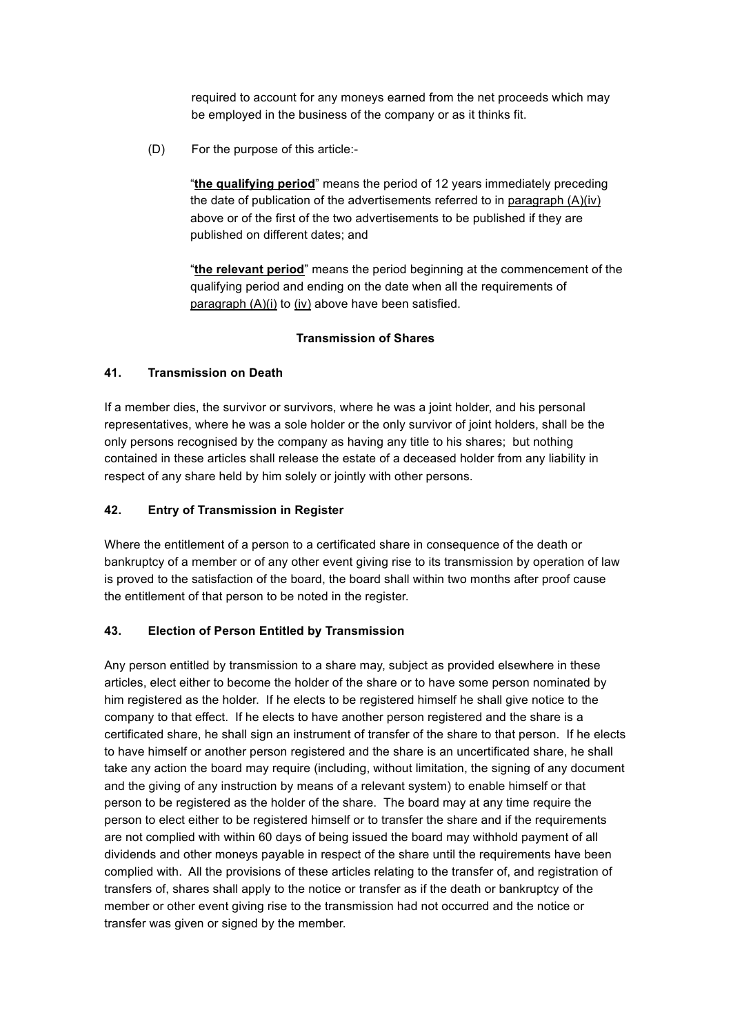required to account for any moneys earned from the net proceeds which may be employed in the business of the company or as it thinks fit.

(D) For the purpose of this article:-

"**the qualifying period**" means the period of 12 years immediately preceding the date of publication of the advertisements referred to in paragraph (A)(iv) above or of the first of the two advertisements to be published if they are published on different dates; and

"**the relevant period**" means the period beginning at the commencement of the qualifying period and ending on the date when all the requirements of paragraph (A)(i) to (iv) above have been satisfied.

## Transmission of Shares

### 41. Transmission on Death

If a member dies, the survivor or survivors, where he was a joint holder, and his personal representatives, where he was a sole holder or the only survivor of joint holders, shall be the only persons recognised by the company as having any title to his shares; but nothing contained in these articles shall release the estate of a deceased holder from any liability in respect of any share held by him solely or jointly with other persons.

### 42. Entry of Transmission in Register

Where the entitlement of a person to a certificated share in consequence of the death or bankruptcy of a member or of any other event giving rise to its transmission by operation of law is proved to the satisfaction of the board, the board shall within two months after proof cause the entitlement of that person to be noted in the register.

### 43. Election of Person Entitled by Transmission

Any person entitled by transmission to a share may, subject as provided elsewhere in these articles, elect either to become the holder of the share or to have some person nominated by him registered as the holder. If he elects to be registered himself he shall give notice to the company to that effect. If he elects to have another person registered and the share is a certificated share, he shall sign an instrument of transfer of the share to that person. If he elects to have himself or another person registered and the share is an uncertificated share, he shall take any action the board may require (including, without limitation, the signing of any document and the giving of any instruction by means of a relevant system) to enable himself or that person to be registered as the holder of the share. The board may at any time require the person to elect either to be registered himself or to transfer the share and if the requirements are not complied with within 60 days of being issued the board may withhold payment of all dividends and other moneys payable in respect of the share until the requirements have been complied with. All the provisions of these articles relating to the transfer of, and registration of transfers of, shares shall apply to the notice or transfer as if the death or bankruptcy of the member or other event giving rise to the transmission had not occurred and the notice or transfer was given or signed by the member.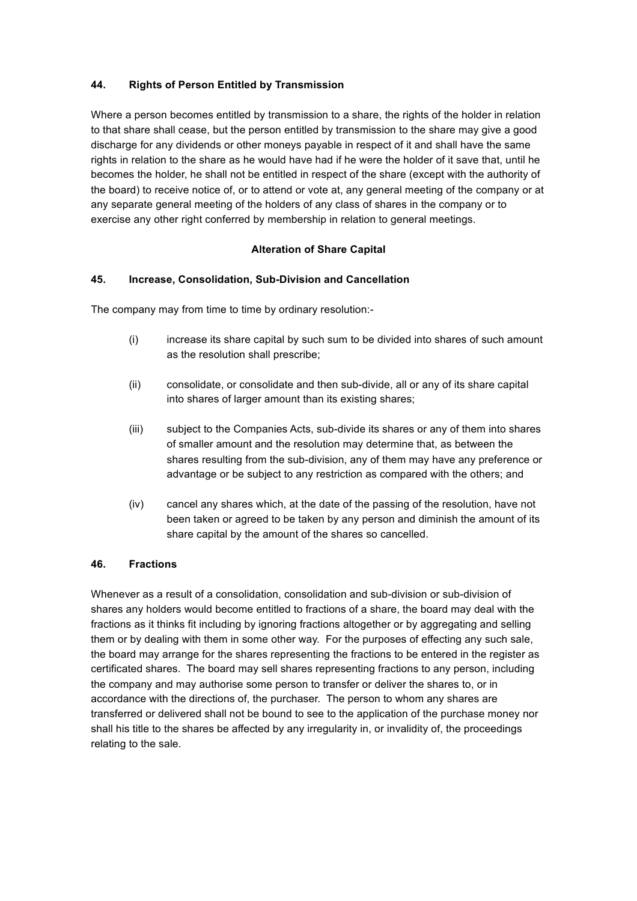### 44. Rights of Person Entitled by Transmission

Where a person becomes entitled by transmission to a share, the rights of the holder in relation to that share shall cease, but the person entitled by transmission to the share may give a good discharge for any dividends or other moneys payable in respect of it and shall have the same rights in relation to the share as he would have had if he were the holder of it save that, until he becomes the holder, he shall not be entitled in respect of the share (except with the authority of the board) to receive notice of, or to attend or vote at, any general meeting of the company or at any separate general meeting of the holders of any class of shares in the company or to exercise any other right conferred by membership in relation to general meetings.

## Alteration of Share Capital

### 45. Increase, Consolidation, Sub-Division and Cancellation

The company may from time to time by ordinary resolution:-

(i) increase its share capital by such sum to be divided into shares of such amount as the resolution shall prescribe;

(ii) consolidate, or consolidate and then sub-divide, all or any of its share capital into shares of larger amount than its existing shares;

(iii) subject to the Companies Acts, sub-divide its shares or any of them into shares of smaller amount and the resolution may determine that, as between the shares resulting from the sub-division, any of them may have any preference or advantage or be subject to any restriction as compared with the others; and

(iv) cancel any shares which, at the date of the passing of the resolution, have not been taken or agreed to be taken by any person and diminish the amount of its share capital by the amount of the shares so cancelled.

### 46. Fractions

Whenever as a result of a consolidation, consolidation and sub-division or sub-division of shares any holders would become entitled to fractions of a share, the board may deal with the fractions as it thinks fit including by ignoring fractions altogether or by aggregating and selling them or by dealing with them in some other way. For the purposes of effecting any such sale, the board may arrange for the shares representing the fractions to be entered in the register as certificated shares. The board may sell shares representing fractions to any person, including the company and may authorise some person to transfer or deliver the shares to, or in accordance with the directions of, the purchaser. The person to whom any shares are transferred or delivered shall not be bound to see to the application of the purchase money nor shall his title to the shares be affected by any irregularity in, or invalidity of, the proceedings relating to the sale.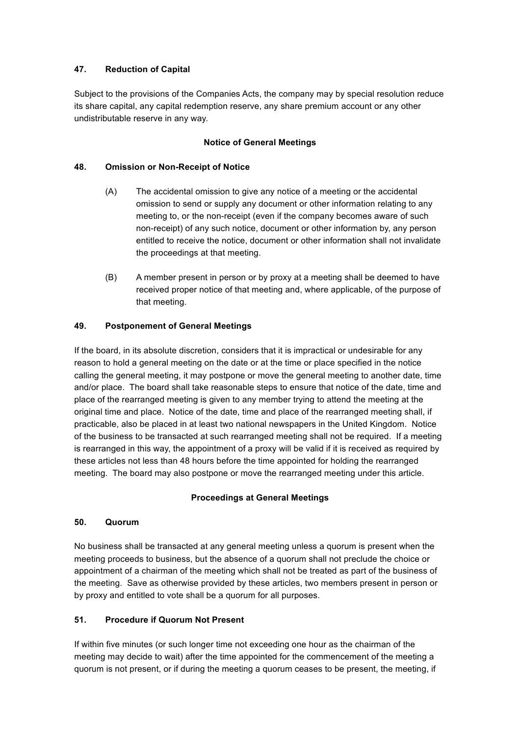**47. Reduction of Capital**

Subject to the provisions of the Companies Acts, the company may by special resolution reduce its share capital, any capital redemption reserve, any share premium account or any other undistributable reserve in any way.

**Notice of General Meetings**

**48. Omission or Non-Receipt of Notice**

(A) The accidental omission to give any notice of a meeting or the accidental omission to send or supply any document or other information relating to any meeting to, or the non-receipt (even if the company becomes aware of such non-receipt) of any such notice, document or other information by, any person entitled to receive the notice, document or other information shall not invalidate the proceedings at that meeting.

(B) A member present in person or by proxy at a meeting shall be deemed to have received proper notice of that meeting and, where applicable, of the purpose of that meeting.

**49. Postponement of General Meetings**

If the board, in its absolute discretion, considers that it is impractical or undesirable for any reason to hold a general meeting on the date or at the time or place specified in the notice calling the general meeting, it may postpone or move the general meeting to another date, time and/or place. The board shall take reasonable steps to ensure that notice of the date, time and place of the rearranged meeting is given to any member trying to attend the meeting at the original time and place. Notice of the date, time and place of the rearranged meeting shall, if practicable, also be placed in at least two national newspapers in the United Kingdom. Notice of the business to be transacted at such rearranged meeting shall not be required. If a meeting is rearranged in this way, the appointment of a proxy will be valid if it is received as required by these articles not less than 48 hours before the time appointed for holding the rearranged meeting. The board may also postpone or move the rearranged meeting under this article.

**Proceedings at General Meetings**

**50. Quorum**

No business shall be transacted at any general meeting unless a quorum is present when the meeting proceeds to business, but the absence of a quorum shall not preclude the choice or appointment of a chairman of the meeting which shall not be treated as part of the business of the meeting. Save as otherwise provided by these articles, two members present in person or by proxy and entitled to vote shall be a quorum for all purposes.

**51. Procedure if Quorum Not Present**

If within five minutes (or such longer time not exceeding one hour as the chairman of the meeting may decide to wait) after the time appointed for the commencement of the meeting a quorum is not present, or if during the meeting a quorum ceases to be present, the meeting, if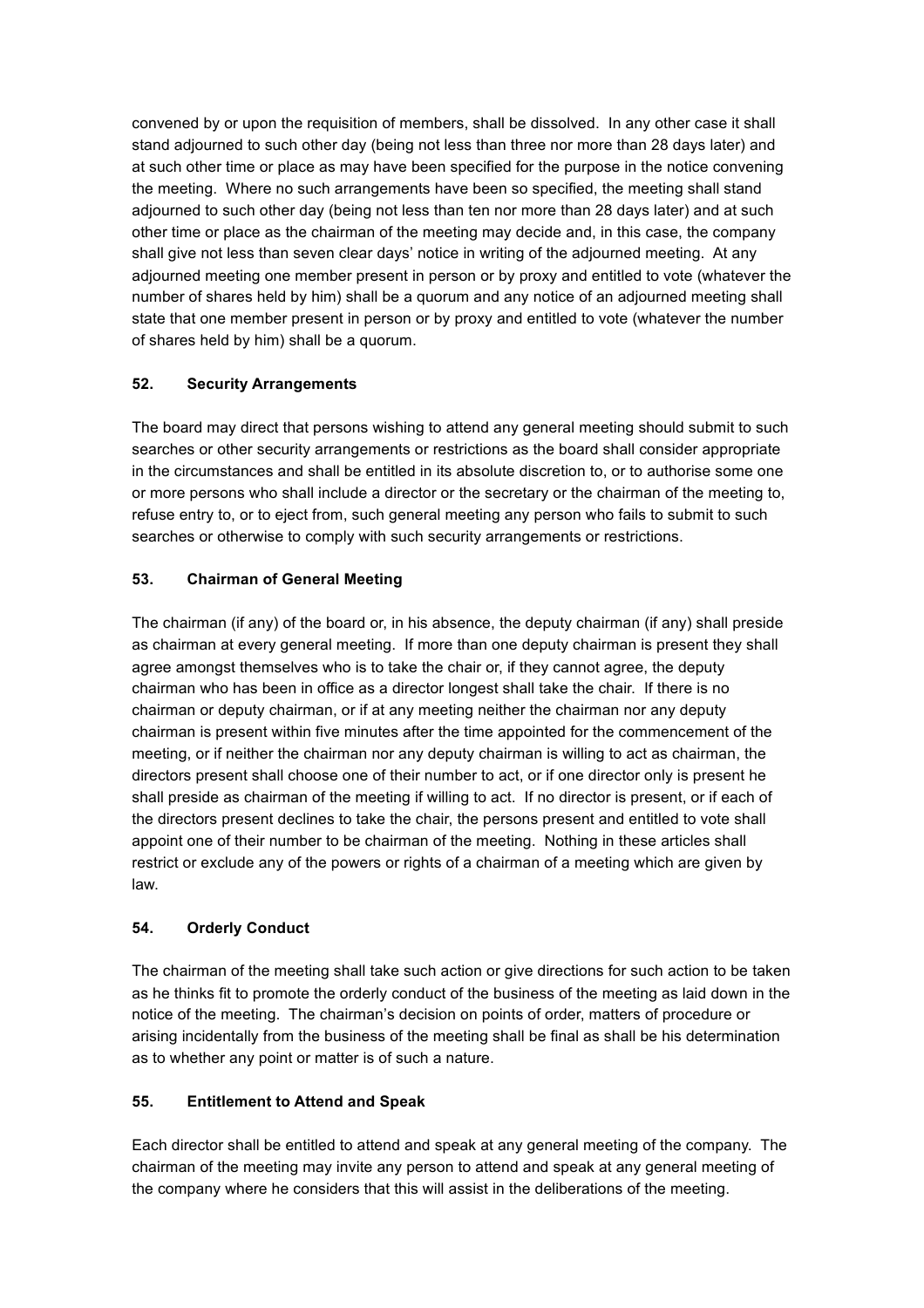convened by or upon the requisition of members, shall be dissolved. In any other case it shall stand adjourned to such other day (being not less than three nor more than 28 days later) and at such other time or place as may have been specified for the purpose in the notice convening the meeting. Where no such arrangements have been so specified, the meeting shall stand adjourned to such other day (being not less than ten nor more than 28 days later) and at such other time or place as the chairman of the meeting may decide and, in this case, the company shall give not less than seven clear days' notice in writing of the adjourned meeting. At any adjourned meeting one member present in person or by proxy and entitled to vote (whatever the number of shares held by him) shall be a quorum and any notice of an adjourned meeting shall state that one member present in person or by proxy and entitled to vote (whatever the number of shares held by him) shall be a quorum.

## 52. Security Arrangements

The board may direct that persons wishing to attend any general meeting should submit to such searches or other security arrangements or restrictions as the board shall consider appropriate in the circumstances and shall be entitled in its absolute discretion to, or to authorise some one or more persons who shall include a director or the secretary or the chairman of the meeting to, refuse entry to, or to eject from, such general meeting any person who fails to submit to such searches or otherwise to comply with such security arrangements or restrictions.

## 53. Chairman of General Meeting

The chairman (if any) of the board or, in his absence, the deputy chairman (if any) shall preside as chairman at every general meeting. If more than one deputy chairman is present they shall agree amongst themselves who is to take the chair or, if they cannot agree, the deputy chairman who has been in office as a director longest shall take the chair. If there is no chairman or deputy chairman, or if at any meeting neither the chairman nor any deputy chairman is present within five minutes after the time appointed for the commencement of the meeting, or if neither the chairman nor any deputy chairman is willing to act as chairman, the directors present shall choose one of their number to act, or if one director only is present he shall preside as chairman of the meeting if willing to act. If no director is present, or if each of the directors present declines to take the chair, the persons present and entitled to vote shall appoint one of their number to be chairman of the meeting. Nothing in these articles shall restrict or exclude any of the powers or rights of a chairman of a meeting which are given by law.

## 54. Orderly Conduct

The chairman of the meeting shall take such action or give directions for such action to be taken as he thinks fit to promote the orderly conduct of the business of the meeting as laid down in the notice of the meeting. The chairman's decision on points of order, matters of procedure or arising incidentally from the business of the meeting shall be final as shall be his determination as to whether any point or matter is of such a nature.

## 55. Entitlement to Attend and Speak

Each director shall be entitled to attend and speak at any general meeting of the company. The chairman of the meeting may invite any person to attend and speak at any general meeting of the company where he considers that this will assist in the deliberations of the meeting.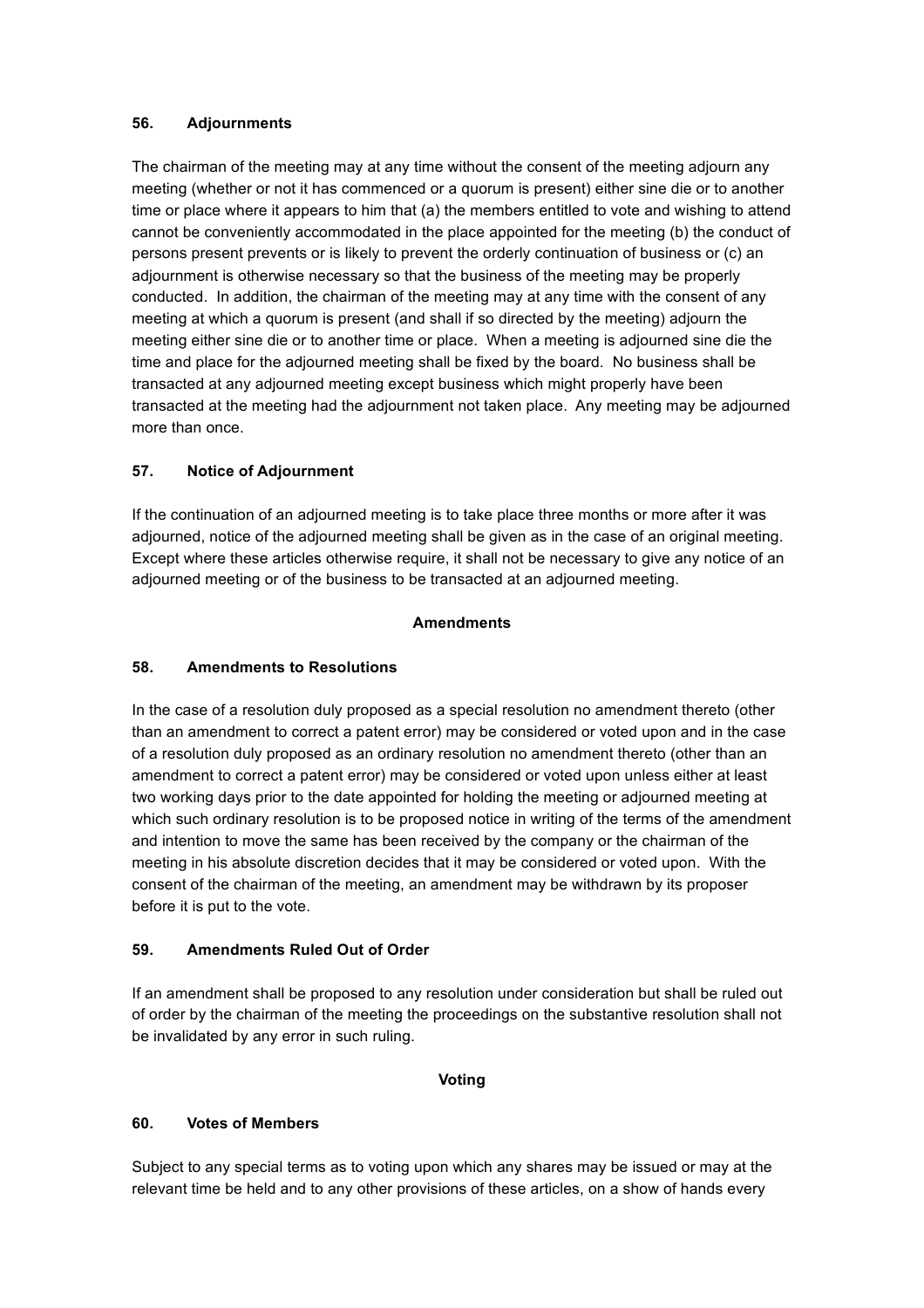**56. Adjournments**

The chairman of the meeting may at any time without the consent of the meeting adjourn any meeting (whether or not it has commenced or a quorum is present) either sine die or to another time or place where it appears to him that (a) the members entitled to vote and wishing to attend cannot be conveniently accommodated in the place appointed for the meeting (b) the conduct of persons present prevents or is likely to prevent the orderly continuation of business or (c) an adjournment is otherwise necessary so that the business of the meeting may be properly conducted. In addition, the chairman of the meeting may at any time with the consent of any meeting at which a quorum is present (and shall if so directed by the meeting) adjourn the meeting either sine die or to another time or place. When a meeting is adjourned sine die the time and place for the adjourned meeting shall be fixed by the board. No business shall be transacted at any adjourned meeting except business which might properly have been transacted at the meeting had the adjournment not taken place. Any meeting may be adjourned more than once.

**57. Notice of Adjournment**

If the continuation of an adjourned meeting is to take place three months or more after it was adjourned, notice of the adjourned meeting shall be given as in the case of an original meeting. Except where these articles otherwise require, it shall not be necessary to give any notice of an adjourned meeting or of the business to be transacted at an adjourned meeting.

**Amendments**

**58. Amendments to Resolutions**

In the case of a resolution duly proposed as a special resolution no amendment thereto (other than an amendment to correct a patent error) may be considered or voted upon and in the case of a resolution duly proposed as an ordinary resolution no amendment thereto (other than an amendment to correct a patent error) may be considered or voted upon unless either at least two working days prior to the date appointed for holding the meeting or adjourned meeting at which such ordinary resolution is to be proposed notice in writing of the terms of the amendment and intention to move the same has been received by the company or the chairman of the meeting in his absolute discretion decides that it may be considered or voted upon. With the consent of the chairman of the meeting, an amendment may be withdrawn by its proposer before it is put to the vote.

**59. Amendments Ruled Out of Order**

If an amendment shall be proposed to any resolution under consideration but shall be ruled out of order by the chairman of the meeting the proceedings on the substantive resolution shall not be invalidated by any error in such ruling.

**Voting**

**60. Votes of Members**

Subject to any special terms as to voting upon which any shares may be issued or may at the relevant time be held and to any other provisions of these articles, on a show of hands every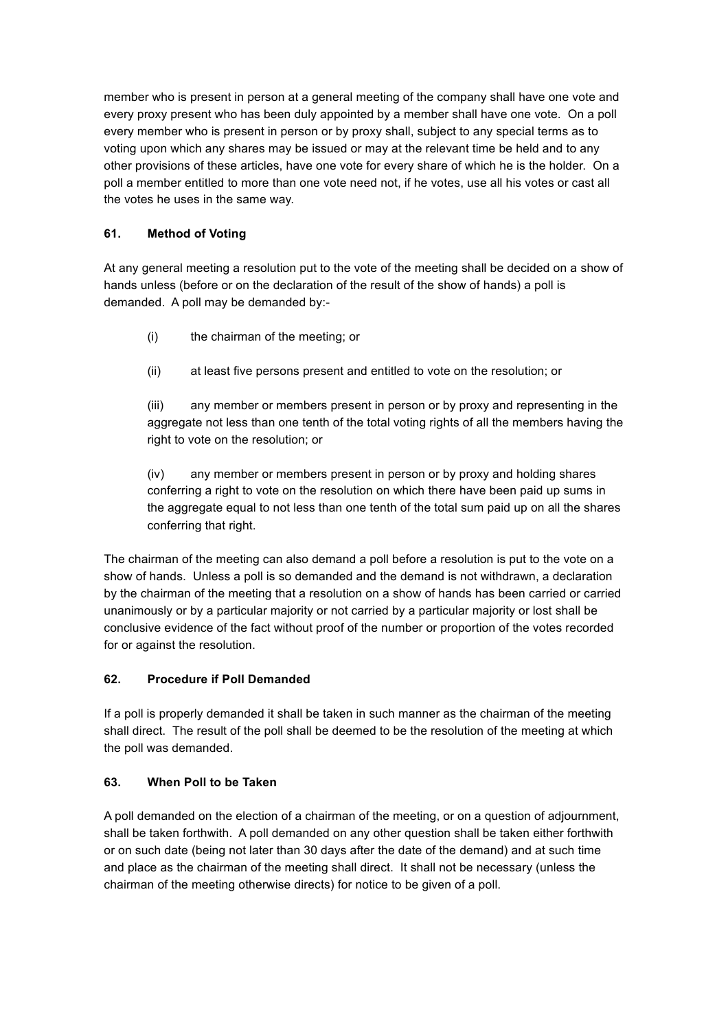member who is present in person at a general meeting of the company shall have one vote and every proxy present who has been duly appointed by a member shall have one vote. On a poll every member who is present in person or by proxy shall, subject to any special terms as to voting upon which any shares may be issued or may at the relevant time be held and to any other provisions of these articles, have one vote for every share of which he is the holder. On a poll a member entitled to more than one vote need not, if he votes, use all his votes or cast all the votes he uses in the same way.

**61. Method of Voting**

At any general meeting a resolution put to the vote of the meeting shall be decided on a show of hands unless (before or on the declaration of the result of the show of hands) a poll is demanded. A poll may be demanded by:-

(i) the chairman of the meeting; or

(ii) at least five persons present and entitled to vote on the resolution; or

(iii) any member or members present in person or by proxy and representing in the aggregate not less than one tenth of the total voting rights of all the members having the right to vote on the resolution; or

(iv) any member or members present in person or by proxy and holding shares conferring a right to vote on the resolution on which there have been paid up sums in the aggregate equal to not less than one tenth of the total sum paid up on all the shares conferring that right.

The chairman of the meeting can also demand a poll before a resolution is put to the vote on a show of hands. Unless a poll is so demanded and the demand is not withdrawn, a declaration by the chairman of the meeting that a resolution on a show of hands has been carried or carried unanimously or by a particular majority or not carried by a particular majority or lost shall be conclusive evidence of the fact without proof of the number or proportion of the votes recorded for or against the resolution.

**62. Procedure if Poll Demanded**

If a poll is properly demanded it shall be taken in such manner as the chairman of the meeting shall direct. The result of the poll shall be deemed to be the resolution of the meeting at which the poll was demanded.

**63. When Poll to be Taken**

A poll demanded on the election of a chairman of the meeting, or on a question of adjournment, shall be taken forthwith. A poll demanded on any other question shall be taken either forthwith or on such date (being not later than 30 days after the date of the demand) and at such time and place as the chairman of the meeting shall direct. It shall not be necessary (unless the chairman of the meeting otherwise directs) for notice to be given of a poll.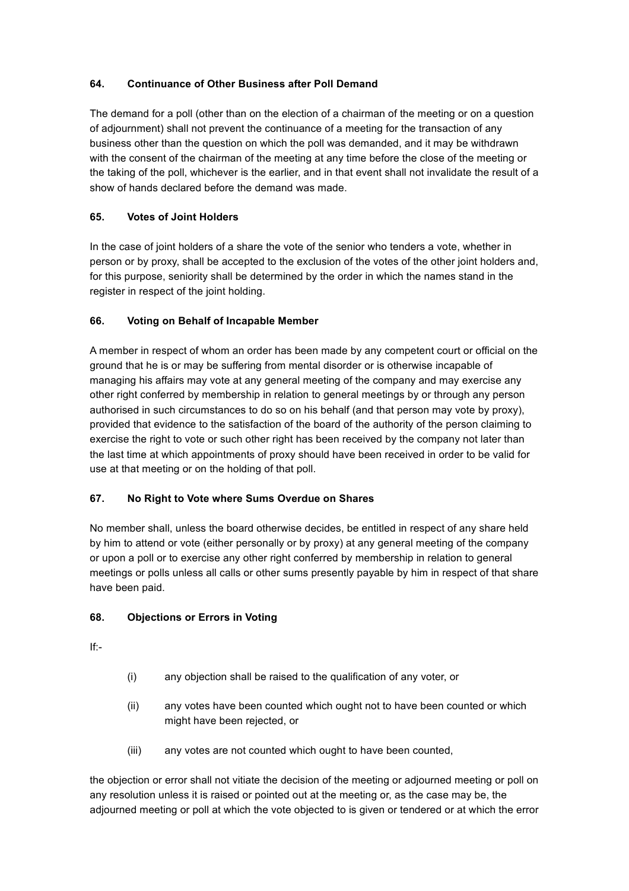### 64. Continuance of Other Business after Poll Demand

The demand for a poll (other than on the election of a chairman of the meeting or on a question of adjournment) shall not prevent the continuance of a meeting for the transaction of any business other than the question on which the poll was demanded, and it may be withdrawn with the consent of the chairman of the meeting at any time before the close of the meeting or the taking of the poll, whichever is the earlier, and in that event shall not invalidate the result of a show of hands declared before the demand was made.

### 65. Votes of Joint Holders

In the case of joint holders of a share the vote of the senior who tenders a vote, whether in person or by proxy, shall be accepted to the exclusion of the votes of the other joint holders and, for this purpose, seniority shall be determined by the order in which the names stand in the register in respect of the joint holding.

### 66. Voting on Behalf of Incapable Member

A member in respect of whom an order has been made by any competent court or official on the ground that he is or may be suffering from mental disorder or is otherwise incapable of managing his affairs may vote at any general meeting of the company and may exercise any other right conferred by membership in relation to general meetings by or through any person authorised in such circumstances to do so on his behalf (and that person may vote by proxy), provided that evidence to the satisfaction of the board of the authority of the person claiming to exercise the right to vote or such other right has been received by the company not later than the last time at which appointments of proxy should have been received in order to be valid for use at that meeting or on the holding of that poll.

### 67. No Right to Vote where Sums Overdue on Shares

No member shall, unless the board otherwise decides, be entitled in respect of any share held by him to attend or vote (either personally or by proxy) at any general meeting of the company or upon a poll or to exercise any other right conferred by membership in relation to general meetings or polls unless all calls or other sums presently payable by him in respect of that share have been paid.

### 68. Objections or Errors in Voting

If:-

(i) any objection shall be raised to the qualification of any voter, or

(ii) any votes have been counted which ought not to have been counted or which might have been rejected, or

(iii) any votes are not counted which ought to have been counted,

the objection or error shall not vitiate the decision of the meeting or adjourned meeting or poll on any resolution unless it is raised or pointed out at the meeting or, as the case may be, the adjourned meeting or poll at which the vote objected to is given or tendered or at which the error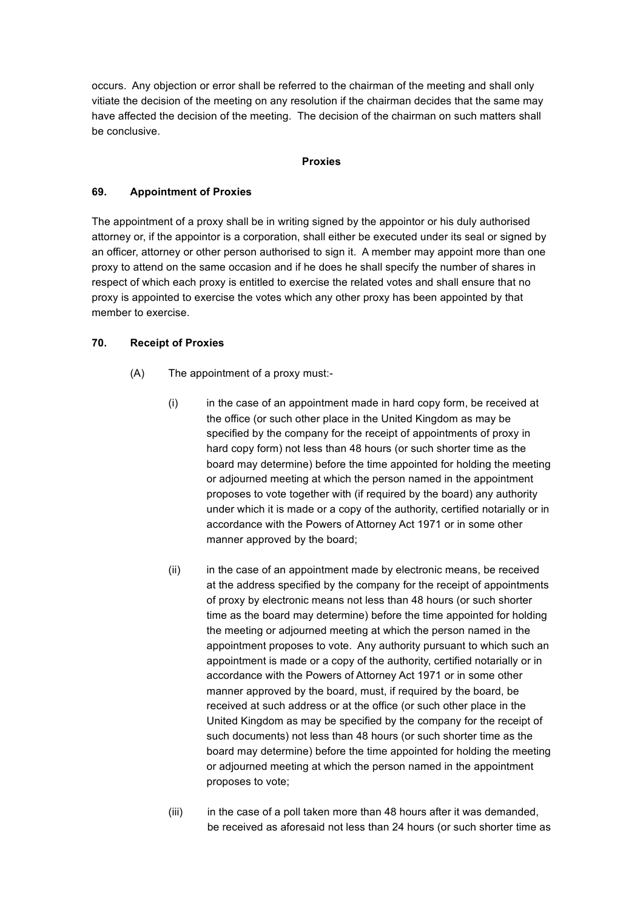occurs. Any objection or error shall be referred to the chairman of the meeting and shall only vitiate the decision of the meeting on any resolution if the chairman decides that the same may have affected the decision of the meeting. The decision of the chairman on such matters shall be conclusive.

## Proxies

### 69. Appointment of Proxies

The appointment of a proxy shall be in writing signed by the appointor or his duly authorised attorney or, if the appointor is a corporation, shall either be executed under its seal or signed by an officer, attorney or other person authorised to sign it. A member may appoint more than one proxy to attend on the same occasion and if he does he shall specify the number of shares in respect of which each proxy is entitled to exercise the related votes and shall ensure that no proxy is appointed to exercise the votes which any other proxy has been appointed by that member to exercise.

### 70. Receipt of Proxies

(A) The appointment of a proxy must:-

(i) in the case of an appointment made in hard copy form, be received at the office (or such other place in the United Kingdom as may be specified by the company for the receipt of appointments of proxy in hard copy form) not less than 48 hours (or such shorter time as the board may determine) before the time appointed for holding the meeting or adjourned meeting at which the person named in the appointment proposes to vote together with (if required by the board) any authority under which it is made or a copy of the authority, certified notarially or in accordance with the Powers of Attorney Act 1971 or in some other manner approved by the board;

(ii) in the case of an appointment made by electronic means, be received at the address specified by the company for the receipt of appointments of proxy by electronic means not less than 48 hours (or such shorter time as the board may determine) before the time appointed for holding the meeting or adjourned meeting at which the person named in the appointment proposes to vote. Any authority pursuant to which such an appointment is made or a copy of the authority, certified notarially or in accordance with the Powers of Attorney Act 1971 or in some other manner approved by the board, must, if required by the board, be received at such address or at the office (or such other place in the United Kingdom as may be specified by the company for the receipt of such documents) not less than 48 hours (or such shorter time as the board may determine) before the time appointed for holding the meeting or adjourned meeting at which the person named in the appointment proposes to vote;

(iii) in the case of a poll taken more than 48 hours after it was demanded, be received as aforesaid not less than 24 hours (or such shorter time as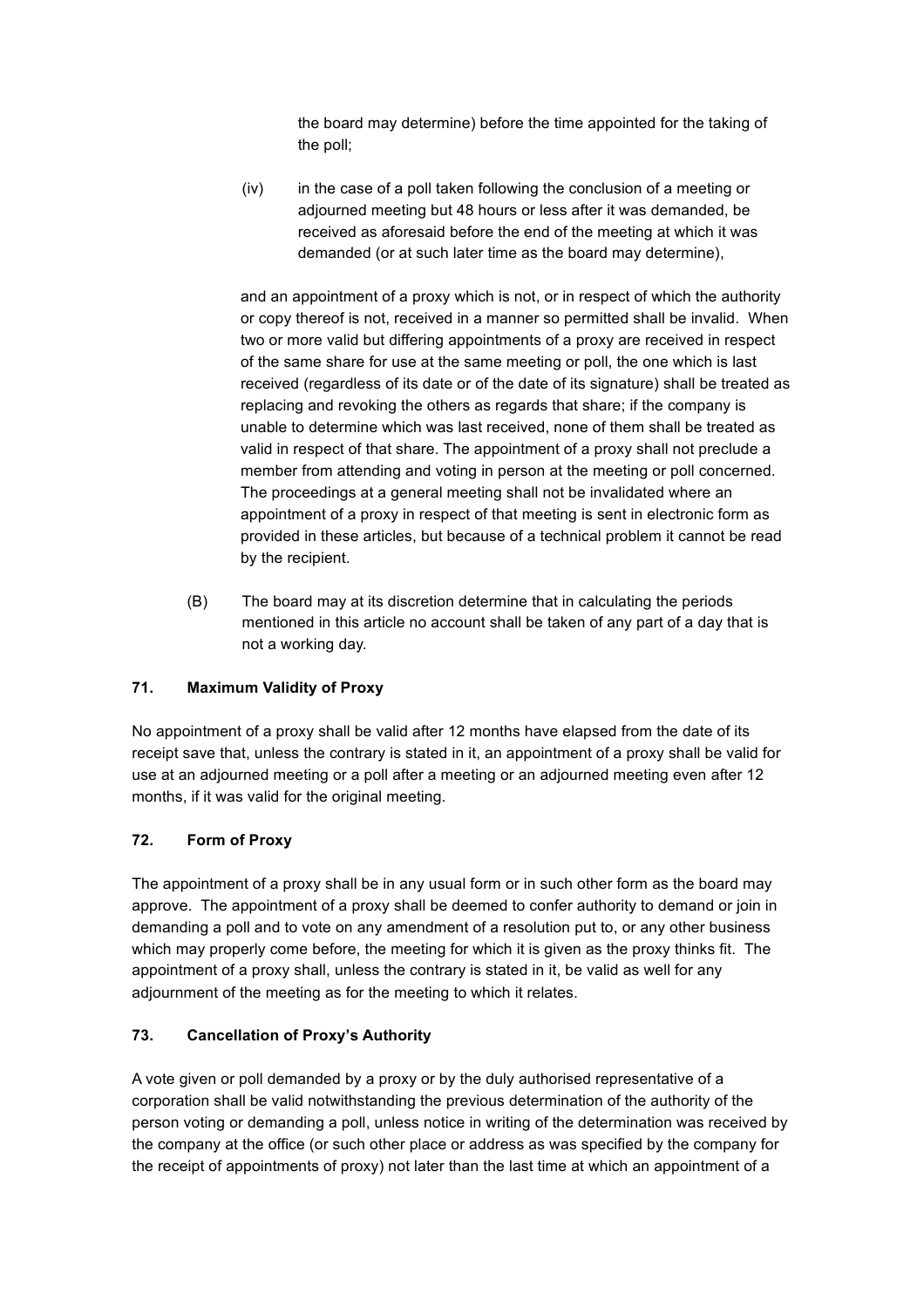the board may determine) before the time appointed for the taking of the poll;

(iv) in the case of a poll taken following the conclusion of a meeting or adjourned meeting but 48 hours or less after it was demanded, be received as aforesaid before the end of the meeting at which it was demanded (or at such later time as the board may determine),

and an appointment of a proxy which is not, or in respect of which the authority or copy thereof is not, received in a manner so permitted shall be invalid. When two or more valid but differing appointments of a proxy are received in respect of the same share for use at the same meeting or poll, the one which is last received (regardless of its date or of the date of its signature) shall be treated as replacing and revoking the others as regards that share; if the company is unable to determine which was last received, none of them shall be treated as valid in respect of that share. The appointment of a proxy shall not preclude a member from attending and voting in person at the meeting or poll concerned. The proceedings at a general meeting shall not be invalidated where an appointment of a proxy in respect of that meeting is sent in electronic form as provided in these articles, but because of a technical problem it cannot be read by the recipient.

(B) The board may at its discretion determine that in calculating the periods mentioned in this article no account shall be taken of any part of a day that is not a working day.

**71. Maximum Validity of Proxy**

No appointment of a proxy shall be valid after 12 months have elapsed from the date of its receipt save that, unless the contrary is stated in it, an appointment of a proxy shall be valid for use at an adjourned meeting or a poll after a meeting or an adjourned meeting even after 12 months, if it was valid for the original meeting.

**72. Form of Proxy**

The appointment of a proxy shall be in any usual form or in such other form as the board may approve. The appointment of a proxy shall be deemed to confer authority to demand or join in demanding a poll and to vote on any amendment of a resolution put to, or any other business which may properly come before, the meeting for which it is given as the proxy thinks fit. The appointment of a proxy shall, unless the contrary is stated in it, be valid as well for any adjournment of the meeting as for the meeting to which it relates.

**73. Cancellation of Proxy's Authority**

A vote given or poll demanded by a proxy or by the duly authorised representative of a corporation shall be valid notwithstanding the previous determination of the authority of the person voting or demanding a poll, unless notice in writing of the determination was received by the company at the office (or such other place or address as was specified by the company for the receipt of appointments of proxy) not later than the last time at which an appointment of a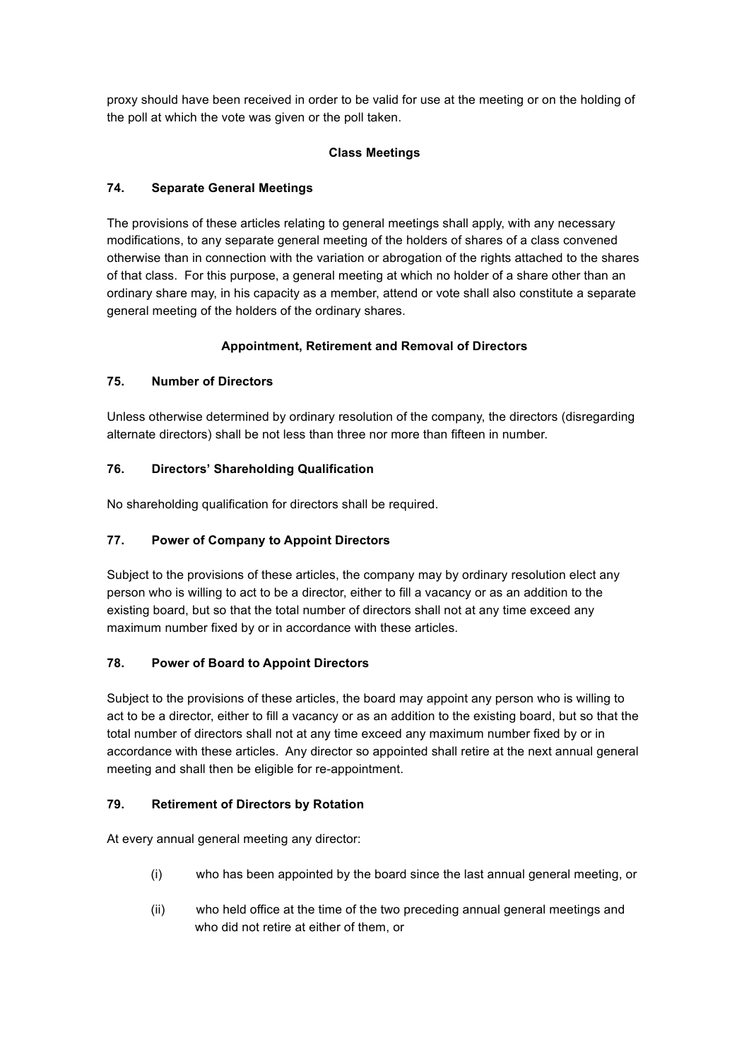proxy should have been received in order to be valid for use at the meeting or on the holding of the poll at which the vote was given or the poll taken.

**Class Meetings**

**74. Separate General Meetings**

The provisions of these articles relating to general meetings shall apply, with any necessary modifications, to any separate general meeting of the holders of shares of a class convened otherwise than in connection with the variation or abrogation of the rights attached to the shares of that class. For this purpose, a general meeting at which no holder of a share other than an ordinary share may, in his capacity as a member, attend or vote shall also constitute a separate general meeting of the holders of the ordinary shares.

**Appointment, Retirement and Removal of Directors**

**75. Number of Directors**

Unless otherwise determined by ordinary resolution of the company, the directors (disregarding alternate directors) shall be not less than three nor more than fifteen in number.

**76. Directors' Shareholding Qualification**

No shareholding qualification for directors shall be required.

**77. Power of Company to Appoint Directors**

Subject to the provisions of these articles, the company may by ordinary resolution elect any person who is willing to act to be a director, either to fill a vacancy or as an addition to the existing board, but so that the total number of directors shall not at any time exceed any maximum number fixed by or in accordance with these articles.

**78. Power of Board to Appoint Directors**

Subject to the provisions of these articles, the board may appoint any person who is willing to act to be a director, either to fill a vacancy or as an addition to the existing board, but so that the total number of directors shall not at any time exceed any maximum number fixed by or in accordance with these articles. Any director so appointed shall retire at the next annual general meeting and shall then be eligible for re-appointment.

**79. Retirement of Directors by Rotation**

At every annual general meeting any director:

(i) who has been appointed by the board since the last annual general meeting, or

(ii) who held office at the time of the two preceding annual general meetings and who did not retire at either of them, or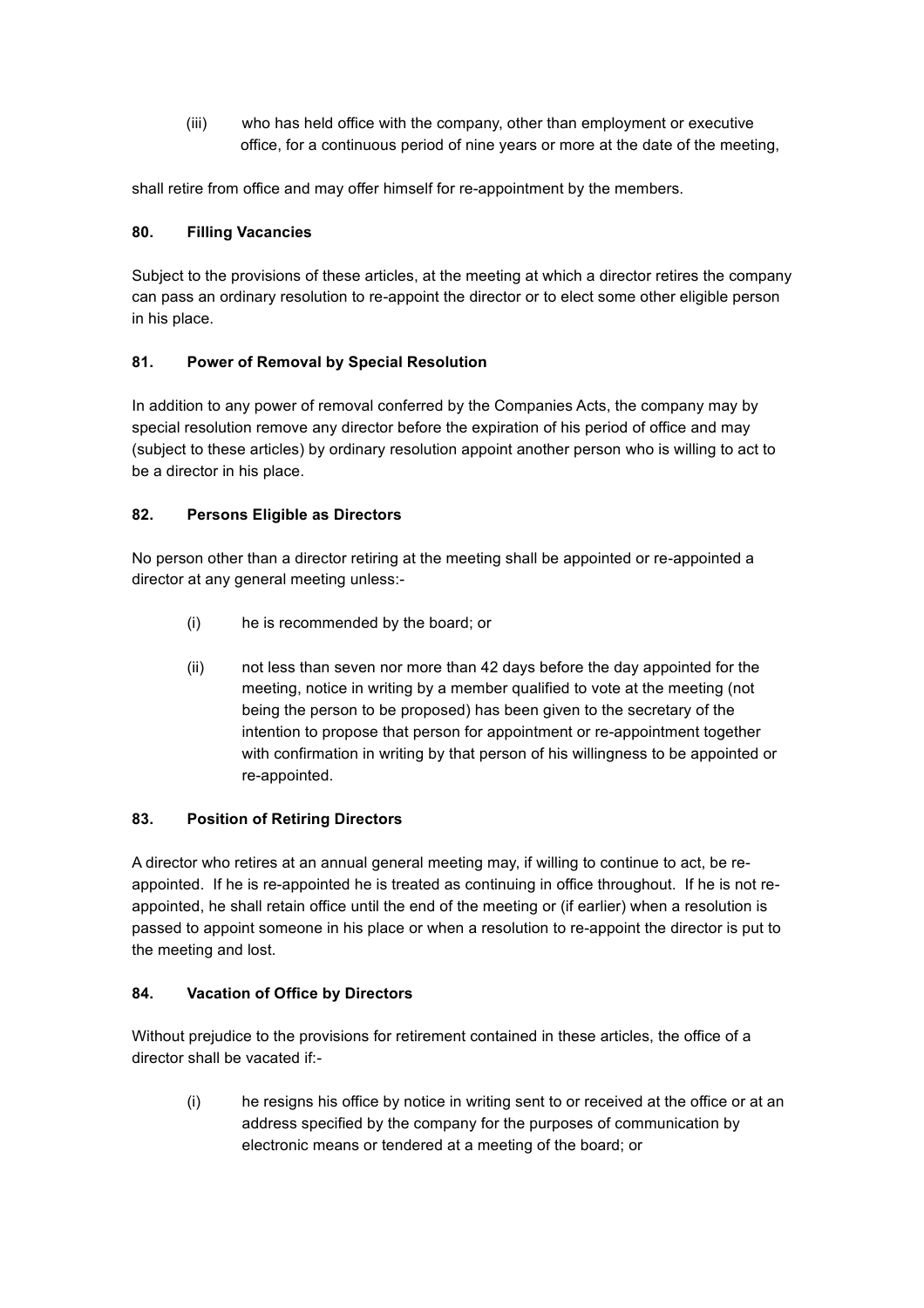(iii) who has held office with the company, other than employment or executive office, for a continuous period of nine years or more at the date of the meeting,

shall retire from office and may offer himself for re-appointment by the members.

### 80. Filling Vacancies

Subject to the provisions of these articles, at the meeting at which a director retires the company can pass an ordinary resolution to re-appoint the director or to elect some other eligible person in his place.

### 81. Power of Removal by Special Resolution

In addition to any power of removal conferred by the Companies Acts, the company may by special resolution remove any director before the expiration of his period of office and may (subject to these articles) by ordinary resolution appoint another person who is willing to act to be a director in his place.

### 82. Persons Eligible as Directors

No person other than a director retiring at the meeting shall be appointed or re-appointed a director at any general meeting unless:-

(i) he is recommended by the board; or

(ii) not less than seven nor more than 42 days before the day appointed for the meeting, notice in writing by a member qualified to vote at the meeting (not being the person to be proposed) has been given to the secretary of the intention to propose that person for appointment or re-appointment together with confirmation in writing by that person of his willingness to be appointed or re-appointed.

### 83. Position of Retiring Directors

A director who retires at an annual general meeting may, if willing to continue to act, be re-appointed. If he is re-appointed he is treated as continuing in office throughout. If he is not re-appointed, he shall retain office until the end of the meeting or (if earlier) when a resolution is passed to appoint someone in his place or when a resolution to re-appoint the director is put to the meeting and lost.

### 84. Vacation of Office by Directors

Without prejudice to the provisions for retirement contained in these articles, the office of a director shall be vacated if:-

(i) he resigns his office by notice in writing sent to or received at the office or at an address specified by the company for the purposes of communication by electronic means or tendered at a meeting of the board; or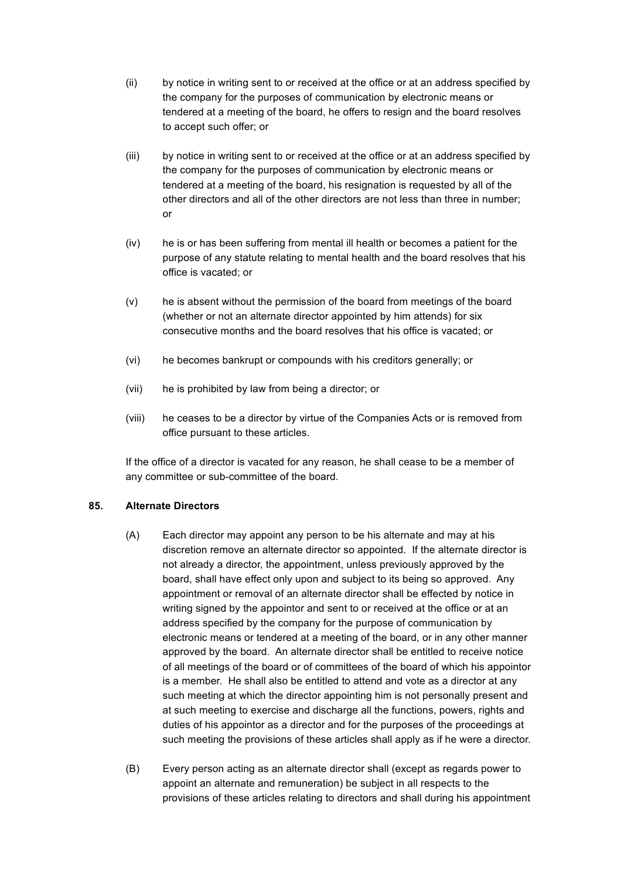(ii) by notice in writing sent to or received at the office or at an address specified by the company for the purposes of communication by electronic means or tendered at a meeting of the board, he offers to resign and the board resolves to accept such offer; or

(iii) by notice in writing sent to or received at the office or at an address specified by the company for the purposes of communication by electronic means or tendered at a meeting of the board, his resignation is requested by all of the other directors and all of the other directors are not less than three in number; or

(iv) he is or has been suffering from mental ill health or becomes a patient for the purpose of any statute relating to mental health and the board resolves that his office is vacated; or

(v) he is absent without the permission of the board from meetings of the board (whether or not an alternate director appointed by him attends) for six consecutive months and the board resolves that his office is vacated; or

(vi) he becomes bankrupt or compounds with his creditors generally; or

(vii) he is prohibited by law from being a director; or

(viii) he ceases to be a director by virtue of the Companies Acts or is removed from office pursuant to these articles.

If the office of a director is vacated for any reason, he shall cease to be a member of any committee or sub-committee of the board.

**85. Alternate Directors**

(A) Each director may appoint any person to be his alternate and may at his discretion remove an alternate director so appointed. If the alternate director is not already a director, the appointment, unless previously approved by the board, shall have effect only upon and subject to its being so approved. Any appointment or removal of an alternate director shall be effected by notice in writing signed by the appointor and sent to or received at the office or at an address specified by the company for the purpose of communication by electronic means or tendered at a meeting of the board, or in any other manner approved by the board. An alternate director shall be entitled to receive notice of all meetings of the board or of committees of the board of which his appointor is a member. He shall also be entitled to attend and vote as a director at any such meeting at which the director appointing him is not personally present and at such meeting to exercise and discharge all the functions, powers, rights and duties of his appointor as a director and for the purposes of the proceedings at such meeting the provisions of these articles shall apply as if he were a director.

(B) Every person acting as an alternate director shall (except as regards power to appoint an alternate and remuneration) be subject in all respects to the provisions of these articles relating to directors and shall during his appointment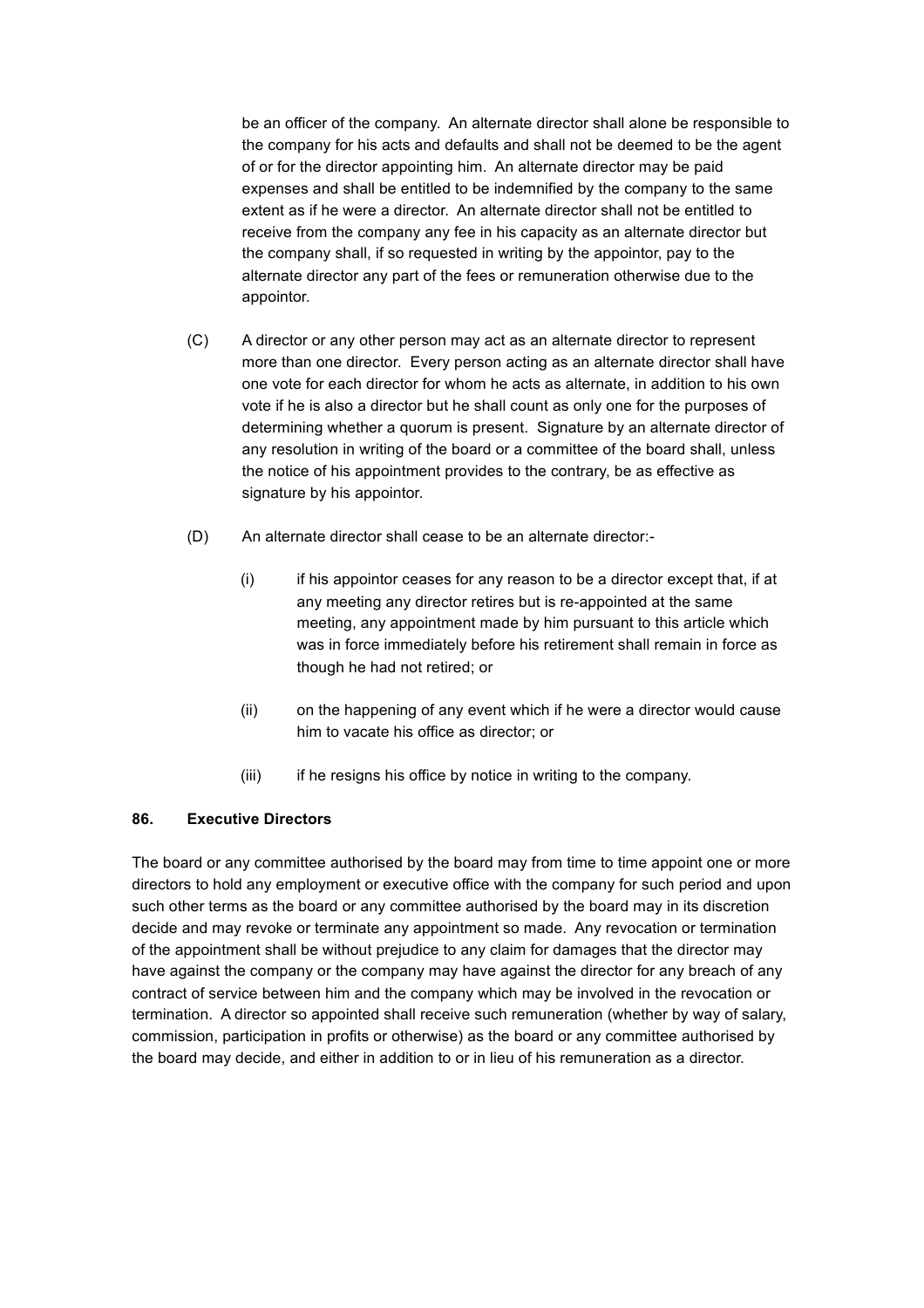be an officer of the company. An alternate director shall alone be responsible to the company for his acts and defaults and shall not be deemed to be the agent of or for the director appointing him. An alternate director may be paid expenses and shall be entitled to be indemnified by the company to the same extent as if he were a director. An alternate director shall not be entitled to receive from the company any fee in his capacity as an alternate director but the company shall, if so requested in writing by the appointor, pay to the alternate director any part of the fees or remuneration otherwise due to the appointor.

(C) A director or any other person may act as an alternate director to represent more than one director. Every person acting as an alternate director shall have one vote for each director for whom he acts as alternate, in addition to his own vote if he is also a director but he shall count as only one for the purposes of determining whether a quorum is present. Signature by an alternate director of any resolution in writing of the board or a committee of the board shall, unless the notice of his appointment provides to the contrary, be as effective as signature by his appointor.

(D) An alternate director shall cease to be an alternate director:-

(i) if his appointor ceases for any reason to be a director except that, if at any meeting any director retires but is re-appointed at the same meeting, any appointment made by him pursuant to this article which was in force immediately before his retirement shall remain in force as though he had not retired; or

(ii) on the happening of any event which if he were a director would cause him to vacate his office as director; or

(iii) if he resigns his office by notice in writing to the company.

**86. Executive Directors**

The board or any committee authorised by the board may from time to time appoint one or more directors to hold any employment or executive office with the company for such period and upon such other terms as the board or any committee authorised by the board may in its discretion decide and may revoke or terminate any appointment so made. Any revocation or termination of the appointment shall be without prejudice to any claim for damages that the director may have against the company or the company may have against the director for any breach of any contract of service between him and the company which may be involved in the revocation or termination. A director so appointed shall receive such remuneration (whether by way of salary, commission, participation in profits or otherwise) as the board or any committee authorised by the board may decide, and either in addition to or in lieu of his remuneration as a director.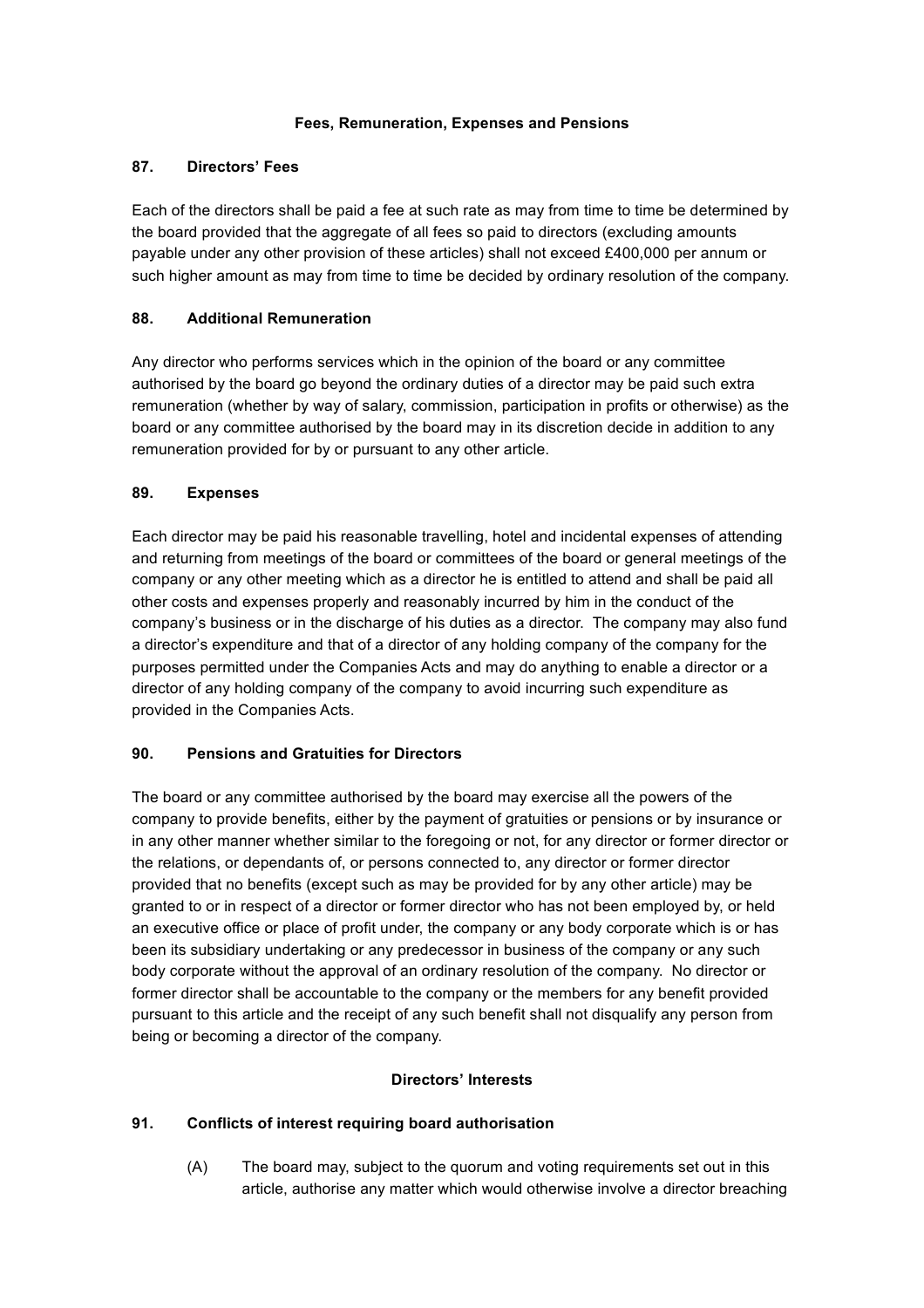## Fees, Remuneration, Expenses and Pensions

### 87. Directors' Fees

Each of the directors shall be paid a fee at such rate as may from time to time be determined by the board provided that the aggregate of all fees so paid to directors (excluding amounts payable under any other provision of these articles) shall not exceed £400,000 per annum or such higher amount as may from time to time be decided by ordinary resolution of the company.

### 88. Additional Remuneration

Any director who performs services which in the opinion of the board or any committee authorised by the board go beyond the ordinary duties of a director may be paid such extra remuneration (whether by way of salary, commission, participation in profits or otherwise) as the board or any committee authorised by the board may in its discretion decide in addition to any remuneration provided for by or pursuant to any other article.

### 89. Expenses

Each director may be paid his reasonable travelling, hotel and incidental expenses of attending and returning from meetings of the board or committees of the board or general meetings of the company or any other meeting which as a director he is entitled to attend and shall be paid all other costs and expenses properly and reasonably incurred by him in the conduct of the company's business or in the discharge of his duties as a director. The company may also fund a director's expenditure and that of a director of any holding company of the company for the purposes permitted under the Companies Acts and may do anything to enable a director or a director of any holding company of the company to avoid incurring such expenditure as provided in the Companies Acts.

### 90. Pensions and Gratuities for Directors

The board or any committee authorised by the board may exercise all the powers of the company to provide benefits, either by the payment of gratuities or pensions or by insurance or in any other manner whether similar to the foregoing or not, for any director or former director or the relations, or dependants of, or persons connected to, any director or former director provided that no benefits (except such as may be provided for by any other article) may be granted to or in respect of a director or former director who has not been employed by, or held an executive office or place of profit under, the company or any body corporate which is or has been its subsidiary undertaking or any predecessor in business of the company or any such body corporate without the approval of an ordinary resolution of the company. No director or former director shall be accountable to the company or the members for any benefit provided pursuant to this article and the receipt of any such benefit shall not disqualify any person from being or becoming a director of the company.

## Directors' Interests

### 91. Conflicts of interest requiring board authorisation

(A) The board may, subject to the quorum and voting requirements set out in this article, authorise any matter which would otherwise involve a director breaching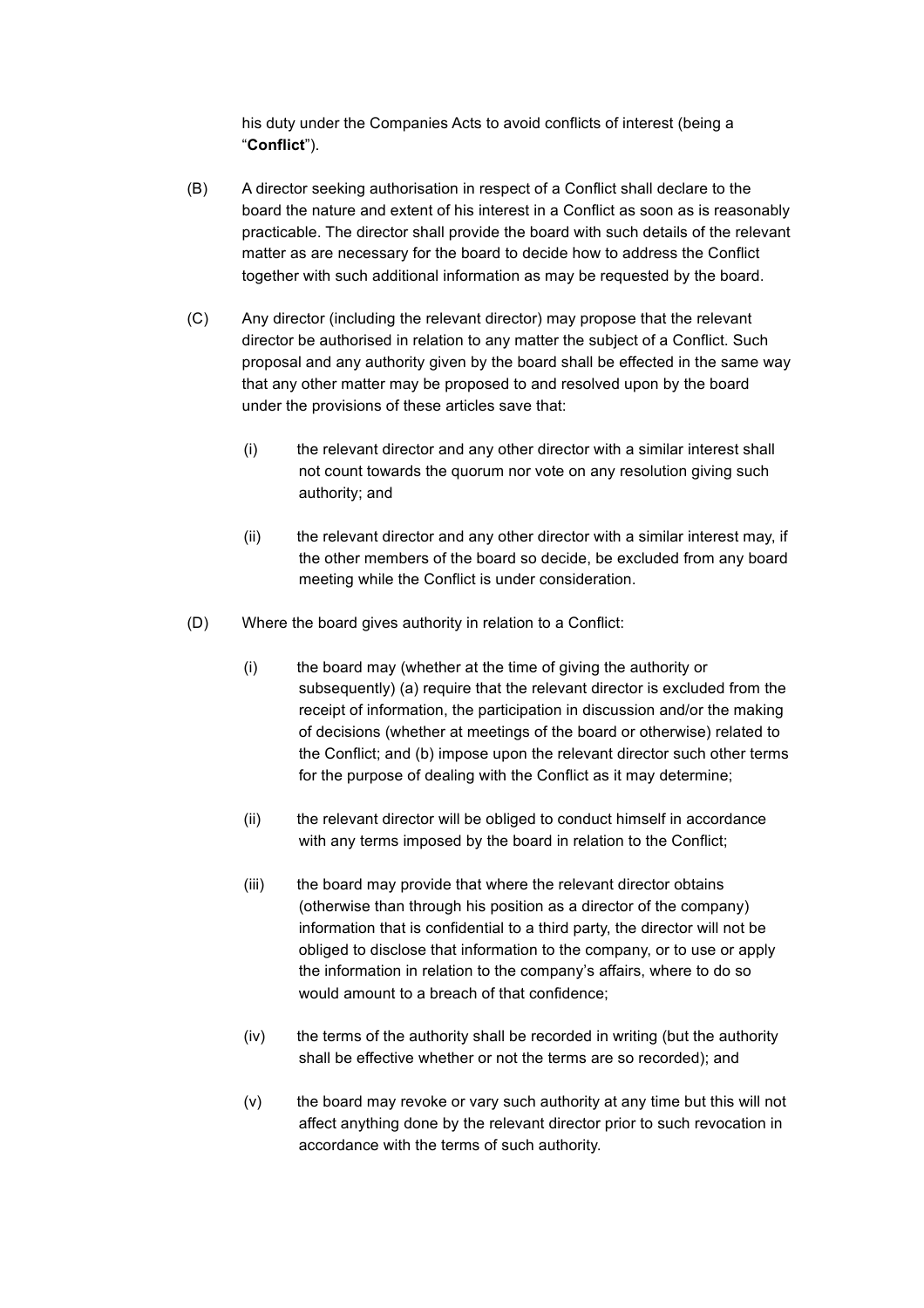his duty under the Companies Acts to avoid conflicts of interest (being a "**Conflict**").

(B) A director seeking authorisation in respect of a Conflict shall declare to the board the nature and extent of his interest in a Conflict as soon as is reasonably practicable. The director shall provide the board with such details of the relevant matter as are necessary for the board to decide how to address the Conflict together with such additional information as may be requested by the board.

(C) Any director (including the relevant director) may propose that the relevant director be authorised in relation to any matter the subject of a Conflict. Such proposal and any authority given by the board shall be effected in the same way that any other matter may be proposed to and resolved upon by the board under the provisions of these articles save that:

(i) the relevant director and any other director with a similar interest shall not count towards the quorum nor vote on any resolution giving such authority; and

(ii) the relevant director and any other director with a similar interest may, if the other members of the board so decide, be excluded from any board meeting while the Conflict is under consideration.

(D) Where the board gives authority in relation to a Conflict:

(i) the board may (whether at the time of giving the authority or subsequently) (a) require that the relevant director is excluded from the receipt of information, the participation in discussion and/or the making of decisions (whether at meetings of the board or otherwise) related to the Conflict; and (b) impose upon the relevant director such other terms for the purpose of dealing with the Conflict as it may determine;

(ii) the relevant director will be obliged to conduct himself in accordance with any terms imposed by the board in relation to the Conflict;

(iii) the board may provide that where the relevant director obtains (otherwise than through his position as a director of the company) information that is confidential to a third party, the director will not be obliged to disclose that information to the company, or to use or apply the information in relation to the company's affairs, where to do so would amount to a breach of that confidence;

(iv) the terms of the authority shall be recorded in writing (but the authority shall be effective whether or not the terms are so recorded); and

(v) the board may revoke or vary such authority at any time but this will not affect anything done by the relevant director prior to such revocation in accordance with the terms of such authority.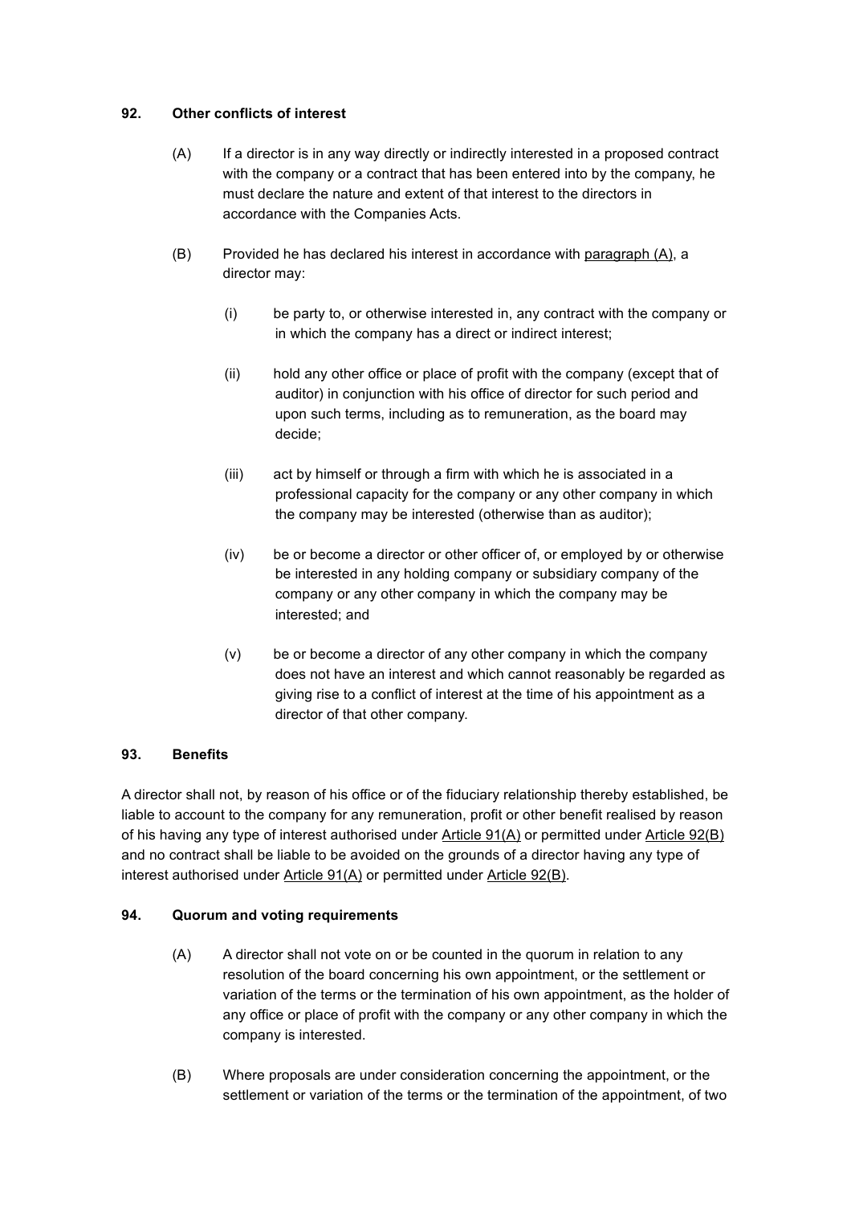### 92. Other conflicts of interest

(A) If a director is in any way directly or indirectly interested in a proposed contract with the company or a contract that has been entered into by the company, he must declare the nature and extent of that interest to the directors in accordance with the Companies Acts.

(B) Provided he has declared his interest in accordance with paragraph (A), a director may:

(i) be party to, or otherwise interested in, any contract with the company or in which the company has a direct or indirect interest;

(ii) hold any other office or place of profit with the company (except that of auditor) in conjunction with his office of director for such period and upon such terms, including as to remuneration, as the board may decide;

(iii) act by himself or through a firm with which he is associated in a professional capacity for the company or any other company in which the company may be interested (otherwise than as auditor);

(iv) be or become a director or other officer of, or employed by or otherwise be interested in any holding company or subsidiary company of the company or any other company in which the company may be interested; and

(v) be or become a director of any other company in which the company does not have an interest and which cannot reasonably be regarded as giving rise to a conflict of interest at the time of his appointment as a director of that other company.

### 93. Benefits

A director shall not, by reason of his office or of the fiduciary relationship thereby established, be liable to account to the company for any remuneration, profit or other benefit realised by reason of his having any type of interest authorised under Article 91(A) or permitted under Article 92(B) and no contract shall be liable to be avoided on the grounds of a director having any type of interest authorised under Article 91(A) or permitted under Article 92(B).

### 94. Quorum and voting requirements

(A) A director shall not vote on or be counted in the quorum in relation to any resolution of the board concerning his own appointment, or the settlement or variation of the terms or the termination of his own appointment, as the holder of any office or place of profit with the company or any other company in which the company is interested.

(B) Where proposals are under consideration concerning the appointment, or the settlement or variation of the terms or the termination of the appointment, of two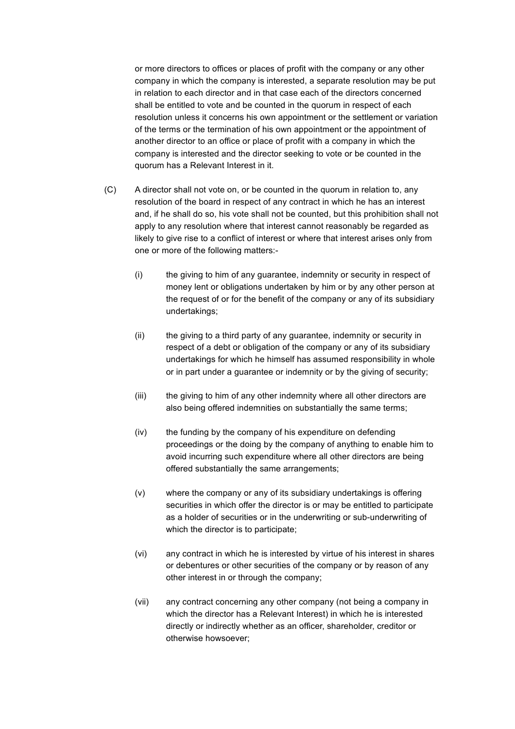or more directors to offices or places of profit with the company or any other company in which the company is interested, a separate resolution may be put in relation to each director and in that case each of the directors concerned shall be entitled to vote and be counted in the quorum in respect of each resolution unless it concerns his own appointment or the settlement or variation of the terms or the termination of his own appointment or the appointment of another director to an office or place of profit with a company in which the company is interested and the director seeking to vote or be counted in the quorum has a Relevant Interest in it.

(C) A director shall not vote on, or be counted in the quorum in relation to, any resolution of the board in respect of any contract in which he has an interest and, if he shall do so, his vote shall not be counted, but this prohibition shall not apply to any resolution where that interest cannot reasonably be regarded as likely to give rise to a conflict of interest or where that interest arises only from one or more of the following matters:-

(i) the giving to him of any guarantee, indemnity or security in respect of money lent or obligations undertaken by him or by any other person at the request of or for the benefit of the company or any of its subsidiary undertakings;

(ii) the giving to a third party of any guarantee, indemnity or security in respect of a debt or obligation of the company or any of its subsidiary undertakings for which he himself has assumed responsibility in whole or in part under a guarantee or indemnity or by the giving of security;

(iii) the giving to him of any other indemnity where all other directors are also being offered indemnities on substantially the same terms;

(iv) the funding by the company of his expenditure on defending proceedings or the doing by the company of anything to enable him to avoid incurring such expenditure where all other directors are being offered substantially the same arrangements;

(v) where the company or any of its subsidiary undertakings is offering securities in which offer the director is or may be entitled to participate as a holder of securities or in the underwriting or sub-underwriting of which the director is to participate;

(vi) any contract in which he is interested by virtue of his interest in shares or debentures or other securities of the company or by reason of any other interest in or through the company;

(vii) any contract concerning any other company (not being a company in which the director has a Relevant Interest) in which he is interested directly or indirectly whether as an officer, shareholder, creditor or otherwise howsoever;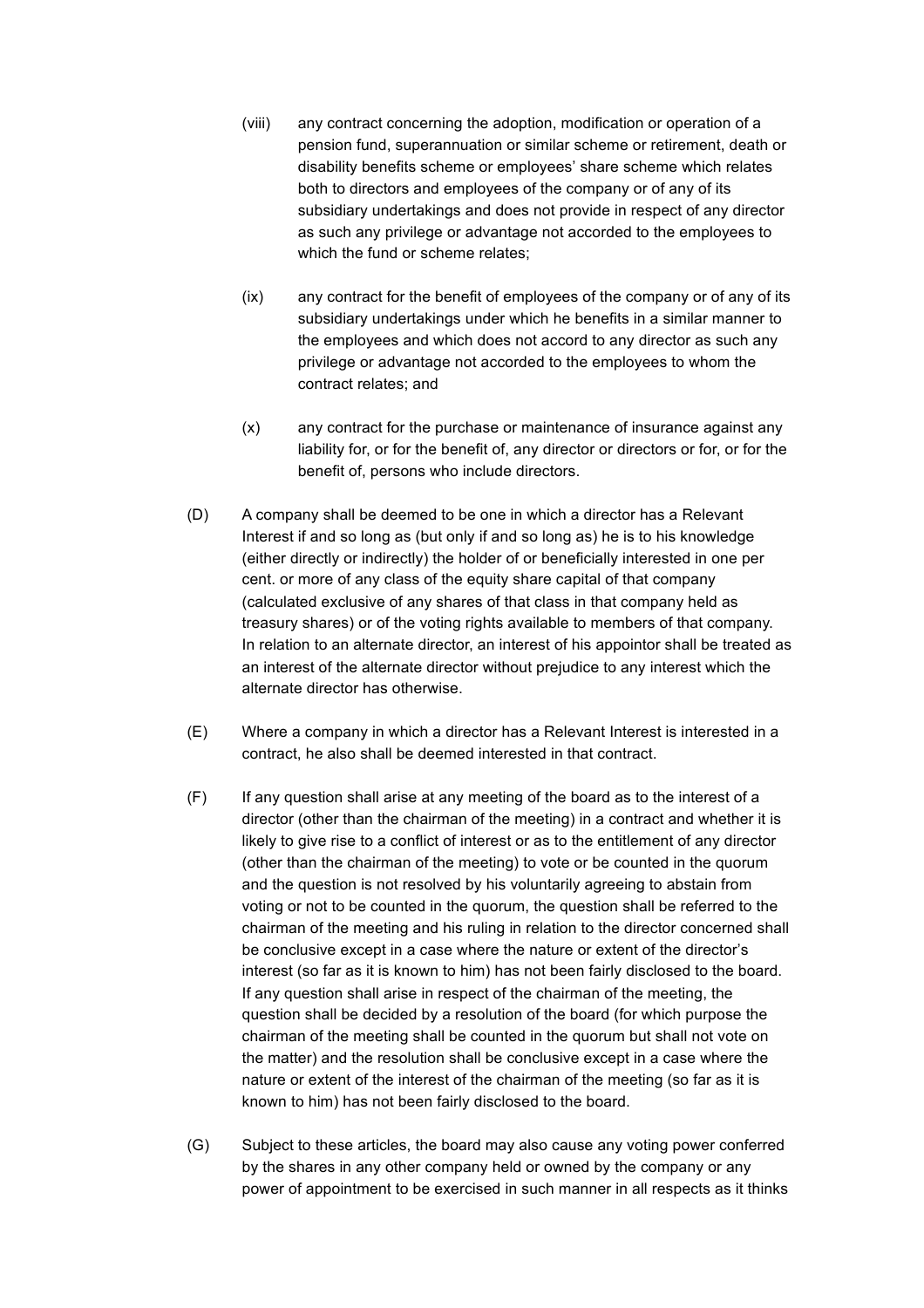(viii) any contract concerning the adoption, modification or operation of a pension fund, superannuation or similar scheme or retirement, death or disability benefits scheme or employees' share scheme which relates both to directors and employees of the company or of any of its subsidiary undertakings and does not provide in respect of any director as such any privilege or advantage not accorded to the employees to which the fund or scheme relates;

(ix) any contract for the benefit of employees of the company or of any of its subsidiary undertakings under which he benefits in a similar manner to the employees and which does not accord to any director as such any privilege or advantage not accorded to the employees to whom the contract relates; and

(x) any contract for the purchase or maintenance of insurance against any liability for, or for the benefit of, any director or directors or for, or for the benefit of, persons who include directors.

(D) A company shall be deemed to be one in which a director has a Relevant Interest if and so long as (but only if and so long as) he is to his knowledge (either directly or indirectly) the holder of or beneficially interested in one per cent. or more of any class of the equity share capital of that company (calculated exclusive of any shares of that class in that company held as treasury shares) or of the voting rights available to members of that company. In relation to an alternate director, an interest of his appointor shall be treated as an interest of the alternate director without prejudice to any interest which the alternate director has otherwise.

(E) Where a company in which a director has a Relevant Interest is interested in a contract, he also shall be deemed interested in that contract.

(F) If any question shall arise at any meeting of the board as to the interest of a director (other than the chairman of the meeting) in a contract and whether it is likely to give rise to a conflict of interest or as to the entitlement of any director (other than the chairman of the meeting) to vote or be counted in the quorum and the question is not resolved by his voluntarily agreeing to abstain from voting or not to be counted in the quorum, the question shall be referred to the chairman of the meeting and his ruling in relation to the director concerned shall be conclusive except in a case where the nature or extent of the director's interest (so far as it is known to him) has not been fairly disclosed to the board. If any question shall arise in respect of the chairman of the meeting, the question shall be decided by a resolution of the board (for which purpose the chairman of the meeting shall be counted in the quorum but shall not vote on the matter) and the resolution shall be conclusive except in a case where the nature or extent of the interest of the chairman of the meeting (so far as it is known to him) has not been fairly disclosed to the board.

(G) Subject to these articles, the board may also cause any voting power conferred by the shares in any other company held or owned by the company or any power of appointment to be exercised in such manner in all respects as it thinks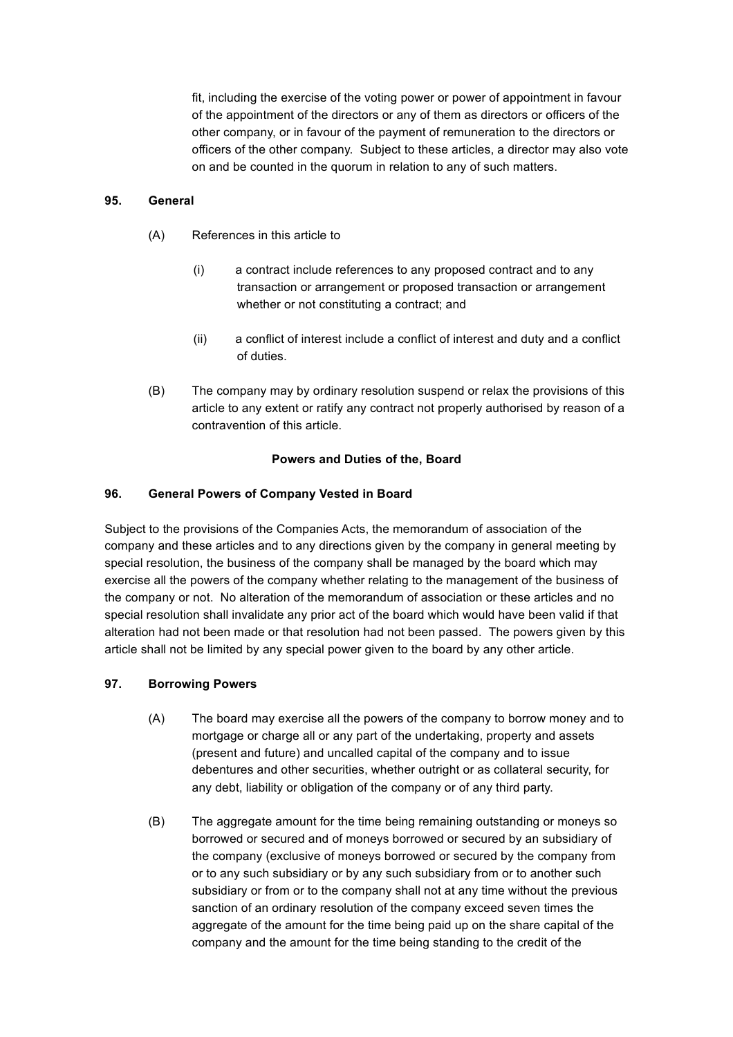fit, including the exercise of the voting power or power of appointment in favour of the appointment of the directors or any of them as directors or officers of the other company, or in favour of the payment of remuneration to the directors or officers of the other company. Subject to these articles, a director may also vote on and be counted in the quorum in relation to any of such matters.

**95. General**

(A) References in this article to

(i) a contract include references to any proposed contract and to any transaction or arrangement or proposed transaction or arrangement whether or not constituting a contract; and

(ii) a conflict of interest include a conflict of interest and duty and a conflict of duties.

(B) The company may by ordinary resolution suspend or relax the provisions of this article to any extent or ratify any contract not properly authorised by reason of a contravention of this article.

**Powers and Duties of the, Board**

**96. General Powers of Company Vested in Board**

Subject to the provisions of the Companies Acts, the memorandum of association of the company and these articles and to any directions given by the company in general meeting by special resolution, the business of the company shall be managed by the board which may exercise all the powers of the company whether relating to the management of the business of the company or not. No alteration of the memorandum of association or these articles and no special resolution shall invalidate any prior act of the board which would have been valid if that alteration had not been made or that resolution had not been passed. The powers given by this article shall not be limited by any special power given to the board by any other article.

**97. Borrowing Powers**

(A) The board may exercise all the powers of the company to borrow money and to mortgage or charge all or any part of the undertaking, property and assets (present and future) and uncalled capital of the company and to issue debentures and other securities, whether outright or as collateral security, for any debt, liability or obligation of the company or of any third party.

(B) The aggregate amount for the time being remaining outstanding or moneys so borrowed or secured and of moneys borrowed or secured by an subsidiary of the company (exclusive of moneys borrowed or secured by the company from or to any such subsidiary or by any such subsidiary from or to another such subsidiary or from or to the company shall not at any time without the previous sanction of an ordinary resolution of the company exceed seven times the aggregate of the amount for the time being paid up on the share capital of the company and the amount for the time being standing to the credit of the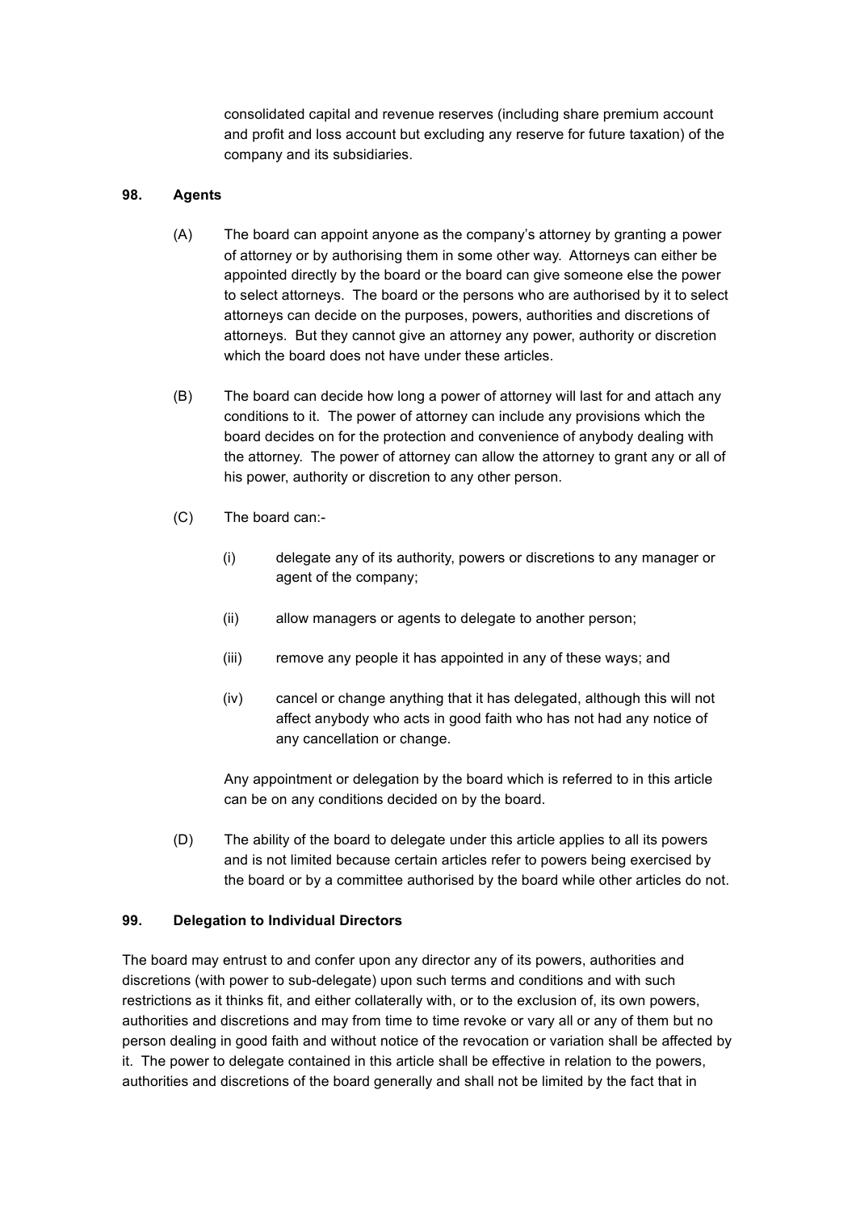consolidated capital and revenue reserves (including share premium account and profit and loss account but excluding any reserve for future taxation) of the company and its subsidiaries.

### 98. Agents

(A) The board can appoint anyone as the company's attorney by granting a power of attorney or by authorising them in some other way. Attorneys can either be appointed directly by the board or the board can give someone else the power to select attorneys. The board or the persons who are authorised by it to select attorneys can decide on the purposes, powers, authorities and discretions of attorneys. But they cannot give an attorney any power, authority or discretion which the board does not have under these articles.

(B) The board can decide how long a power of attorney will last for and attach any conditions to it. The power of attorney can include any provisions which the board decides on for the protection and convenience of anybody dealing with the attorney. The power of attorney can allow the attorney to grant any or all of his power, authority or discretion to any other person.

(C) The board can:-

  (i) delegate any of its authority, powers or discretions to any manager or agent of the company;

  (ii) allow managers or agents to delegate to another person;

  (iii) remove any people it has appointed in any of these ways; and

  (iv) cancel or change anything that it has delegated, although this will not affect anybody who acts in good faith who has not had any notice of any cancellation or change.

Any appointment or delegation by the board which is referred to in this article can be on any conditions decided on by the board.

(D) The ability of the board to delegate under this article applies to all its powers and is not limited because certain articles refer to powers being exercised by the board or by a committee authorised by the board while other articles do not.

### 99. Delegation to Individual Directors

The board may entrust to and confer upon any director any of its powers, authorities and discretions (with power to sub-delegate) upon such terms and conditions and with such restrictions as it thinks fit, and either collaterally with, or to the exclusion of, its own powers, authorities and discretions and may from time to time revoke or vary all or any of them but no person dealing in good faith and without notice of the revocation or variation shall be affected by it. The power to delegate contained in this article shall be effective in relation to the powers, authorities and discretions of the board generally and shall not be limited by the fact that in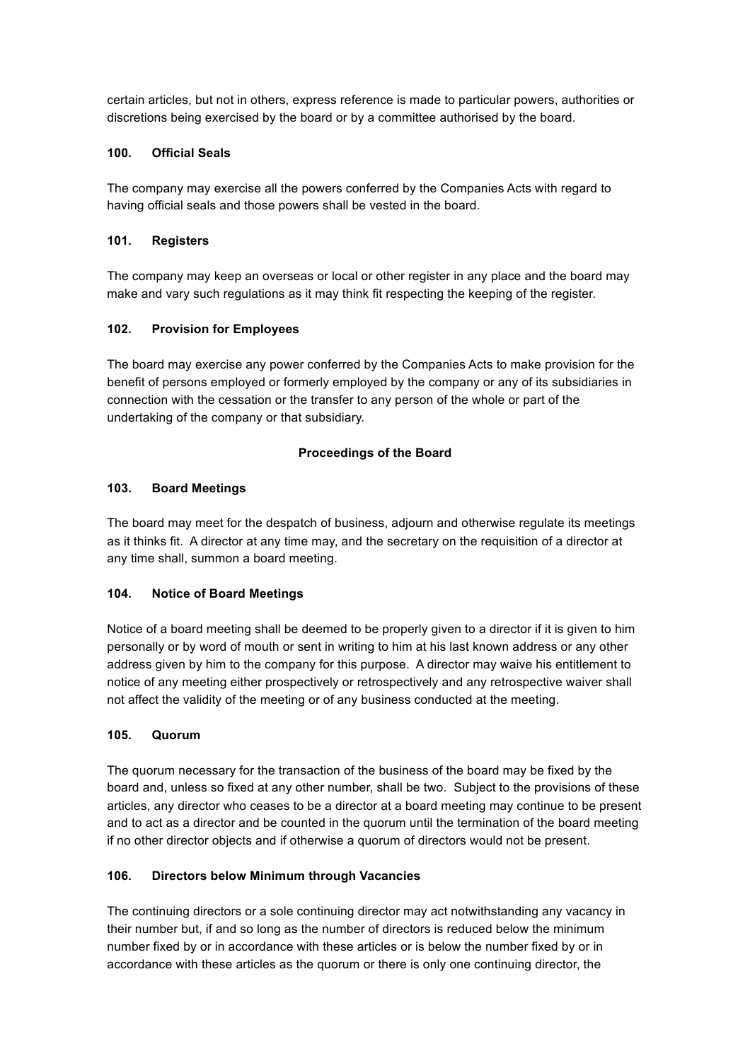certain articles, but not in others, express reference is made to particular powers, authorities or discretions being exercised by the board or by a committee authorised by the board.

### 100. Official Seals

The company may exercise all the powers conferred by the Companies Acts with regard to having official seals and those powers shall be vested in the board.

### 101. Registers

The company may keep an overseas or local or other register in any place and the board may make and vary such regulations as it may think fit respecting the keeping of the register.

### 102. Provision for Employees

The board may exercise any power conferred by the Companies Acts to make provision for the benefit of persons employed or formerly employed by the company or any of its subsidiaries in connection with the cessation or the transfer to any person of the whole or part of the undertaking of the company or that subsidiary.

## Proceedings of the Board

### 103. Board Meetings

The board may meet for the despatch of business, adjourn and otherwise regulate its meetings as it thinks fit. A director at any time may, and the secretary on the requisition of a director at any time shall, summon a board meeting.

### 104. Notice of Board Meetings

Notice of a board meeting shall be deemed to be properly given to a director if it is given to him personally or by word of mouth or sent in writing to him at his last known address or any other address given by him to the company for this purpose. A director may waive his entitlement to notice of any meeting either prospectively or retrospectively and any retrospective waiver shall not affect the validity of the meeting or of any business conducted at the meeting.

### 105. Quorum

The quorum necessary for the transaction of the business of the board may be fixed by the board and, unless so fixed at any other number, shall be two. Subject to the provisions of these articles, any director who ceases to be a director at a board meeting may continue to be present and to act as a director and be counted in the quorum until the termination of the board meeting if no other director objects and if otherwise a quorum of directors would not be present.

### 106. Directors below Minimum through Vacancies

The continuing directors or a sole continuing director may act notwithstanding any vacancy in their number but, if and so long as the number of directors is reduced below the minimum number fixed by or in accordance with these articles or is below the number fixed by or in accordance with these articles as the quorum or there is only one continuing director, the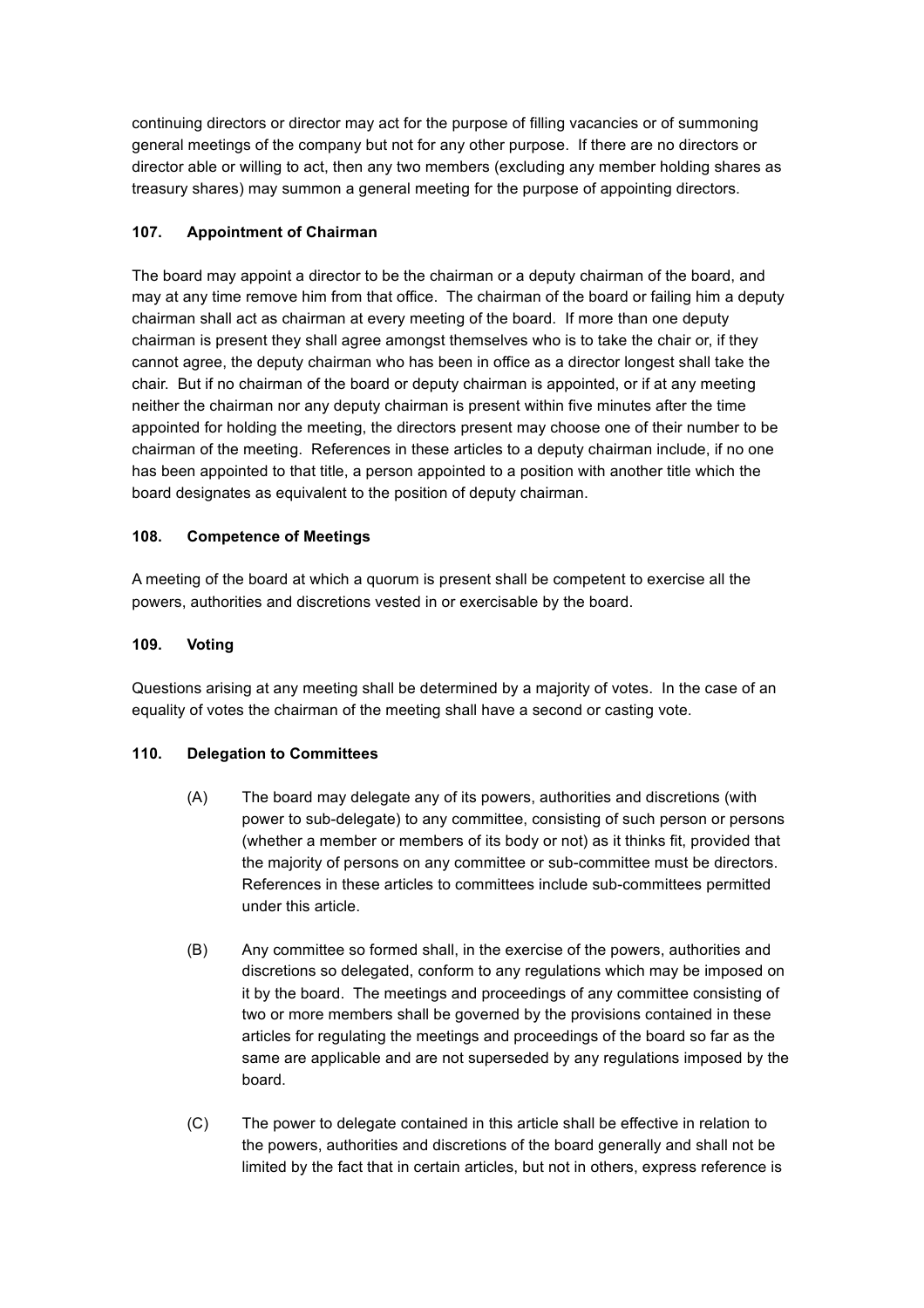continuing directors or director may act for the purpose of filling vacancies or of summoning general meetings of the company but not for any other purpose. If there are no directors or director able or willing to act, then any two members (excluding any member holding shares as treasury shares) may summon a general meeting for the purpose of appointing directors.

### 107. Appointment of Chairman

The board may appoint a director to be the chairman or a deputy chairman of the board, and may at any time remove him from that office. The chairman of the board or failing him a deputy chairman shall act as chairman at every meeting of the board. If more than one deputy chairman is present they shall agree amongst themselves who is to take the chair or, if they cannot agree, the deputy chairman who has been in office as a director longest shall take the chair. But if no chairman of the board or deputy chairman is appointed, or if at any meeting neither the chairman nor any deputy chairman is present within five minutes after the time appointed for holding the meeting, the directors present may choose one of their number to be chairman of the meeting. References in these articles to a deputy chairman include, if no one has been appointed to that title, a person appointed to a position with another title which the board designates as equivalent to the position of deputy chairman.

### 108. Competence of Meetings

A meeting of the board at which a quorum is present shall be competent to exercise all the powers, authorities and discretions vested in or exercisable by the board.

### 109. Voting

Questions arising at any meeting shall be determined by a majority of votes. In the case of an equality of votes the chairman of the meeting shall have a second or casting vote.

### 110. Delegation to Committees

(A) The board may delegate any of its powers, authorities and discretions (with power to sub-delegate) to any committee, consisting of such person or persons (whether a member or members of its body or not) as it thinks fit, provided that the majority of persons on any committee or sub-committee must be directors. References in these articles to committees include sub-committees permitted under this article.

(B) Any committee so formed shall, in the exercise of the powers, authorities and discretions so delegated, conform to any regulations which may be imposed on it by the board. The meetings and proceedings of any committee consisting of two or more members shall be governed by the provisions contained in these articles for regulating the meetings and proceedings of the board so far as the same are applicable and are not superseded by any regulations imposed by the board.

(C) The power to delegate contained in this article shall be effective in relation to the powers, authorities and discretions of the board generally and shall not be limited by the fact that in certain articles, but not in others, express reference is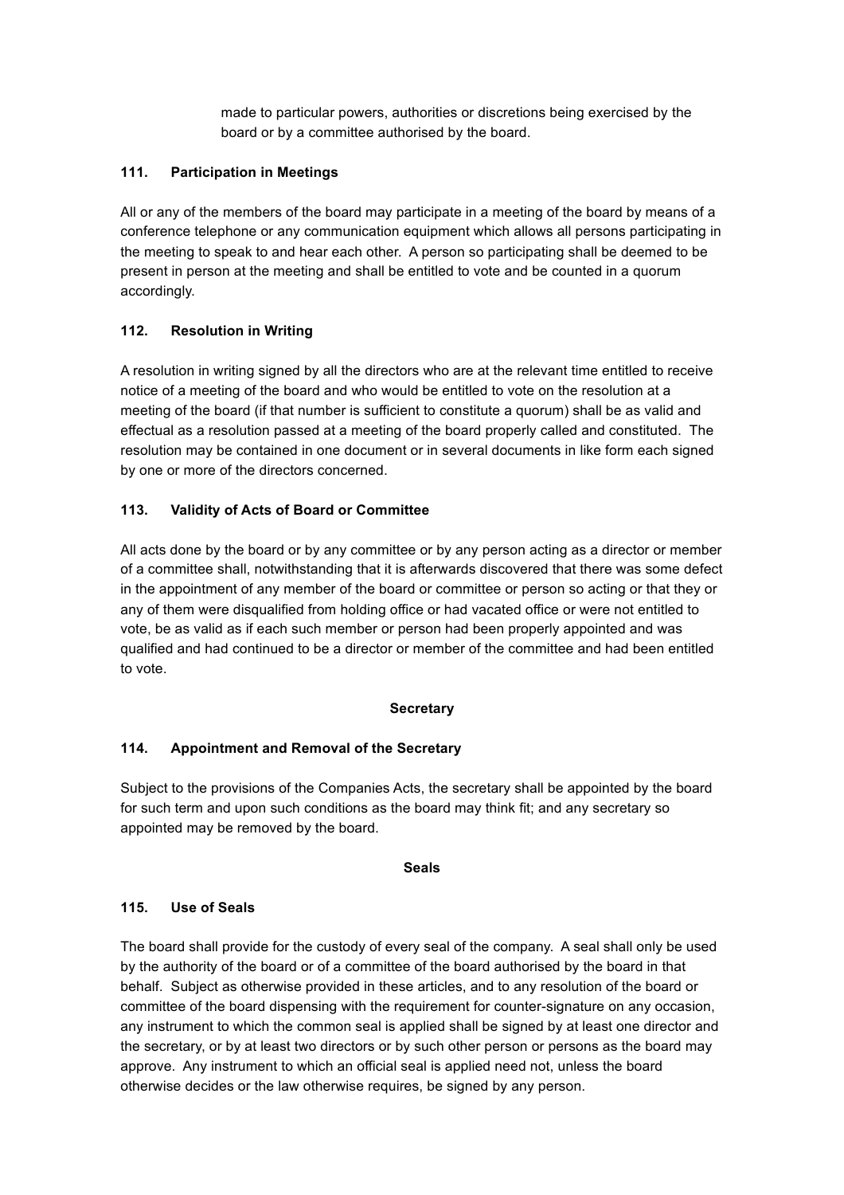made to particular powers, authorities or discretions being exercised by the board or by a committee authorised by the board.

### 111. Participation in Meetings

All or any of the members of the board may participate in a meeting of the board by means of a conference telephone or any communication equipment which allows all persons participating in the meeting to speak to and hear each other. A person so participating shall be deemed to be present in person at the meeting and shall be entitled to vote and be counted in a quorum accordingly.

### 112. Resolution in Writing

A resolution in writing signed by all the directors who are at the relevant time entitled to receive notice of a meeting of the board and who would be entitled to vote on the resolution at a meeting of the board (if that number is sufficient to constitute a quorum) shall be as valid and effectual as a resolution passed at a meeting of the board properly called and constituted. The resolution may be contained in one document or in several documents in like form each signed by one or more of the directors concerned.

### 113. Validity of Acts of Board or Committee

All acts done by the board or by any committee or by any person acting as a director or member of a committee shall, notwithstanding that it is afterwards discovered that there was some defect in the appointment of any member of the board or committee or person so acting or that they or any of them were disqualified from holding office or had vacated office or were not entitled to vote, be as valid as if each such member or person had been properly appointed and was qualified and had continued to be a director or member of the committee and had been entitled to vote.

## Secretary

### 114. Appointment and Removal of the Secretary

Subject to the provisions of the Companies Acts, the secretary shall be appointed by the board for such term and upon such conditions as the board may think fit; and any secretary so appointed may be removed by the board.

## Seals

### 115. Use of Seals

The board shall provide for the custody of every seal of the company. A seal shall only be used by the authority of the board or of a committee of the board authorised by the board in that behalf. Subject as otherwise provided in these articles, and to any resolution of the board or committee of the board dispensing with the requirement for counter-signature on any occasion, any instrument to which the common seal is applied shall be signed by at least one director and the secretary, or by at least two directors or by such other person or persons as the board may approve. Any instrument to which an official seal is applied need not, unless the board otherwise decides or the law otherwise requires, be signed by any person.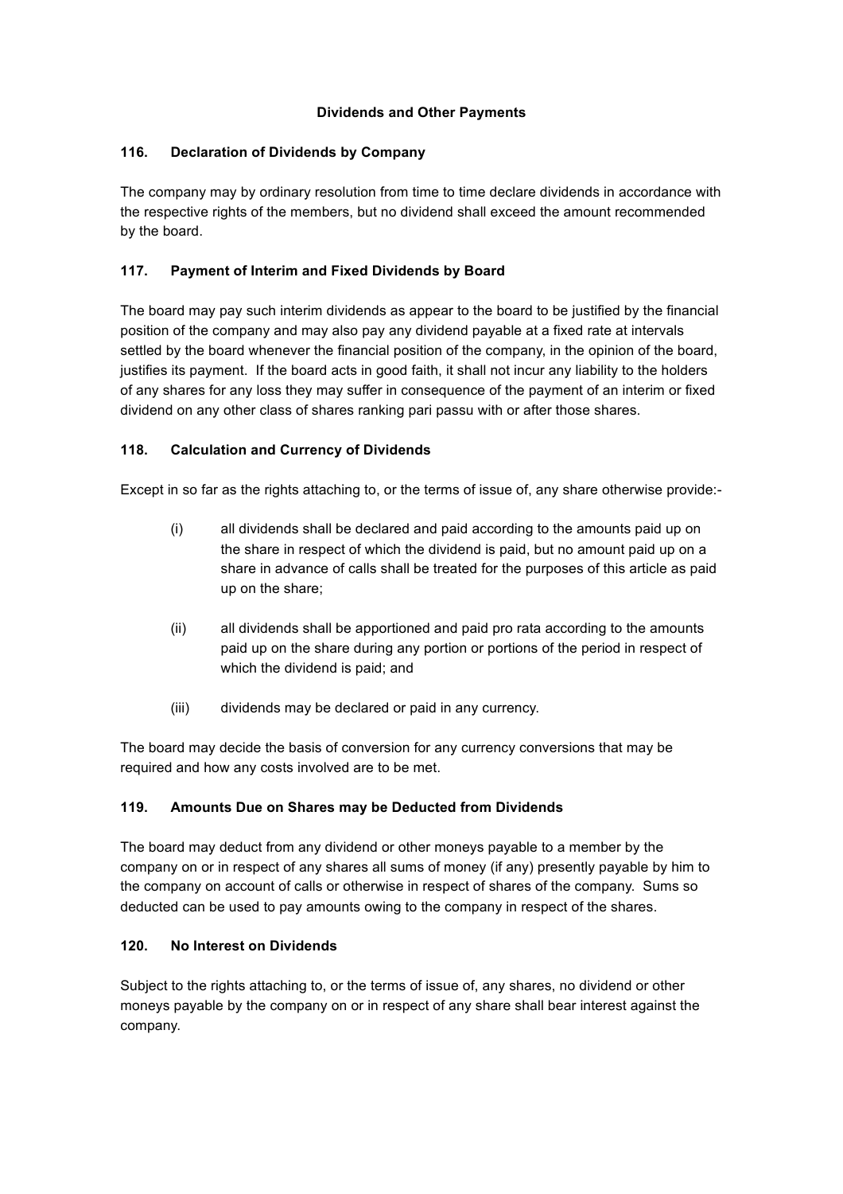## Dividends and Other Payments

### 116. Declaration of Dividends by Company

The company may by ordinary resolution from time to time declare dividends in accordance with the respective rights of the members, but no dividend shall exceed the amount recommended by the board.

### 117. Payment of Interim and Fixed Dividends by Board

The board may pay such interim dividends as appear to the board to be justified by the financial position of the company and may also pay any dividend payable at a fixed rate at intervals settled by the board whenever the financial position of the company, in the opinion of the board, justifies its payment. If the board acts in good faith, it shall not incur any liability to the holders of any shares for any loss they may suffer in consequence of the payment of an interim or fixed dividend on any other class of shares ranking pari passu with or after those shares.

### 118. Calculation and Currency of Dividends

Except in so far as the rights attaching to, or the terms of issue of, any share otherwise provide:-

(i) all dividends shall be declared and paid according to the amounts paid up on the share in respect of which the dividend is paid, but no amount paid up on a share in advance of calls shall be treated for the purposes of this article as paid up on the share;

(ii) all dividends shall be apportioned and paid pro rata according to the amounts paid up on the share during any portion or portions of the period in respect of which the dividend is paid; and

(iii) dividends may be declared or paid in any currency.

The board may decide the basis of conversion for any currency conversions that may be required and how any costs involved are to be met.

### 119. Amounts Due on Shares may be Deducted from Dividends

The board may deduct from any dividend or other moneys payable to a member by the company on or in respect of any shares all sums of money (if any) presently payable by him to the company on account of calls or otherwise in respect of shares of the company. Sums so deducted can be used to pay amounts owing to the company in respect of the shares.

### 120. No Interest on Dividends

Subject to the rights attaching to, or the terms of issue of, any shares, no dividend or other moneys payable by the company on or in respect of any share shall bear interest against the company.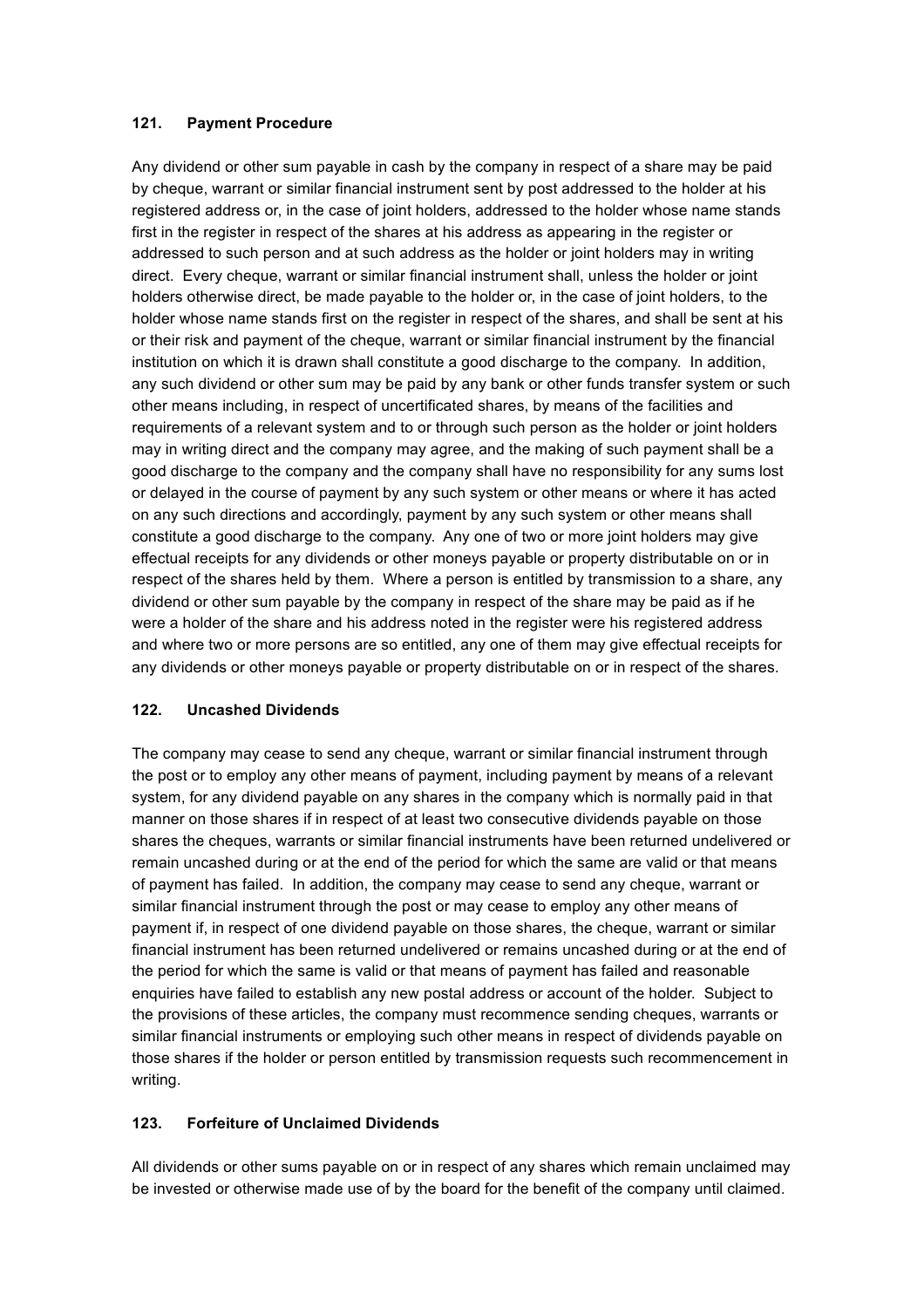### 121. Payment Procedure

Any dividend or other sum payable in cash by the company in respect of a share may be paid by cheque, warrant or similar financial instrument sent by post addressed to the holder at his registered address or, in the case of joint holders, addressed to the holder whose name stands first in the register in respect of the shares at his address as appearing in the register or addressed to such person and at such address as the holder or joint holders may in writing direct. Every cheque, warrant or similar financial instrument shall, unless the holder or joint holders otherwise direct, be made payable to the holder or, in the case of joint holders, to the holder whose name stands first on the register in respect of the shares, and shall be sent at his or their risk and payment of the cheque, warrant or similar financial instrument by the financial institution on which it is drawn shall constitute a good discharge to the company. In addition, any such dividend or other sum may be paid by any bank or other funds transfer system or such other means including, in respect of uncertificated shares, by means of the facilities and requirements of a relevant system and to or through such person as the holder or joint holders may in writing direct and the company may agree, and the making of such payment shall be a good discharge to the company and the company shall have no responsibility for any sums lost or delayed in the course of payment by any such system or other means or where it has acted on any such directions and accordingly, payment by any such system or other means shall constitute a good discharge to the company. Any one of two or more joint holders may give effectual receipts for any dividends or other moneys payable or property distributable on or in respect of the shares held by them. Where a person is entitled by transmission to a share, any dividend or other sum payable by the company in respect of the share may be paid as if he were a holder of the share and his address noted in the register were his registered address and where two or more persons are so entitled, any one of them may give effectual receipts for any dividends or other moneys payable or property distributable on or in respect of the shares.

### 122. Uncashed Dividends

The company may cease to send any cheque, warrant or similar financial instrument through the post or to employ any other means of payment, including payment by means of a relevant system, for any dividend payable on any shares in the company which is normally paid in that manner on those shares if in respect of at least two consecutive dividends payable on those shares the cheques, warrants or similar financial instruments have been returned undelivered or remain uncashed during or at the end of the period for which the same are valid or that means of payment has failed. In addition, the company may cease to send any cheque, warrant or similar financial instrument through the post or may cease to employ any other means of payment if, in respect of one dividend payable on those shares, the cheque, warrant or similar financial instrument has been returned undelivered or remains uncashed during or at the end of the period for which the same is valid or that means of payment has failed and reasonable enquiries have failed to establish any new postal address or account of the holder. Subject to the provisions of these articles, the company must recommence sending cheques, warrants or similar financial instruments or employing such other means in respect of dividends payable on those shares if the holder or person entitled by transmission requests such recommencement in writing.

### 123. Forfeiture of Unclaimed Dividends

All dividends or other sums payable on or in respect of any shares which remain unclaimed may be invested or otherwise made use of by the board for the benefit of the company until claimed.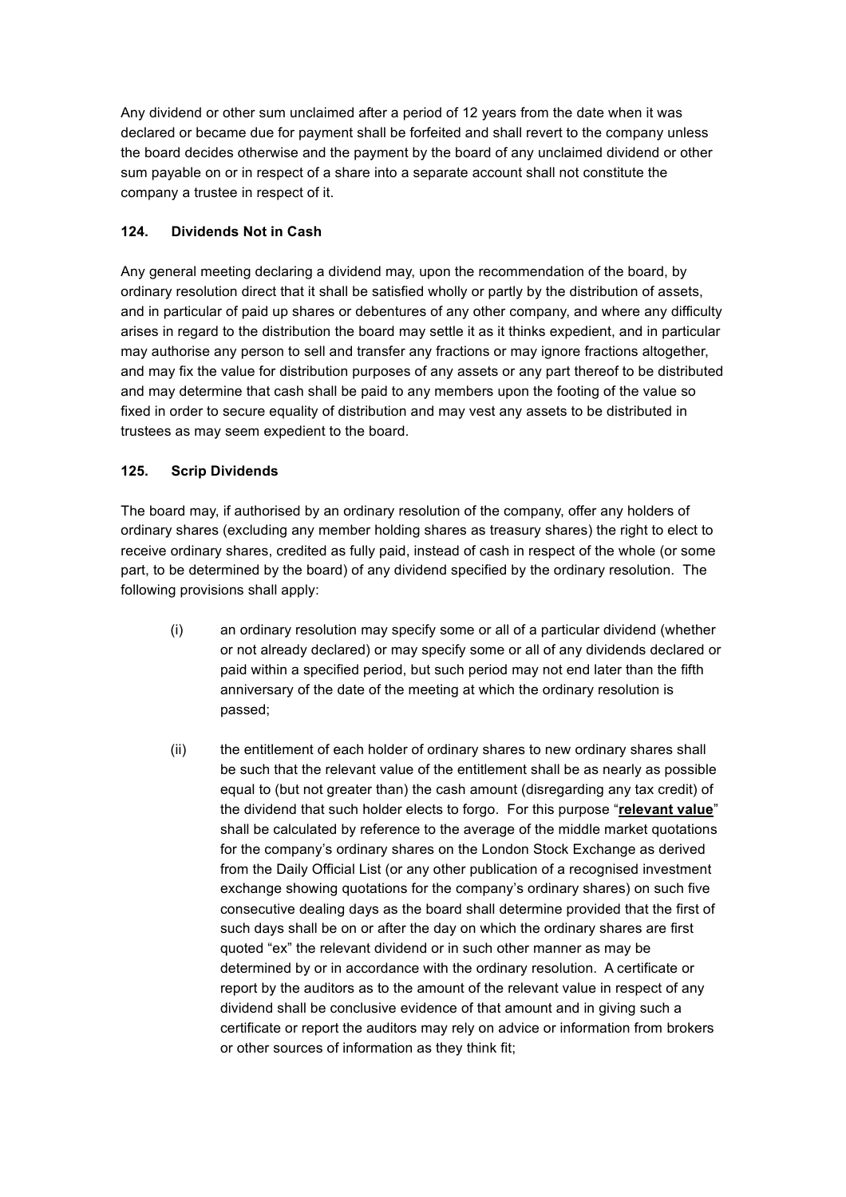Any dividend or other sum unclaimed after a period of 12 years from the date when it was declared or became due for payment shall be forfeited and shall revert to the company unless the board decides otherwise and the payment by the board of any unclaimed dividend or other sum payable on or in respect of a share into a separate account shall not constitute the company a trustee in respect of it.

### 124. Dividends Not in Cash

Any general meeting declaring a dividend may, upon the recommendation of the board, by ordinary resolution direct that it shall be satisfied wholly or partly by the distribution of assets, and in particular of paid up shares or debentures of any other company, and where any difficulty arises in regard to the distribution the board may settle it as it thinks expedient, and in particular may authorise any person to sell and transfer any fractions or may ignore fractions altogether, and may fix the value for distribution purposes of any assets or any part thereof to be distributed and may determine that cash shall be paid to any members upon the footing of the value so fixed in order to secure equality of distribution and may vest any assets to be distributed in trustees as may seem expedient to the board.

### 125. Scrip Dividends

The board may, if authorised by an ordinary resolution of the company, offer any holders of ordinary shares (excluding any member holding shares as treasury shares) the right to elect to receive ordinary shares, credited as fully paid, instead of cash in respect of the whole (or some part, to be determined by the board) of any dividend specified by the ordinary resolution. The following provisions shall apply:

(i) an ordinary resolution may specify some or all of a particular dividend (whether or not already declared) or may specify some or all of any dividends declared or paid within a specified period, but such period may not end later than the fifth anniversary of the date of the meeting at which the ordinary resolution is passed;

(ii) the entitlement of each holder of ordinary shares to new ordinary shares shall be such that the relevant value of the entitlement shall be as nearly as possible equal to (but not greater than) the cash amount (disregarding any tax credit) of the dividend that such holder elects to forgo. For this purpose "**relevant value**" shall be calculated by reference to the average of the middle market quotations for the company's ordinary shares on the London Stock Exchange as derived from the Daily Official List (or any other publication of a recognised investment exchange showing quotations for the company's ordinary shares) on such five consecutive dealing days as the board shall determine provided that the first of such days shall be on or after the day on which the ordinary shares are first quoted "ex" the relevant dividend or in such other manner as may be determined by or in accordance with the ordinary resolution. A certificate or report by the auditors as to the amount of the relevant value in respect of any dividend shall be conclusive evidence of that amount and in giving such a certificate or report the auditors may rely on advice or information from brokers or other sources of information as they think fit;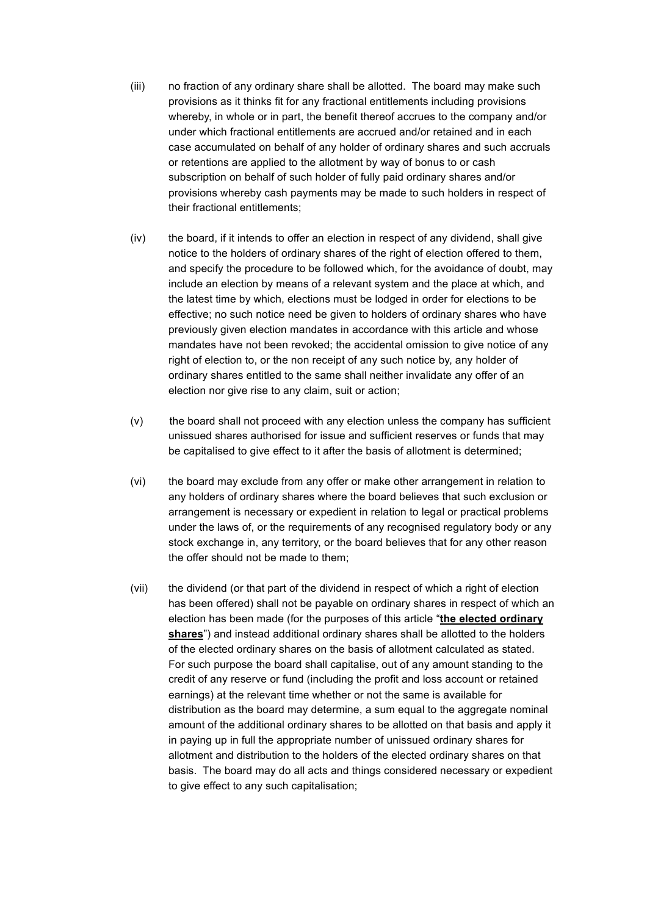(iii) no fraction of any ordinary share shall be allotted. The board may make such provisions as it thinks fit for any fractional entitlements including provisions whereby, in whole or in part, the benefit thereof accrues to the company and/or under which fractional entitlements are accrued and/or retained and in each case accumulated on behalf of any holder of ordinary shares and such accruals or retentions are applied to the allotment by way of bonus to or cash subscription on behalf of such holder of fully paid ordinary shares and/or provisions whereby cash payments may be made to such holders in respect of their fractional entitlements;

(iv) the board, if it intends to offer an election in respect of any dividend, shall give notice to the holders of ordinary shares of the right of election offered to them, and specify the procedure to be followed which, for the avoidance of doubt, may include an election by means of a relevant system and the place at which, and the latest time by which, elections must be lodged in order for elections to be effective; no such notice need be given to holders of ordinary shares who have previously given election mandates in accordance with this article and whose mandates have not been revoked; the accidental omission to give notice of any right of election to, or the non receipt of any such notice by, any holder of ordinary shares entitled to the same shall neither invalidate any offer of an election nor give rise to any claim, suit or action;

(v) the board shall not proceed with any election unless the company has sufficient unissued shares authorised for issue and sufficient reserves or funds that may be capitalised to give effect to it after the basis of allotment is determined;

(vi) the board may exclude from any offer or make other arrangement in relation to any holders of ordinary shares where the board believes that such exclusion or arrangement is necessary or expedient in relation to legal or practical problems under the laws of, or the requirements of any recognised regulatory body or any stock exchange in, any territory, or the board believes that for any other reason the offer should not be made to them;

(vii) the dividend (or that part of the dividend in respect of which a right of election has been offered) shall not be payable on ordinary shares in respect of which an election has been made (for the purposes of this article "**the elected ordinary shares**") and instead additional ordinary shares shall be allotted to the holders of the elected ordinary shares on the basis of allotment calculated as stated. For such purpose the board shall capitalise, out of any amount standing to the credit of any reserve or fund (including the profit and loss account or retained earnings) at the relevant time whether or not the same is available for distribution as the board may determine, a sum equal to the aggregate nominal amount of the additional ordinary shares to be allotted on that basis and apply it in paying up in full the appropriate number of unissued ordinary shares for allotment and distribution to the holders of the elected ordinary shares on that basis. The board may do all acts and things considered necessary or expedient to give effect to any such capitalisation;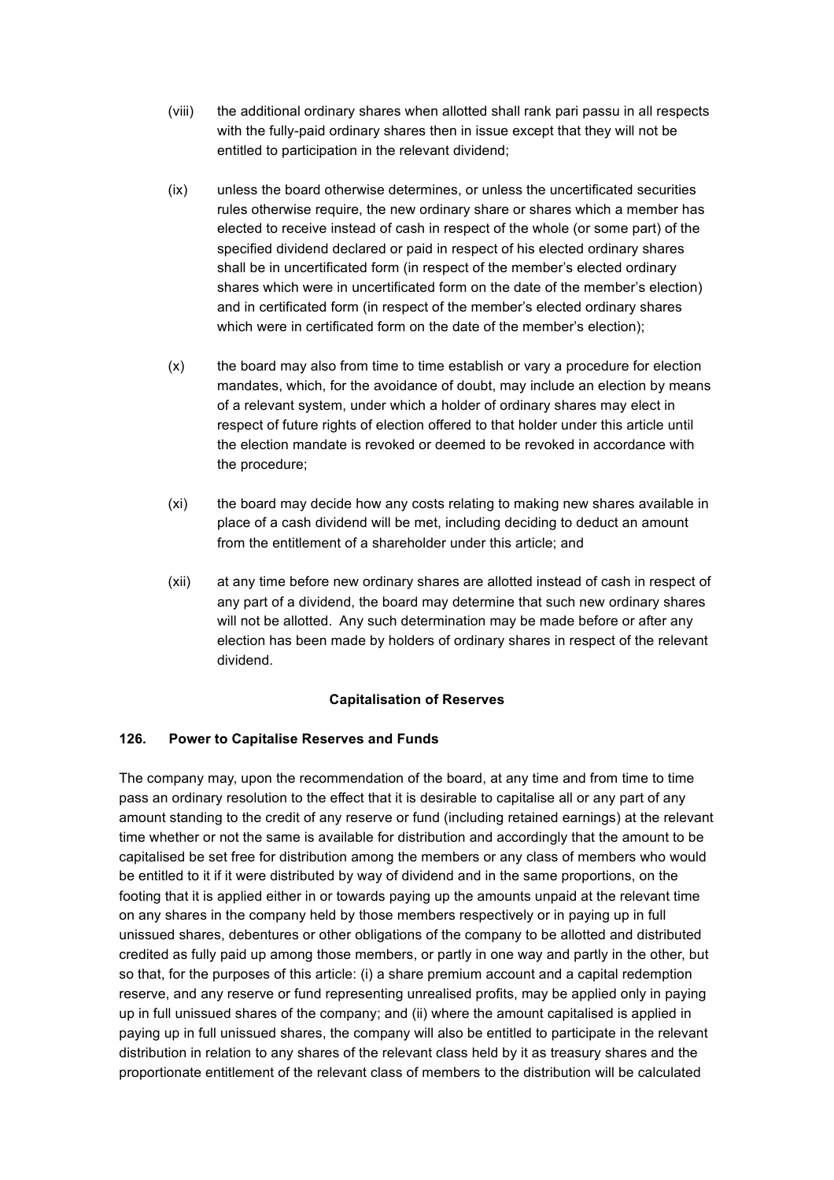(viii) the additional ordinary shares when allotted shall rank pari passu in all respects with the fully-paid ordinary shares then in issue except that they will not be entitled to participation in the relevant dividend;

(ix) unless the board otherwise determines, or unless the uncertificated securities rules otherwise require, the new ordinary share or shares which a member has elected to receive instead of cash in respect of the whole (or some part) of the specified dividend declared or paid in respect of his elected ordinary shares shall be in uncertificated form (in respect of the member's elected ordinary shares which were in uncertificated form on the date of the member's election) and in certificated form (in respect of the member's elected ordinary shares which were in certificated form on the date of the member's election);

(x) the board may also from time to time establish or vary a procedure for election mandates, which, for the avoidance of doubt, may include an election by means of a relevant system, under which a holder of ordinary shares may elect in respect of future rights of election offered to that holder under this article until the election mandate is revoked or deemed to be revoked in accordance with the procedure;

(xi) the board may decide how any costs relating to making new shares available in place of a cash dividend will be met, including deciding to deduct an amount from the entitlement of a shareholder under this article; and

(xii) at any time before new ordinary shares are allotted instead of cash in respect of any part of a dividend, the board may determine that such new ordinary shares will not be allotted. Any such determination may be made before or after any election has been made by holders of ordinary shares in respect of the relevant dividend.

**Capitalisation of Reserves**

**126. Power to Capitalise Reserves and Funds**

The company may, upon the recommendation of the board, at any time and from time to time pass an ordinary resolution to the effect that it is desirable to capitalise all or any part of any amount standing to the credit of any reserve or fund (including retained earnings) at the relevant time whether or not the same is available for distribution and accordingly that the amount to be capitalised be set free for distribution among the members or any class of members who would be entitled to it if it were distributed by way of dividend and in the same proportions, on the footing that it is applied either in or towards paying up the amounts unpaid at the relevant time on any shares in the company held by those members respectively or in paying up in full unissued shares, debentures or other obligations of the company to be allotted and distributed credited as fully paid up among those members, or partly in one way and partly in the other, but so that, for the purposes of this article: (i) a share premium account and a capital redemption reserve, and any reserve or fund representing unrealised profits, may be applied only in paying up in full unissued shares of the company; and (ii) where the amount capitalised is applied in paying up in full unissued shares, the company will also be entitled to participate in the relevant distribution in relation to any shares of the relevant class held by it as treasury shares and the proportionate entitlement of the relevant class of members to the distribution will be calculated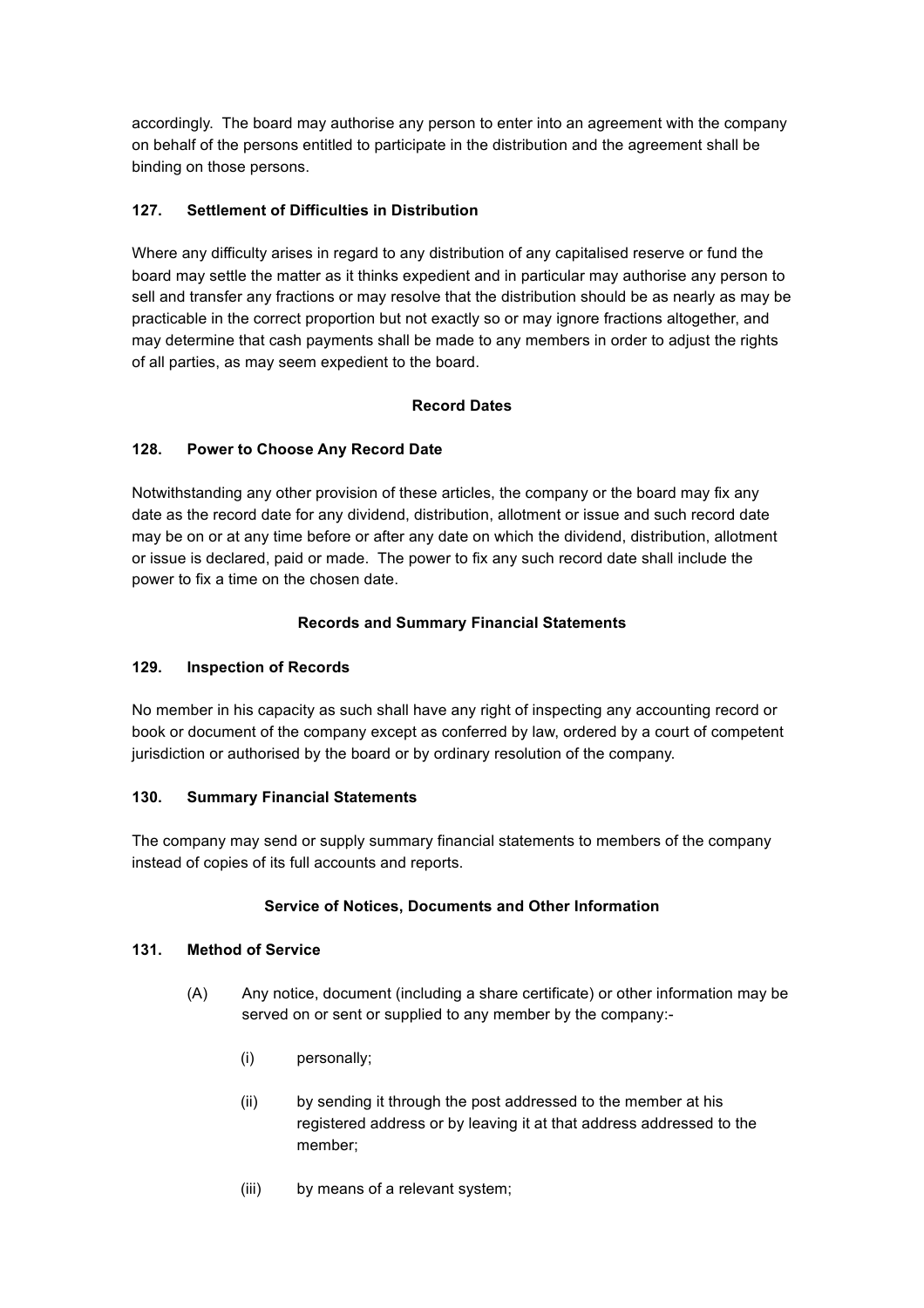accordingly. The board may authorise any person to enter into an agreement with the company on behalf of the persons entitled to participate in the distribution and the agreement shall be binding on those persons.

**127. Settlement of Difficulties in Distribution**

Where any difficulty arises in regard to any distribution of any capitalised reserve or fund the board may settle the matter as it thinks expedient and in particular may authorise any person to sell and transfer any fractions or may resolve that the distribution should be as nearly as may be practicable in the correct proportion but not exactly so or may ignore fractions altogether, and may determine that cash payments shall be made to any members in order to adjust the rights of all parties, as may seem expedient to the board.

**Record Dates**

**128. Power to Choose Any Record Date**

Notwithstanding any other provision of these articles, the company or the board may fix any date as the record date for any dividend, distribution, allotment or issue and such record date may be on or at any time before or after any date on which the dividend, distribution, allotment or issue is declared, paid or made. The power to fix any such record date shall include the power to fix a time on the chosen date.

**Records and Summary Financial Statements**

**129. Inspection of Records**

No member in his capacity as such shall have any right of inspecting any accounting record or book or document of the company except as conferred by law, ordered by a court of competent jurisdiction or authorised by the board or by ordinary resolution of the company.

**130. Summary Financial Statements**

The company may send or supply summary financial statements to members of the company instead of copies of its full accounts and reports.

**Service of Notices, Documents and Other Information**

**131. Method of Service**

(A) Any notice, document (including a share certificate) or other information may be served on or sent or supplied to any member by the company:-

(i) personally;

(ii) by sending it through the post addressed to the member at his registered address or by leaving it at that address addressed to the member;

(iii) by means of a relevant system;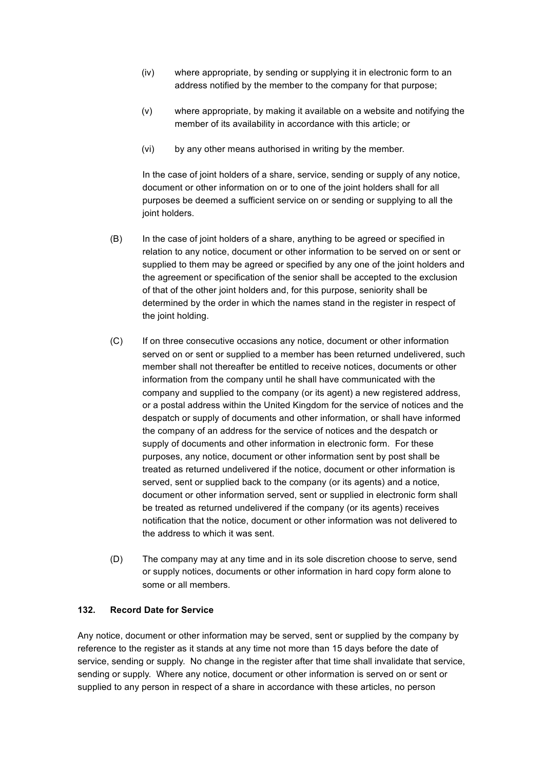(iv) where appropriate, by sending or supplying it in electronic form to an address notified by the member to the company for that purpose;

(v) where appropriate, by making it available on a website and notifying the member of its availability in accordance with this article; or

(vi) by any other means authorised in writing by the member.

In the case of joint holders of a share, service, sending or supply of any notice, document or other information on or to one of the joint holders shall for all purposes be deemed a sufficient service on or sending or supplying to all the joint holders.

(B) In the case of joint holders of a share, anything to be agreed or specified in relation to any notice, document or other information to be served on or sent or supplied to them may be agreed or specified by any one of the joint holders and the agreement or specification of the senior shall be accepted to the exclusion of that of the other joint holders and, for this purpose, seniority shall be determined by the order in which the names stand in the register in respect of the joint holding.

(C) If on three consecutive occasions any notice, document or other information served on or sent or supplied to a member has been returned undelivered, such member shall not thereafter be entitled to receive notices, documents or other information from the company until he shall have communicated with the company and supplied to the company (or its agent) a new registered address, or a postal address within the United Kingdom for the service of notices and the despatch or supply of documents and other information, or shall have informed the company of an address for the service of notices and the despatch or supply of documents and other information in electronic form. For these purposes, any notice, document or other information sent by post shall be treated as returned undelivered if the notice, document or other information is served, sent or supplied back to the company (or its agents) and a notice, document or other information served, sent or supplied in electronic form shall be treated as returned undelivered if the company (or its agents) receives notification that the notice, document or other information was not delivered to the address to which it was sent.

(D) The company may at any time and in its sole discretion choose to serve, send or supply notices, documents or other information in hard copy form alone to some or all members.

### 132. Record Date for Service

Any notice, document or other information may be served, sent or supplied by the company by reference to the register as it stands at any time not more than 15 days before the date of service, sending or supply. No change in the register after that time shall invalidate that service, sending or supply. Where any notice, document or other information is served on or sent or supplied to any person in respect of a share in accordance with these articles, no person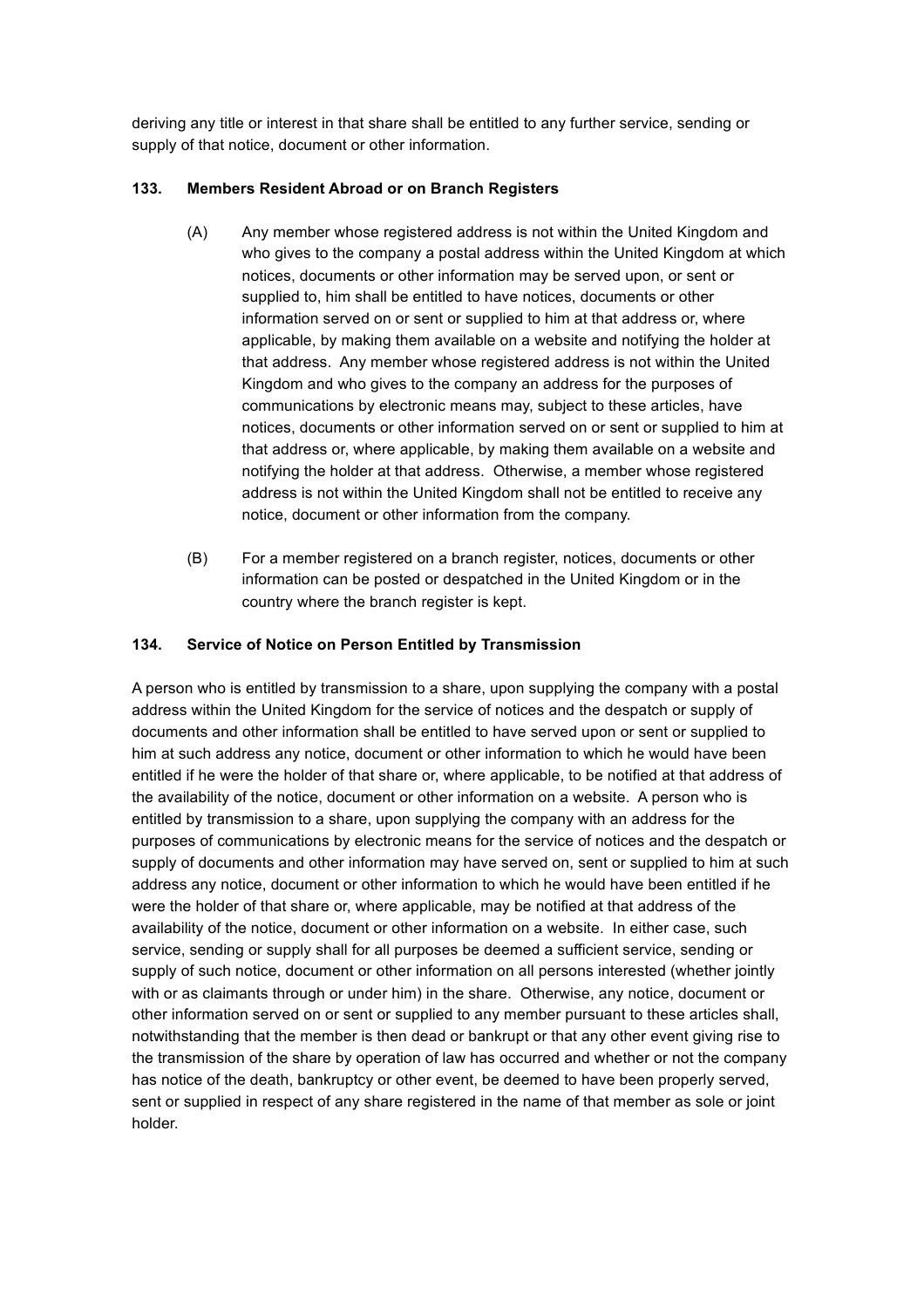deriving any title or interest in that share shall be entitled to any further service, sending or supply of that notice, document or other information.

### 133. Members Resident Abroad or on Branch Registers

(A) Any member whose registered address is not within the United Kingdom and who gives to the company a postal address within the United Kingdom at which notices, documents or other information may be served upon, or sent or supplied to, him shall be entitled to have notices, documents or other information served on or sent or supplied to him at that address or, where applicable, by making them available on a website and notifying the holder at that address. Any member whose registered address is not within the United Kingdom and who gives to the company an address for the purposes of communications by electronic means may, subject to these articles, have notices, documents or other information served on or sent or supplied to him at that address or, where applicable, by making them available on a website and notifying the holder at that address. Otherwise, a member whose registered address is not within the United Kingdom shall not be entitled to receive any notice, document or other information from the company.

(B) For a member registered on a branch register, notices, documents or other information can be posted or despatched in the United Kingdom or in the country where the branch register is kept.

### 134. Service of Notice on Person Entitled by Transmission

A person who is entitled by transmission to a share, upon supplying the company with a postal address within the United Kingdom for the service of notices and the despatch or supply of documents and other information shall be entitled to have served upon or sent or supplied to him at such address any notice, document or other information to which he would have been entitled if he were the holder of that share or, where applicable, to be notified at that address of the availability of the notice, document or other information on a website. A person who is entitled by transmission to a share, upon supplying the company with an address for the purposes of communications by electronic means for the service of notices and the despatch or supply of documents and other information may have served on, sent or supplied to him at such address any notice, document or other information to which he would have been entitled if he were the holder of that share or, where applicable, may be notified at that address of the availability of the notice, document or other information on a website. In either case, such service, sending or supply shall for all purposes be deemed a sufficient service, sending or supply of such notice, document or other information on all persons interested (whether jointly with or as claimants through or under him) in the share. Otherwise, any notice, document or other information served on or sent or supplied to any member pursuant to these articles shall, notwithstanding that the member is then dead or bankrupt or that any other event giving rise to the transmission of the share by operation of law has occurred and whether or not the company has notice of the death, bankruptcy or other event, be deemed to have been properly served, sent or supplied in respect of any share registered in the name of that member as sole or joint holder.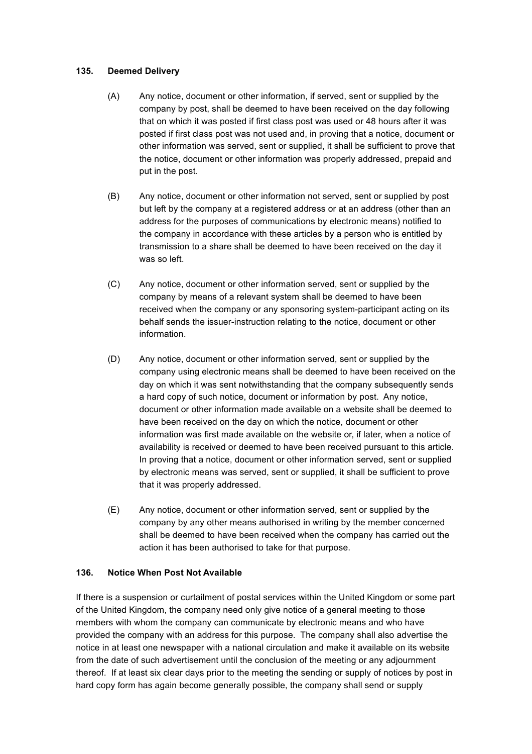### 135. Deemed Delivery

(A) Any notice, document or other information, if served, sent or supplied by the company by post, shall be deemed to have been received on the day following that on which it was posted if first class post was used or 48 hours after it was posted if first class post was not used and, in proving that a notice, document or other information was served, sent or supplied, it shall be sufficient to prove that the notice, document or other information was properly addressed, prepaid and put in the post.

(B) Any notice, document or other information not served, sent or supplied by post but left by the company at a registered address or at an address (other than an address for the purposes of communications by electronic means) notified to the company in accordance with these articles by a person who is entitled by transmission to a share shall be deemed to have been received on the day it was so left.

(C) Any notice, document or other information served, sent or supplied by the company by means of a relevant system shall be deemed to have been received when the company or any sponsoring system-participant acting on its behalf sends the issuer-instruction relating to the notice, document or other information.

(D) Any notice, document or other information served, sent or supplied by the company using electronic means shall be deemed to have been received on the day on which it was sent notwithstanding that the company subsequently sends a hard copy of such notice, document or information by post. Any notice, document or other information made available on a website shall be deemed to have been received on the day on which the notice, document or other information was first made available on the website or, if later, when a notice of availability is received or deemed to have been received pursuant to this article. In proving that a notice, document or other information served, sent or supplied by electronic means was served, sent or supplied, it shall be sufficient to prove that it was properly addressed.

(E) Any notice, document or other information served, sent or supplied by the company by any other means authorised in writing by the member concerned shall be deemed to have been received when the company has carried out the action it has been authorised to take for that purpose.

### 136. Notice When Post Not Available

If there is a suspension or curtailment of postal services within the United Kingdom or some part of the United Kingdom, the company need only give notice of a general meeting to those members with whom the company can communicate by electronic means and who have provided the company with an address for this purpose. The company shall also advertise the notice in at least one newspaper with a national circulation and make it available on its website from the date of such advertisement until the conclusion of the meeting or any adjournment thereof. If at least six clear days prior to the meeting the sending or supply of notices by post in hard copy form has again become generally possible, the company shall send or supply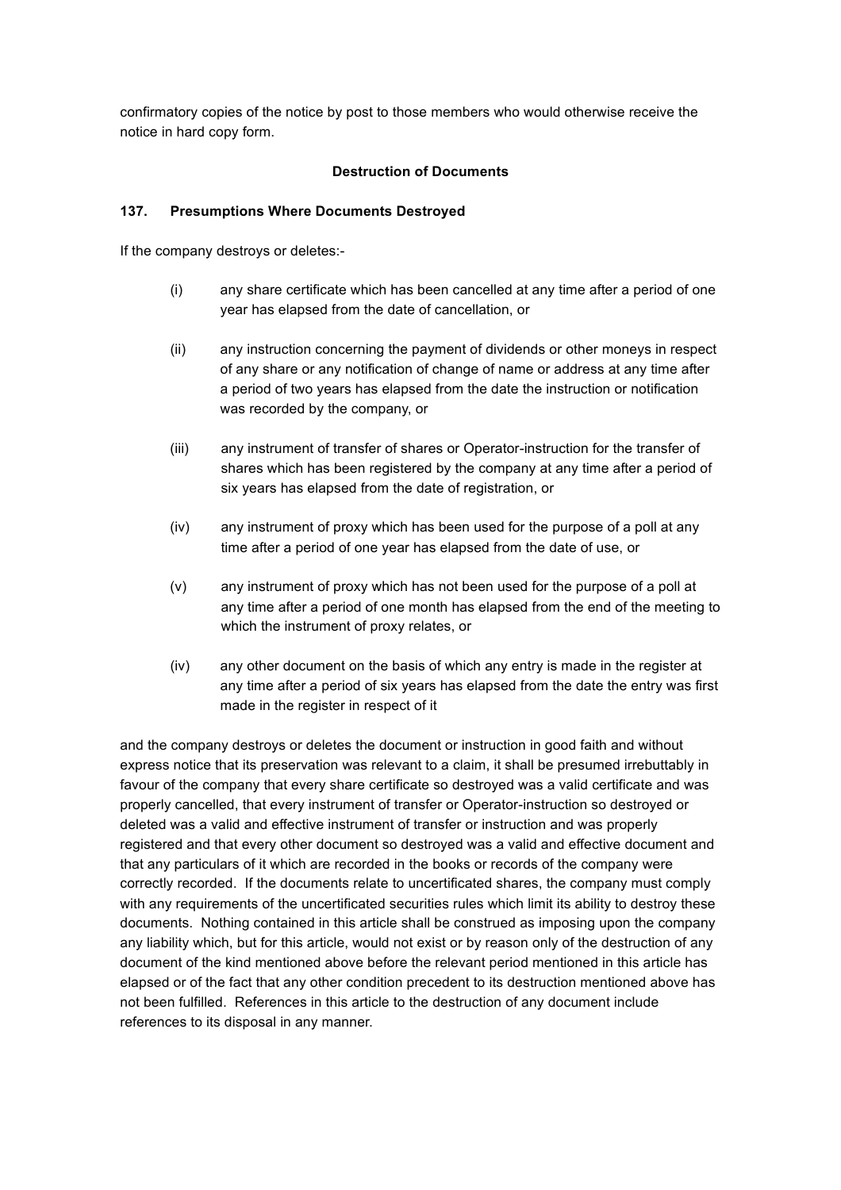confirmatory copies of the notice by post to those members who would otherwise receive the notice in hard copy form.

**Destruction of Documents**

**137. Presumptions Where Documents Destroyed**

If the company destroys or deletes:-

(i) any share certificate which has been cancelled at any time after a period of one year has elapsed from the date of cancellation, or

(ii) any instruction concerning the payment of dividends or other moneys in respect of any share or any notification of change of name or address at any time after a period of two years has elapsed from the date the instruction or notification was recorded by the company, or

(iii) any instrument of transfer of shares or Operator-instruction for the transfer of shares which has been registered by the company at any time after a period of six years has elapsed from the date of registration, or

(iv) any instrument of proxy which has been used for the purpose of a poll at any time after a period of one year has elapsed from the date of use, or

(v) any instrument of proxy which has not been used for the purpose of a poll at any time after a period of one month has elapsed from the end of the meeting to which the instrument of proxy relates, or

(iv) any other document on the basis of which any entry is made in the register at any time after a period of six years has elapsed from the date the entry was first made in the register in respect of it

and the company destroys or deletes the document or instruction in good faith and without express notice that its preservation was relevant to a claim, it shall be presumed irrebuttably in favour of the company that every share certificate so destroyed was a valid certificate and was properly cancelled, that every instrument of transfer or Operator-instruction so destroyed or deleted was a valid and effective instrument of transfer or instruction and was properly registered and that every other document so destroyed was a valid and effective document and that any particulars of it which are recorded in the books or records of the company were correctly recorded. If the documents relate to uncertificated shares, the company must comply with any requirements of the uncertificated securities rules which limit its ability to destroy these documents. Nothing contained in this article shall be construed as imposing upon the company any liability which, but for this article, would not exist or by reason only of the destruction of any document of the kind mentioned above before the relevant period mentioned in this article has elapsed or of the fact that any other condition precedent to its destruction mentioned above has not been fulfilled. References in this article to the destruction of any document include references to its disposal in any manner.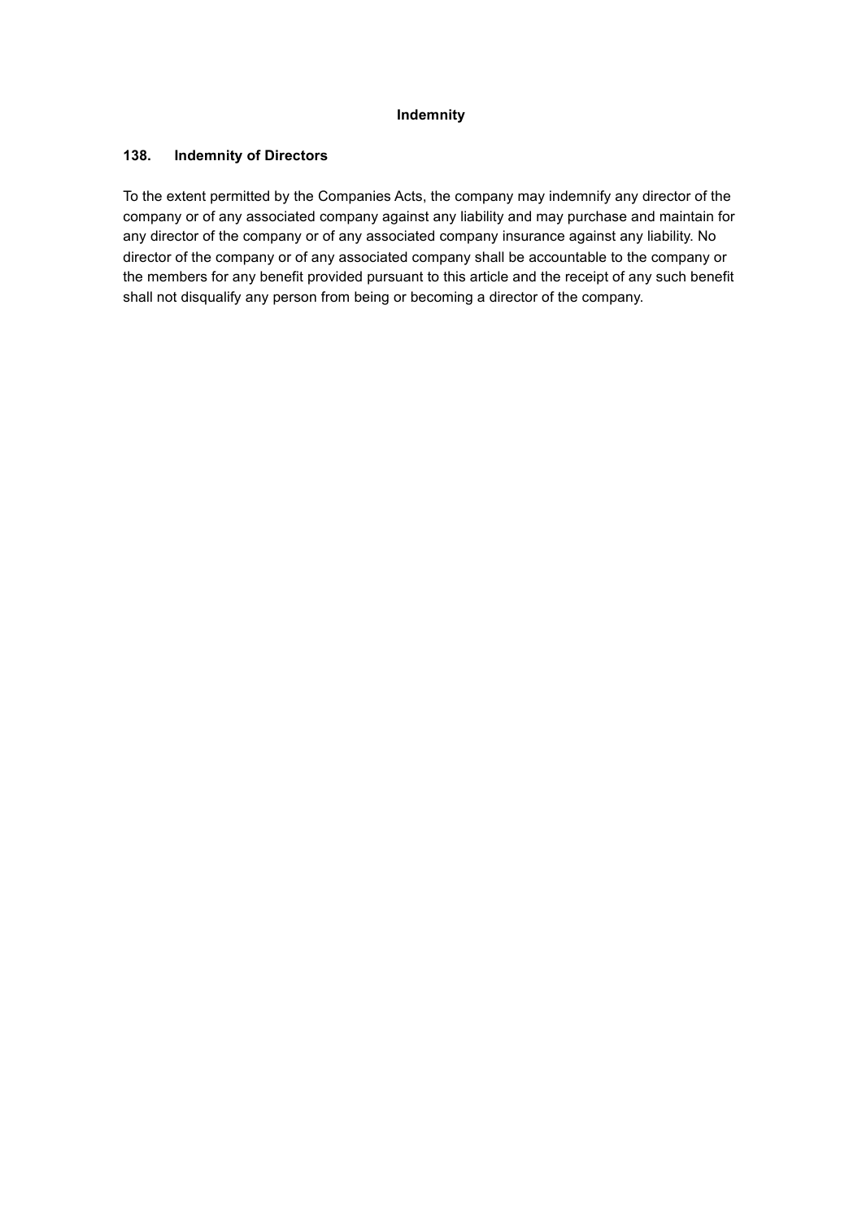## Indemnity

### 138. Indemnity of Directors

To the extent permitted by the Companies Acts, the company may indemnify any director of the company or of any associated company against any liability and may purchase and maintain for any director of the company or of any associated company insurance against any liability. No director of the company or of any associated company shall be accountable to the company or the members for any benefit provided pursuant to this article and the receipt of any such benefit shall not disqualify any person from being or becoming a director of the company.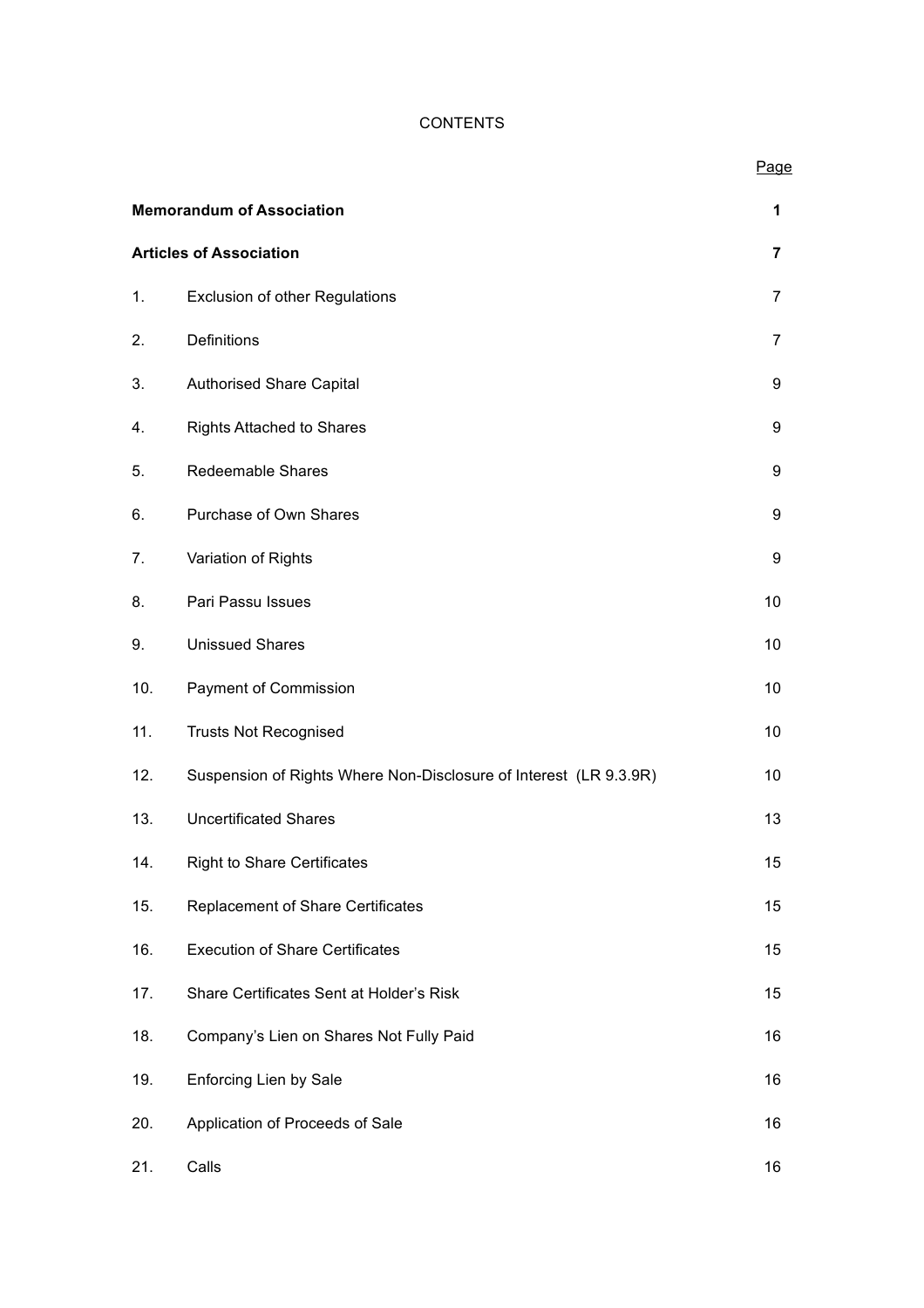CONTENTS

| | | Page |
|---|---|---|
| **Memorandum of Association** | | **1** |
| **Articles of Association** | | **7** |
| 1. | Exclusion of other Regulations | 7 |
| 2. | Definitions | 7 |
| 3. | Authorised Share Capital | 9 |
| 4. | Rights Attached to Shares | 9 |
| 5. | Redeemable Shares | 9 |
| 6. | Purchase of Own Shares | 9 |
| 7. | Variation of Rights | 9 |
| 8. | Pari Passu Issues | 10 |
| 9. | Unissued Shares | 10 |
| 10. | Payment of Commission | 10 |
| 11. | Trusts Not Recognised | 10 |
| 12. | Suspension of Rights Where Non-Disclosure of Interest (LR 9.3.9R) | 10 |
| 13. | Uncertificated Shares | 13 |
| 14. | Right to Share Certificates | 15 |
| 15. | Replacement of Share Certificates | 15 |
| 16. | Execution of Share Certificates | 15 |
| 17. | Share Certificates Sent at Holder's Risk | 15 |
| 18. | Company's Lien on Shares Not Fully Paid | 16 |
| 19. | Enforcing Lien by Sale | 16 |
| 20. | Application of Proceeds of Sale | 16 |
| 21. | Calls | 16 |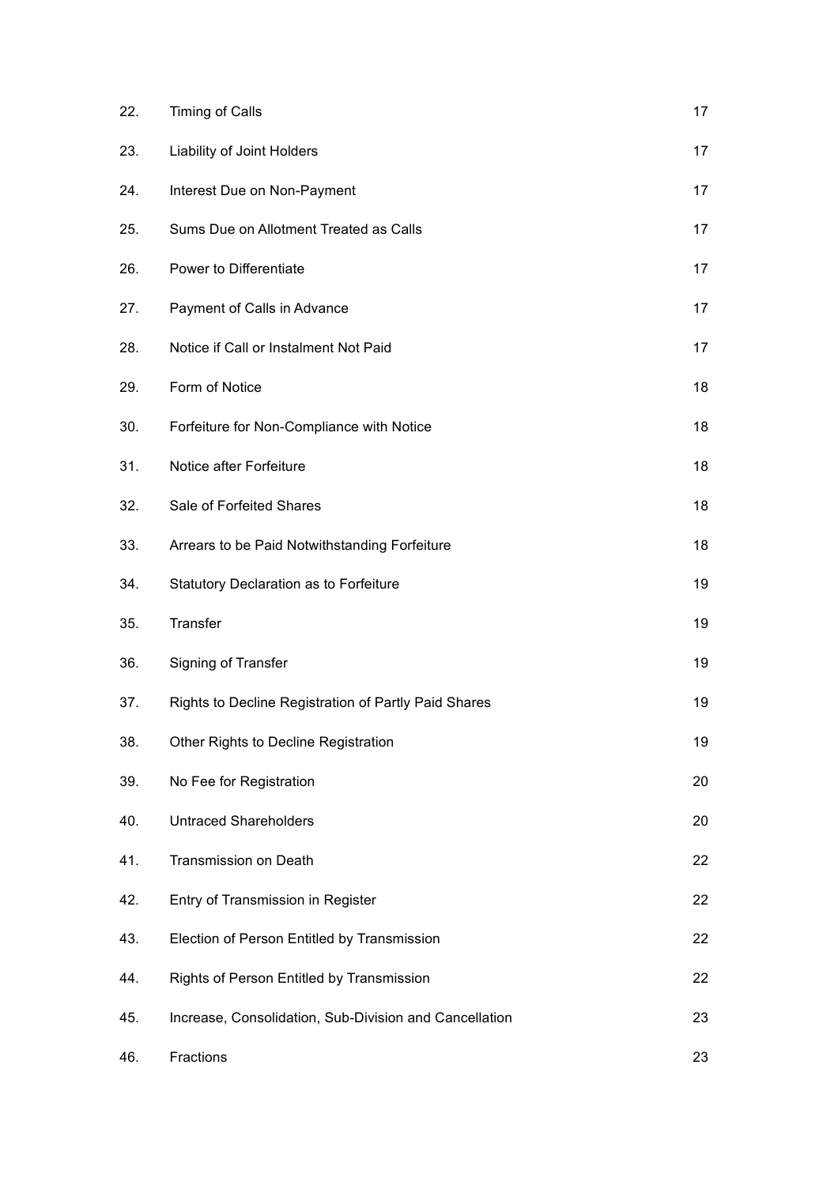| | | |
|---|---|---|
| 22. | Timing of Calls | 17 |
| 23. | Liability of Joint Holders | 17 |
| 24. | Interest Due on Non-Payment | 17 |
| 25. | Sums Due on Allotment Treated as Calls | 17 |
| 26. | Power to Differentiate | 17 |
| 27. | Payment of Calls in Advance | 17 |
| 28. | Notice if Call or Instalment Not Paid | 17 |
| 29. | Form of Notice | 18 |
| 30. | Forfeiture for Non-Compliance with Notice | 18 |
| 31. | Notice after Forfeiture | 18 |
| 32. | Sale of Forfeited Shares | 18 |
| 33. | Arrears to be Paid Notwithstanding Forfeiture | 18 |
| 34. | Statutory Declaration as to Forfeiture | 19 |
| 35. | Transfer | 19 |
| 36. | Signing of Transfer | 19 |
| 37. | Rights to Decline Registration of Partly Paid Shares | 19 |
| 38. | Other Rights to Decline Registration | 19 |
| 39. | No Fee for Registration | 20 |
| 40. | Untraced Shareholders | 20 |
| 41. | Transmission on Death | 22 |
| 42. | Entry of Transmission in Register | 22 |
| 43. | Election of Person Entitled by Transmission | 22 |
| 44. | Rights of Person Entitled by Transmission | 22 |
| 45. | Increase, Consolidation, Sub-Division and Cancellation | 23 |
| 46. | Fractions | 23 |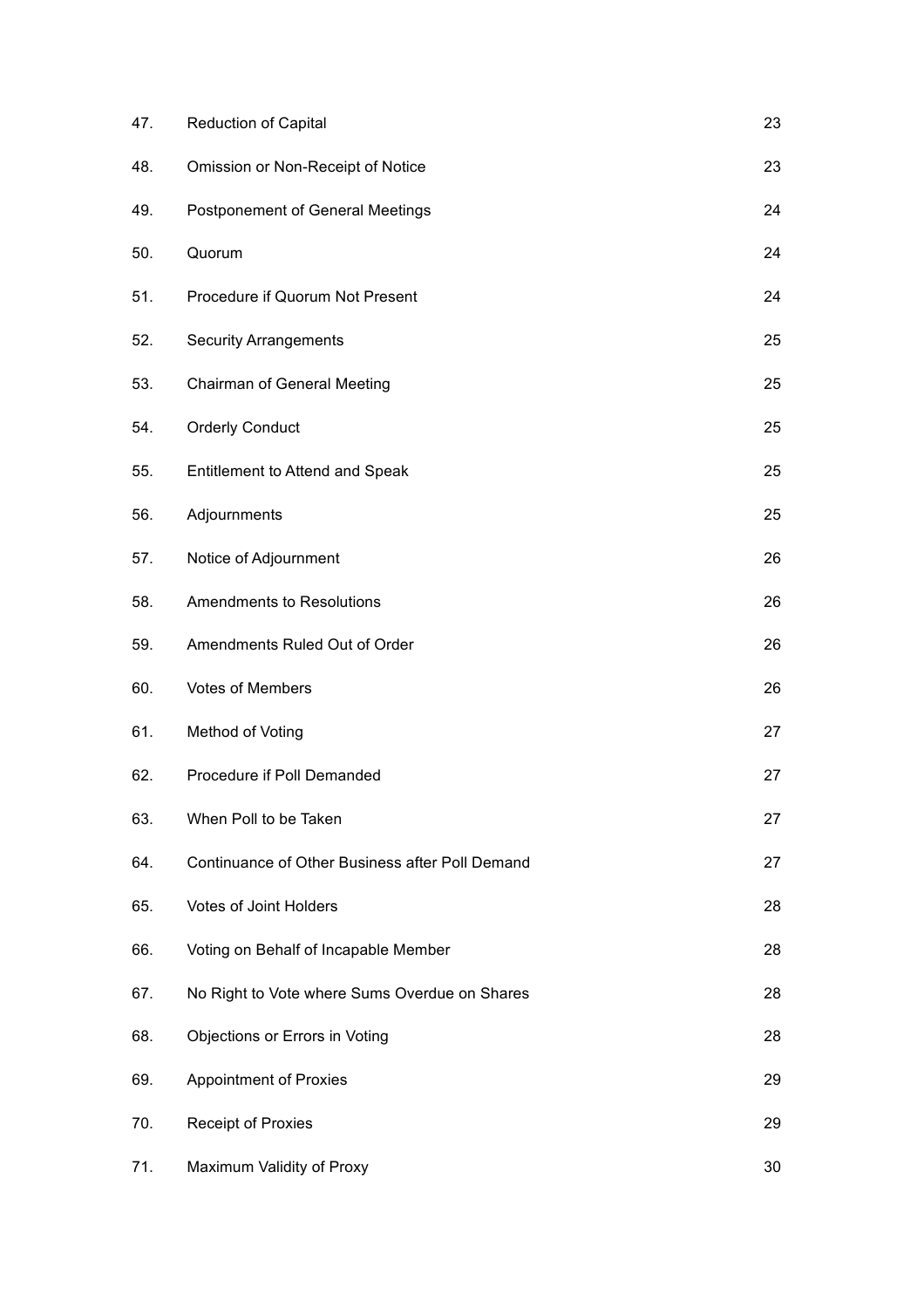| | | |
|---|---|---|
| 47. | Reduction of Capital | 23 |
| 48. | Omission or Non-Receipt of Notice | 23 |
| 49. | Postponement of General Meetings | 24 |
| 50. | Quorum | 24 |
| 51. | Procedure if Quorum Not Present | 24 |
| 52. | Security Arrangements | 25 |
| 53. | Chairman of General Meeting | 25 |
| 54. | Orderly Conduct | 25 |
| 55. | Entitlement to Attend and Speak | 25 |
| 56. | Adjournments | 25 |
| 57. | Notice of Adjournment | 26 |
| 58. | Amendments to Resolutions | 26 |
| 59. | Amendments Ruled Out of Order | 26 |
| 60. | Votes of Members | 26 |
| 61. | Method of Voting | 27 |
| 62. | Procedure if Poll Demanded | 27 |
| 63. | When Poll to be Taken | 27 |
| 64. | Continuance of Other Business after Poll Demand | 27 |
| 65. | Votes of Joint Holders | 28 |
| 66. | Voting on Behalf of Incapable Member | 28 |
| 67. | No Right to Vote where Sums Overdue on Shares | 28 |
| 68. | Objections or Errors in Voting | 28 |
| 69. | Appointment of Proxies | 29 |
| 70. | Receipt of Proxies | 29 |
| 71. | Maximum Validity of Proxy | 30 |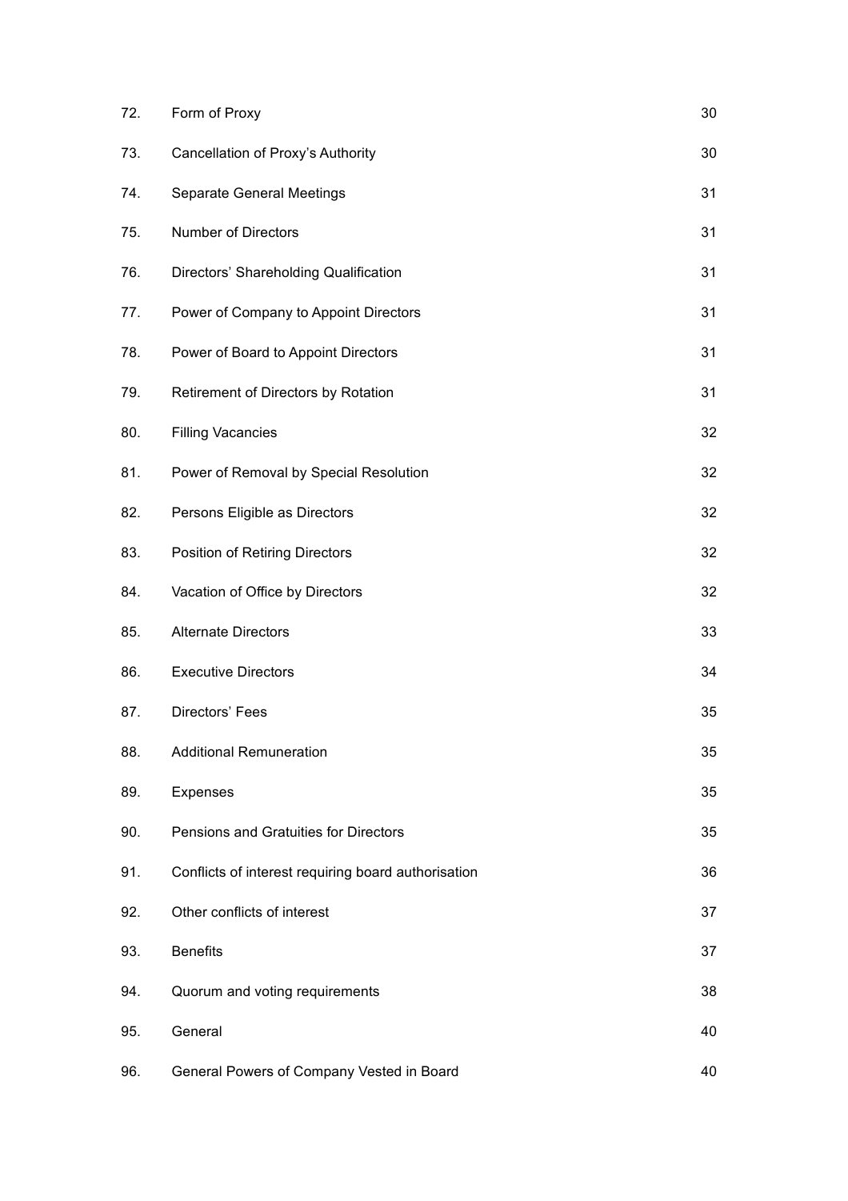| | | |
|---|---|---|
| 72. | Form of Proxy | 30 |
| 73. | Cancellation of Proxy's Authority | 30 |
| 74. | Separate General Meetings | 31 |
| 75. | Number of Directors | 31 |
| 76. | Directors' Shareholding Qualification | 31 |
| 77. | Power of Company to Appoint Directors | 31 |
| 78. | Power of Board to Appoint Directors | 31 |
| 79. | Retirement of Directors by Rotation | 31 |
| 80. | Filling Vacancies | 32 |
| 81. | Power of Removal by Special Resolution | 32 |
| 82. | Persons Eligible as Directors | 32 |
| 83. | Position of Retiring Directors | 32 |
| 84. | Vacation of Office by Directors | 32 |
| 85. | Alternate Directors | 33 |
| 86. | Executive Directors | 34 |
| 87. | Directors' Fees | 35 |
| 88. | Additional Remuneration | 35 |
| 89. | Expenses | 35 |
| 90. | Pensions and Gratuities for Directors | 35 |
| 91. | Conflicts of interest requiring board authorisation | 36 |
| 92. | Other conflicts of interest | 37 |
| 93. | Benefits | 37 |
| 94. | Quorum and voting requirements | 38 |
| 95. | General | 40 |
| 96. | General Powers of Company Vested in Board | 40 |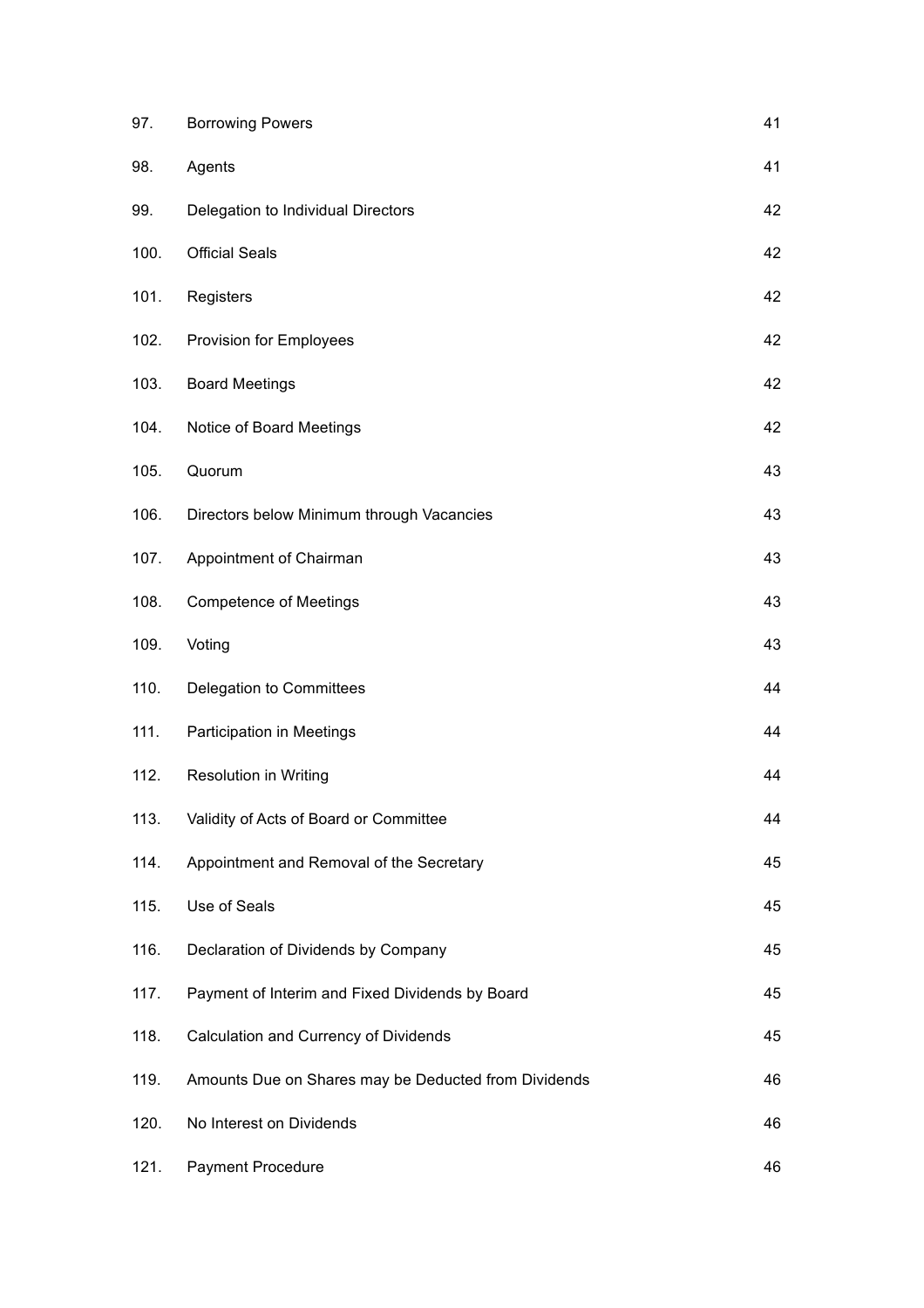| | | |
|---|---|---|
| 97. | Borrowing Powers | 41 |
| 98. | Agents | 41 |
| 99. | Delegation to Individual Directors | 42 |
| 100. | Official Seals | 42 |
| 101. | Registers | 42 |
| 102. | Provision for Employees | 42 |
| 103. | Board Meetings | 42 |
| 104. | Notice of Board Meetings | 42 |
| 105. | Quorum | 43 |
| 106. | Directors below Minimum through Vacancies | 43 |
| 107. | Appointment of Chairman | 43 |
| 108. | Competence of Meetings | 43 |
| 109. | Voting | 43 |
| 110. | Delegation to Committees | 44 |
| 111. | Participation in Meetings | 44 |
| 112. | Resolution in Writing | 44 |
| 113. | Validity of Acts of Board or Committee | 44 |
| 114. | Appointment and Removal of the Secretary | 45 |
| 115. | Use of Seals | 45 |
| 116. | Declaration of Dividends by Company | 45 |
| 117. | Payment of Interim and Fixed Dividends by Board | 45 |
| 118. | Calculation and Currency of Dividends | 45 |
| 119. | Amounts Due on Shares may be Deducted from Dividends | 46 |
| 120. | No Interest on Dividends | 46 |
| 121. | Payment Procedure | 46 |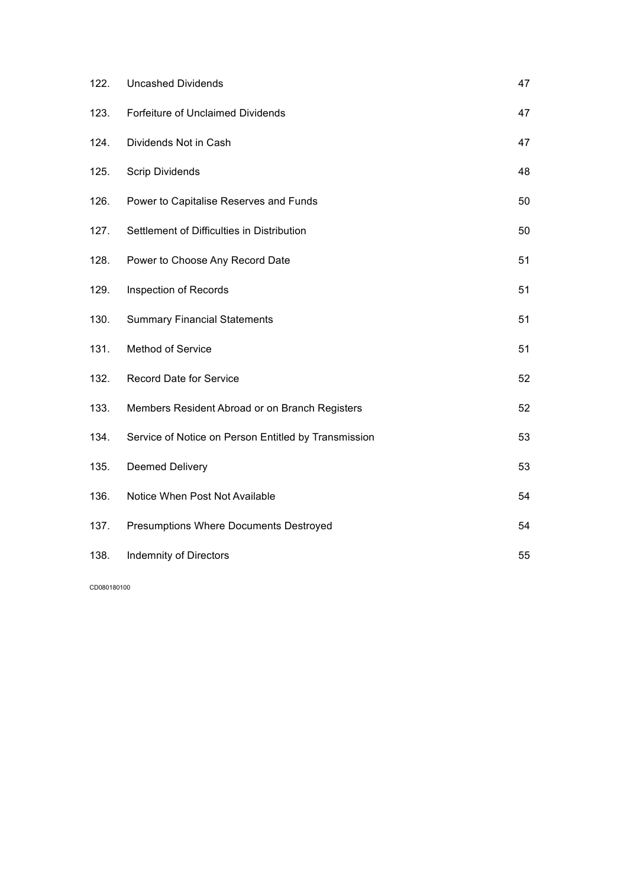| | | |
|---|---|---|
| 122. | Uncashed Dividends | 47 |
| 123. | Forfeiture of Unclaimed Dividends | 47 |
| 124. | Dividends Not in Cash | 47 |
| 125. | Scrip Dividends | 48 |
| 126. | Power to Capitalise Reserves and Funds | 50 |
| 127. | Settlement of Difficulties in Distribution | 50 |
| 128. | Power to Choose Any Record Date | 51 |
| 129. | Inspection of Records | 51 |
| 130. | Summary Financial Statements | 51 |
| 131. | Method of Service | 51 |
| 132. | Record Date for Service | 52 |
| 133. | Members Resident Abroad or on Branch Registers | 52 |
| 134. | Service of Notice on Person Entitled by Transmission | 53 |
| 135. | Deemed Delivery | 53 |
| 136. | Notice When Post Not Available | 54 |
| 137. | Presumptions Where Documents Destroyed | 54 |
| 138. | Indemnity of Directors | 55 |

CD080180100